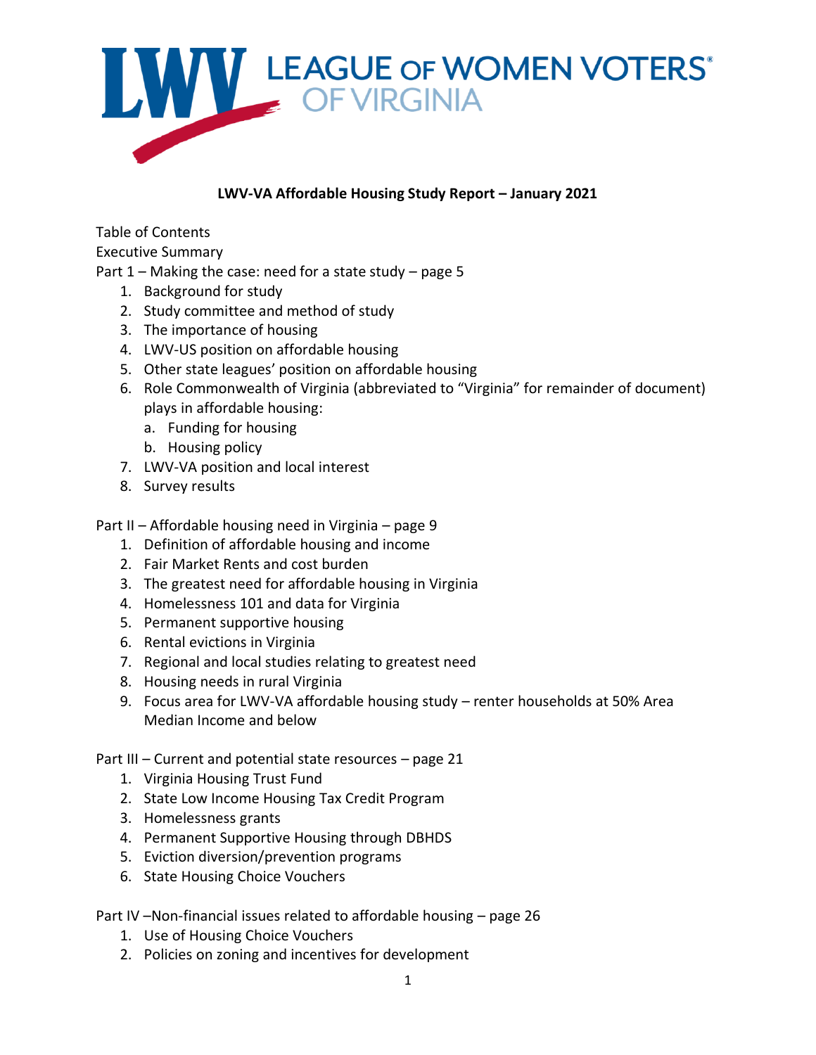LEAGUE OF WOMEN VOTERS® OF VIRGINIA

**LWV-VA Affordable Housing Study Report – January 2021**

Table of Contents

Executive Summary

Part 1 – Making the case: need for a state study – page 5

1. Background for study
2. Study committee and method of study
3. The importance of housing
4. LWV-US position on affordable housing
5. Other state leagues' position on affordable housing
6. Role Commonwealth of Virginia (abbreviated to "Virginia" for remainder of document) plays in affordable housing:
   a. Funding for housing
   b. Housing policy
7. LWV-VA position and local interest
8. Survey results

Part II – Affordable housing need in Virginia – page 9

1. Definition of affordable housing and income
2. Fair Market Rents and cost burden
3. The greatest need for affordable housing in Virginia
4. Homelessness 101 and data for Virginia
5. Permanent supportive housing
6. Rental evictions in Virginia
7. Regional and local studies relating to greatest need
8. Housing needs in rural Virginia
9. Focus area for LWV-VA affordable housing study – renter households at 50% Area Median Income and below

Part III – Current and potential state resources – page 21

1. Virginia Housing Trust Fund
2. State Low Income Housing Tax Credit Program
3. Homelessness grants
4. Permanent Supportive Housing through DBHDS
5. Eviction diversion/prevention programs
6. State Housing Choice Vouchers

Part IV –Non-financial issues related to affordable housing – page 26

1. Use of Housing Choice Vouchers
2. Policies on zoning and incentives for development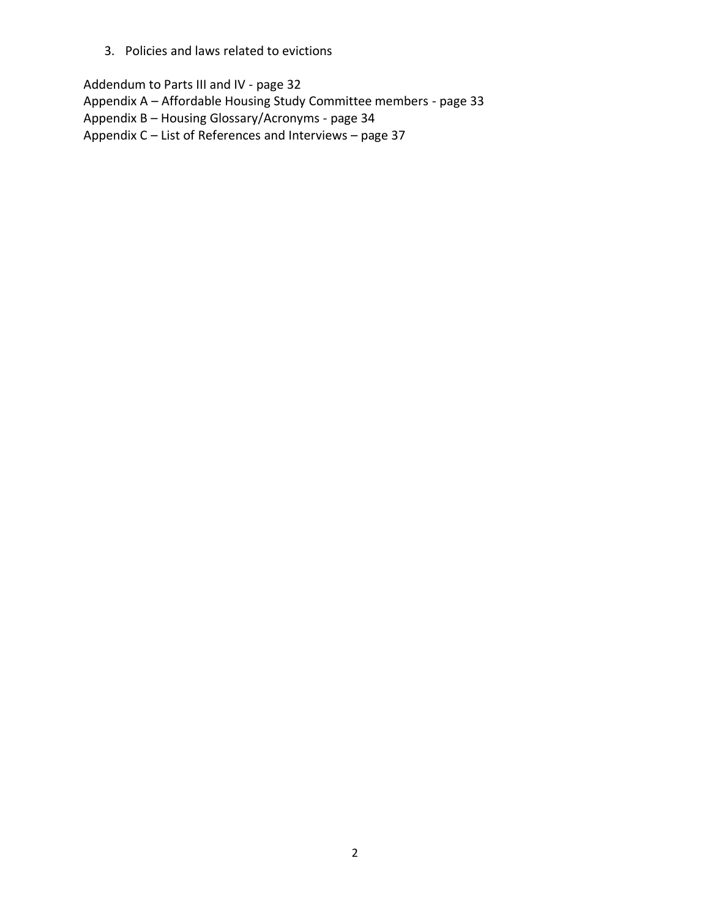3. Policies and laws related to evictions

Addendum to Parts III and IV - page 32
Appendix A – Affordable Housing Study Committee members - page 33
Appendix B – Housing Glossary/Acronyms - page 34
Appendix C – List of References and Interviews – page 37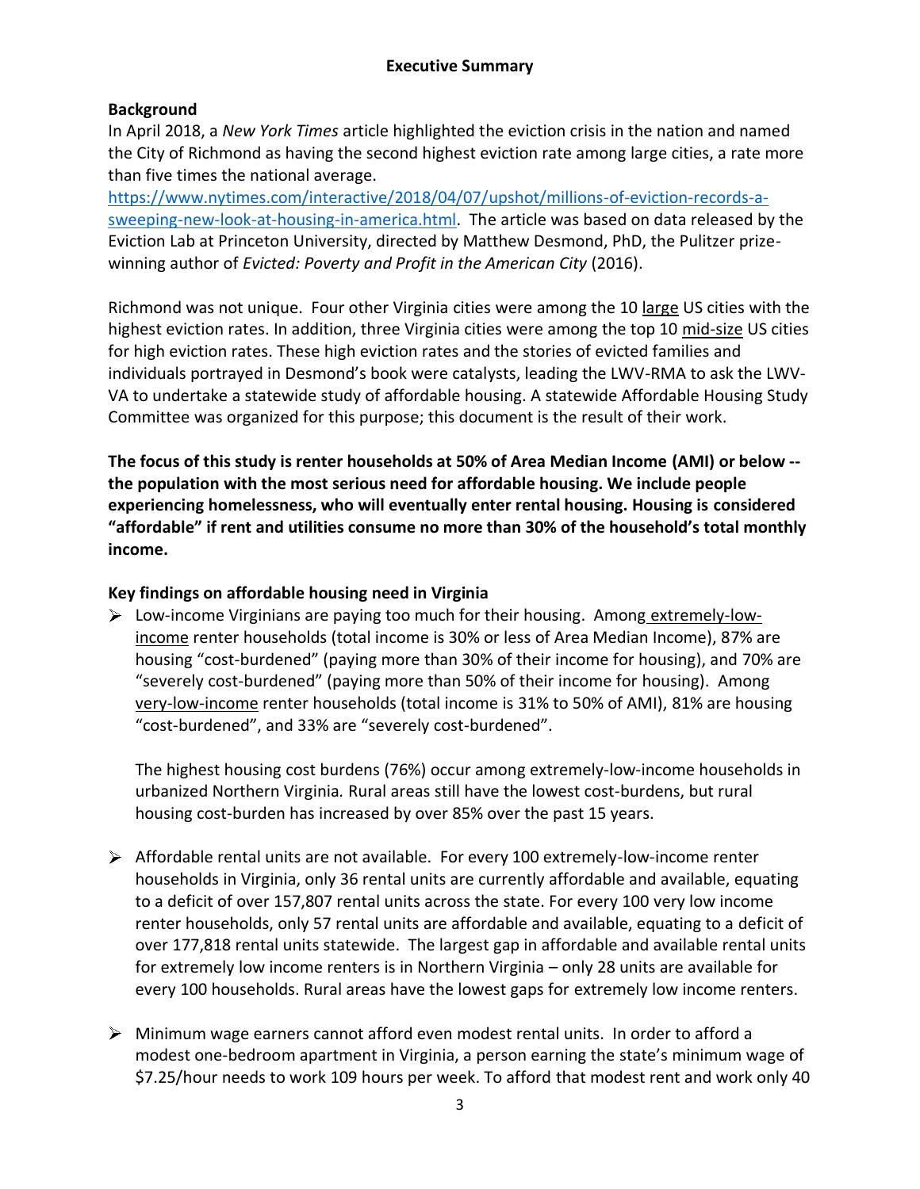## Executive Summary

### Background

In April 2018, a *New York Times* article highlighted the eviction crisis in the nation and named the City of Richmond as having the second highest eviction rate among large cities, a rate more than five times the national average. [https://www.nytimes.com/interactive/2018/04/07/upshot/millions-of-eviction-records-a-sweeping-new-look-at-housing-in-america.html](https://www.nytimes.com/interactive/2018/04/07/upshot/millions-of-eviction-records-a-sweeping-new-look-at-housing-in-america.html). The article was based on data released by the Eviction Lab at Princeton University, directed by Matthew Desmond, PhD, the Pulitzer prize-winning author of *Evicted: Poverty and Profit in the American City* (2016).

Richmond was not unique. Four other Virginia cities were among the 10 large US cities with the highest eviction rates. In addition, three Virginia cities were among the top 10 mid-size US cities for high eviction rates. These high eviction rates and the stories of evicted families and individuals portrayed in Desmond's book were catalysts, leading the LWV-RMA to ask the LWV-VA to undertake a statewide study of affordable housing. A statewide Affordable Housing Study Committee was organized for this purpose; this document is the result of their work.

**The focus of this study is renter households at 50% of Area Median Income (AMI) or below -- the population with the most serious need for affordable housing. We include people experiencing homelessness, who will eventually enter rental housing. Housing is considered "affordable" if rent and utilities consume no more than 30% of the household's total monthly income.**

### Key findings on affordable housing need in Virginia

- Low-income Virginians are paying too much for their housing. Among extremely-low-income renter households (total income is 30% or less of Area Median Income), 87% are housing "cost-burdened" (paying more than 30% of their income for housing), and 70% are "severely cost-burdened" (paying more than 50% of their income for housing). Among very-low-income renter households (total income is 31% to 50% of AMI), 81% are housing "cost-burdened", and 33% are "severely cost-burdened".

  The highest housing cost burdens (76%) occur among extremely-low-income households in urbanized Northern Virginia. Rural areas still have the lowest cost-burdens, but rural housing cost-burden has increased by over 85% over the past 15 years.

- Affordable rental units are not available. For every 100 extremely-low-income renter households in Virginia, only 36 rental units are currently affordable and available, equating to a deficit of over 157,807 rental units across the state. For every 100 very low income renter households, only 57 rental units are affordable and available, equating to a deficit of over 177,818 rental units statewide. The largest gap in affordable and available rental units for extremely low income renters is in Northern Virginia – only 28 units are available for every 100 households. Rural areas have the lowest gaps for extremely low income renters.

- Minimum wage earners cannot afford even modest rental units. In order to afford a modest one-bedroom apartment in Virginia, a person earning the state's minimum wage of $7.25/hour needs to work 109 hours per week. To afford that modest rent and work only 40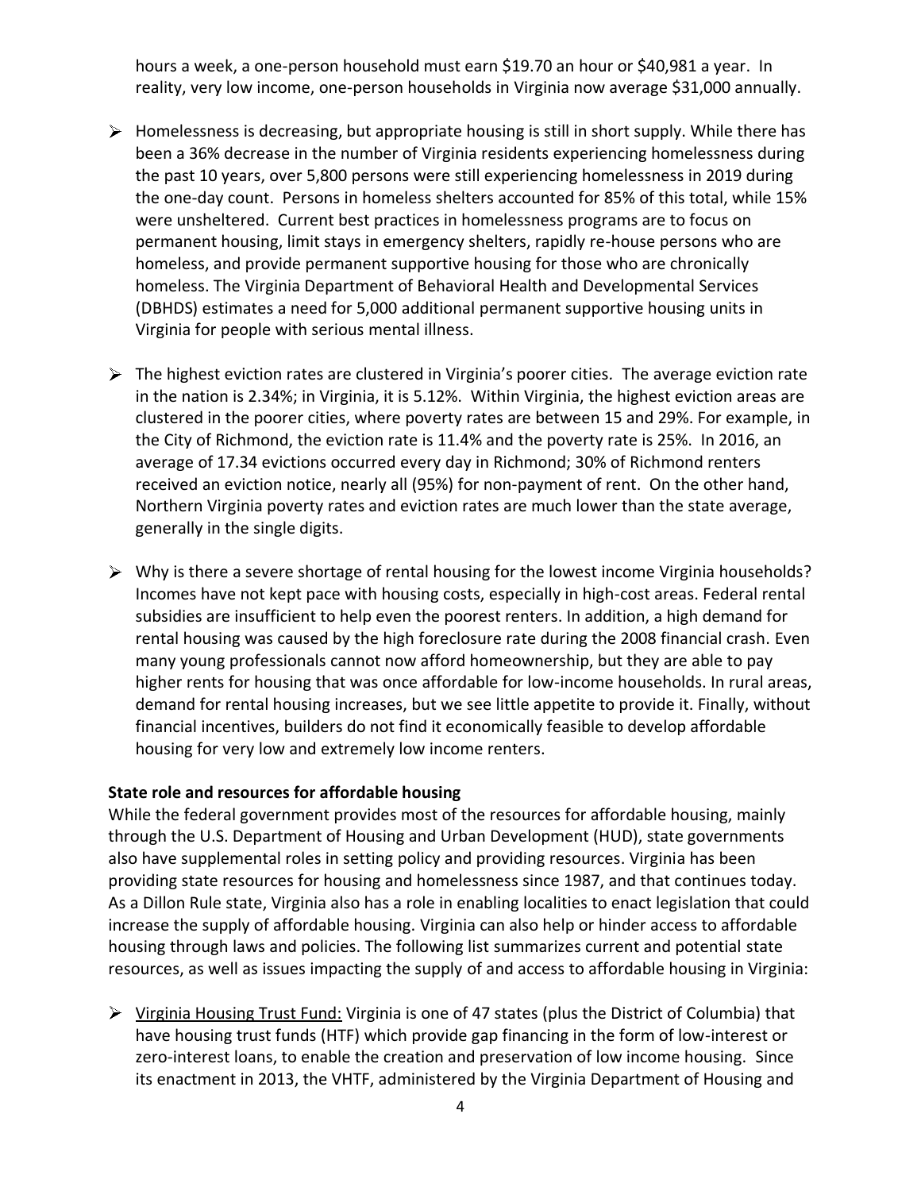hours a week, a one-person household must earn $19.70 an hour or $40,981 a year. In reality, very low income, one-person households in Virginia now average $31,000 annually.

- Homelessness is decreasing, but appropriate housing is still in short supply. While there has been a 36% decrease in the number of Virginia residents experiencing homelessness during the past 10 years, over 5,800 persons were still experiencing homelessness in 2019 during the one-day count. Persons in homeless shelters accounted for 85% of this total, while 15% were unsheltered. Current best practices in homelessness programs are to focus on permanent housing, limit stays in emergency shelters, rapidly re-house persons who are homeless, and provide permanent supportive housing for those who are chronically homeless. The Virginia Department of Behavioral Health and Developmental Services (DBHDS) estimates a need for 5,000 additional permanent supportive housing units in Virginia for people with serious mental illness.

- The highest eviction rates are clustered in Virginia's poorer cities. The average eviction rate in the nation is 2.34%; in Virginia, it is 5.12%. Within Virginia, the highest eviction areas are clustered in the poorer cities, where poverty rates are between 15 and 29%. For example, in the City of Richmond, the eviction rate is 11.4% and the poverty rate is 25%. In 2016, an average of 17.34 evictions occurred every day in Richmond; 30% of Richmond renters received an eviction notice, nearly all (95%) for non-payment of rent. On the other hand, Northern Virginia poverty rates and eviction rates are much lower than the state average, generally in the single digits.

- Why is there a severe shortage of rental housing for the lowest income Virginia households? Incomes have not kept pace with housing costs, especially in high-cost areas. Federal rental subsidies are insufficient to help even the poorest renters. In addition, a high demand for rental housing was caused by the high foreclosure rate during the 2008 financial crash. Even many young professionals cannot now afford homeownership, but they are able to pay higher rents for housing that was once affordable for low-income households. In rural areas, demand for rental housing increases, but we see little appetite to provide it. Finally, without financial incentives, builders do not find it economically feasible to develop affordable housing for very low and extremely low income renters.

**State role and resources for affordable housing**

While the federal government provides most of the resources for affordable housing, mainly through the U.S. Department of Housing and Urban Development (HUD), state governments also have supplemental roles in setting policy and providing resources. Virginia has been providing state resources for housing and homelessness since 1987, and that continues today. As a Dillon Rule state, Virginia also has a role in enabling localities to enact legislation that could increase the supply of affordable housing. Virginia can also help or hinder access to affordable housing through laws and policies. The following list summarizes current and potential state resources, as well as issues impacting the supply of and access to affordable housing in Virginia:

- <u>Virginia Housing Trust Fund:</u> Virginia is one of 47 states (plus the District of Columbia) that have housing trust funds (HTF) which provide gap financing in the form of low-interest or zero-interest loans, to enable the creation and preservation of low income housing. Since its enactment in 2013, the VHTF, administered by the Virginia Department of Housing and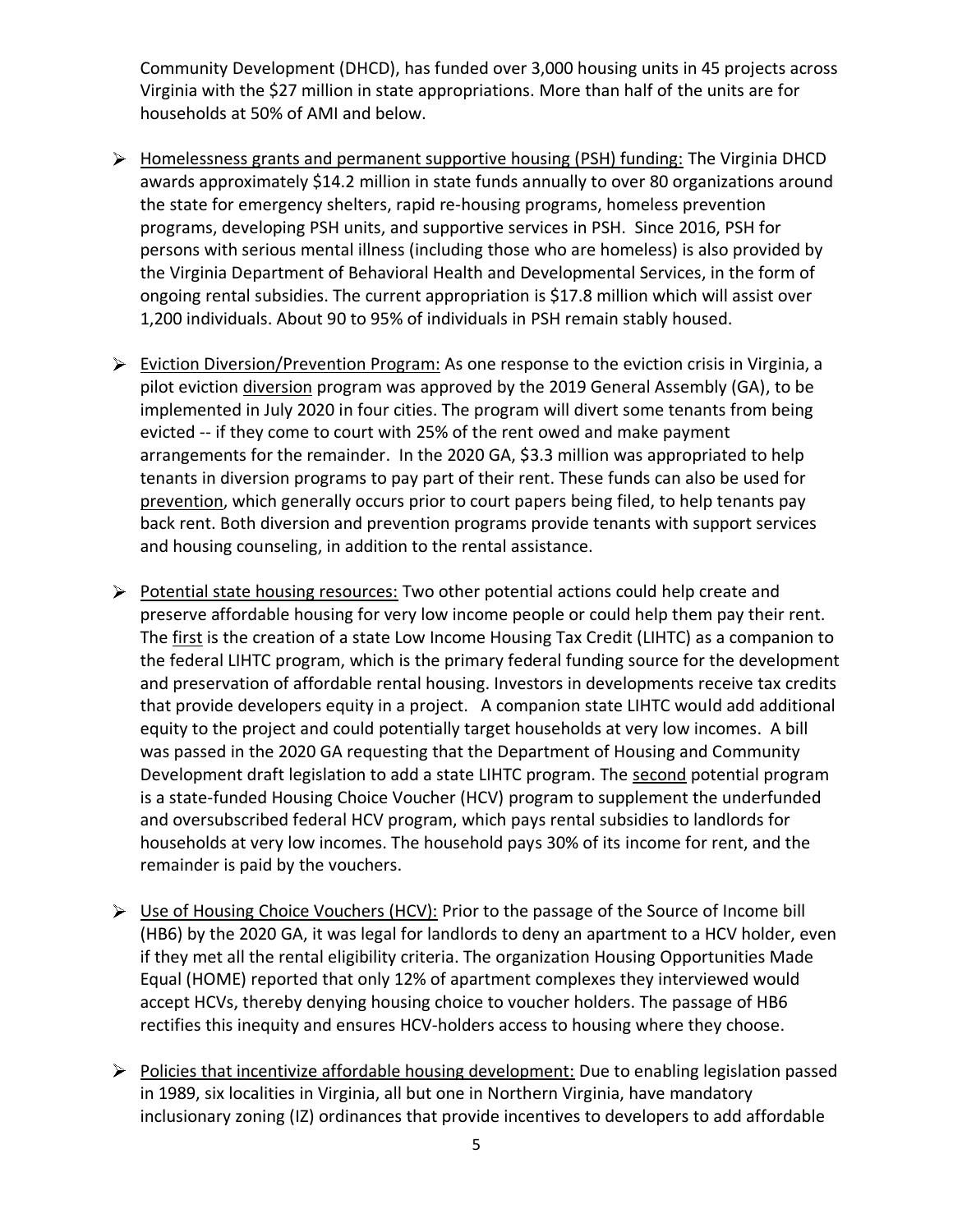Community Development (DHCD), has funded over 3,000 housing units in 45 projects across Virginia with the $27 million in state appropriations. More than half of the units are for households at 50% of AMI and below.

- Homelessness grants and permanent supportive housing (PSH) funding: The Virginia DHCD awards approximately $14.2 million in state funds annually to over 80 organizations around the state for emergency shelters, rapid re-housing programs, homeless prevention programs, developing PSH units, and supportive services in PSH. Since 2016, PSH for persons with serious mental illness (including those who are homeless) is also provided by the Virginia Department of Behavioral Health and Developmental Services, in the form of ongoing rental subsidies. The current appropriation is $17.8 million which will assist over 1,200 individuals. About 90 to 95% of individuals in PSH remain stably housed.

- Eviction Diversion/Prevention Program: As one response to the eviction crisis in Virginia, a pilot eviction diversion program was approved by the 2019 General Assembly (GA), to be implemented in July 2020 in four cities. The program will divert some tenants from being evicted -- if they come to court with 25% of the rent owed and make payment arrangements for the remainder. In the 2020 GA, $3.3 million was appropriated to help tenants in diversion programs to pay part of their rent. These funds can also be used for prevention, which generally occurs prior to court papers being filed, to help tenants pay back rent. Both diversion and prevention programs provide tenants with support services and housing counseling, in addition to the rental assistance.

- Potential state housing resources: Two other potential actions could help create and preserve affordable housing for very low income people or could help them pay their rent. The first is the creation of a state Low Income Housing Tax Credit (LIHTC) as a companion to the federal LIHTC program, which is the primary federal funding source for the development and preservation of affordable rental housing. Investors in developments receive tax credits that provide developers equity in a project. A companion state LIHTC would add additional equity to the project and could potentially target households at very low incomes. A bill was passed in the 2020 GA requesting that the Department of Housing and Community Development draft legislation to add a state LIHTC program. The second potential program is a state-funded Housing Choice Voucher (HCV) program to supplement the underfunded and oversubscribed federal HCV program, which pays rental subsidies to landlords for households at very low incomes. The household pays 30% of its income for rent, and the remainder is paid by the vouchers.

- Use of Housing Choice Vouchers (HCV): Prior to the passage of the Source of Income bill (HB6) by the 2020 GA, it was legal for landlords to deny an apartment to a HCV holder, even if they met all the rental eligibility criteria. The organization Housing Opportunities Made Equal (HOME) reported that only 12% of apartment complexes they interviewed would accept HCVs, thereby denying housing choice to voucher holders. The passage of HB6 rectifies this inequity and ensures HCV-holders access to housing where they choose.

- Policies that incentivize affordable housing development: Due to enabling legislation passed in 1989, six localities in Virginia, all but one in Northern Virginia, have mandatory inclusionary zoning (IZ) ordinances that provide incentives to developers to add affordable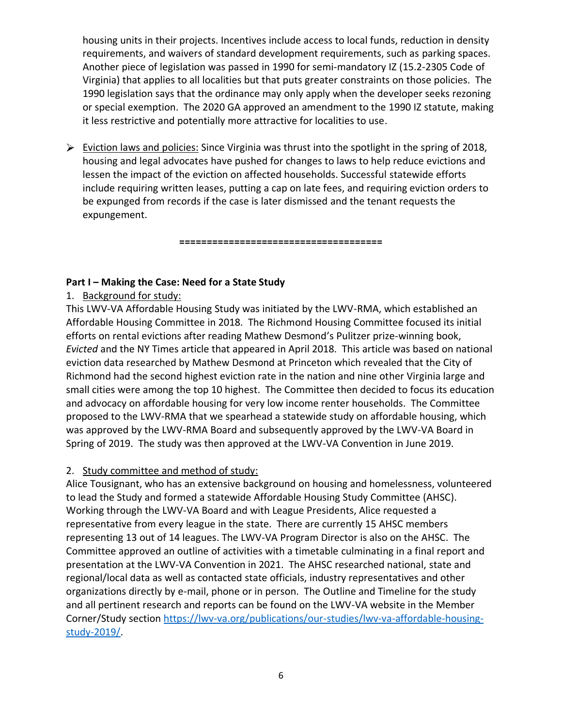housing units in their projects. Incentives include access to local funds, reduction in density requirements, and waivers of standard development requirements, such as parking spaces. Another piece of legislation was passed in 1990 for semi-mandatory IZ (15.2-2305 Code of Virginia) that applies to all localities but that puts greater constraints on those policies. The 1990 legislation says that the ordinance may only apply when the developer seeks rezoning or special exemption. The 2020 GA approved an amendment to the 1990 IZ statute, making it less restrictive and potentially more attractive for localities to use.

- Eviction laws and policies: Since Virginia was thrust into the spotlight in the spring of 2018, housing and legal advocates have pushed for changes to laws to help reduce evictions and lessen the impact of the eviction on affected households. Successful statewide efforts include requiring written leases, putting a cap on late fees, and requiring eviction orders to be expunged from records if the case is later dismissed and the tenant requests the expungement.

====================================

**Part I – Making the Case: Need for a State Study**

1. Background for study:

This LWV-VA Affordable Housing Study was initiated by the LWV-RMA, which established an Affordable Housing Committee in 2018. The Richmond Housing Committee focused its initial efforts on rental evictions after reading Mathew Desmond's Pulitzer prize-winning book, *Evicted* and the NY Times article that appeared in April 2018. This article was based on national eviction data researched by Mathew Desmond at Princeton which revealed that the City of Richmond had the second highest eviction rate in the nation and nine other Virginia large and small cities were among the top 10 highest. The Committee then decided to focus its education and advocacy on affordable housing for very low income renter households. The Committee proposed to the LWV-RMA that we spearhead a statewide study on affordable housing, which was approved by the LWV-RMA Board and subsequently approved by the LWV-VA Board in Spring of 2019. The study was then approved at the LWV-VA Convention in June 2019.

2. Study committee and method of study:

Alice Tousignant, who has an extensive background on housing and homelessness, volunteered to lead the Study and formed a statewide Affordable Housing Study Committee (AHSC). Working through the LWV-VA Board and with League Presidents, Alice requested a representative from every league in the state. There are currently 15 AHSC members representing 13 out of 14 leagues. The LWV-VA Program Director is also on the AHSC. The Committee approved an outline of activities with a timetable culminating in a final report and presentation at the LWV-VA Convention in 2021. The AHSC researched national, state and regional/local data as well as contacted state officials, industry representatives and other organizations directly by e-mail, phone or in person. The Outline and Timeline for the study and all pertinent research and reports can be found on the LWV-VA website in the Member Corner/Study section https://lwv-va.org/publications/our-studies/lwv-va-affordable-housing-study-2019/.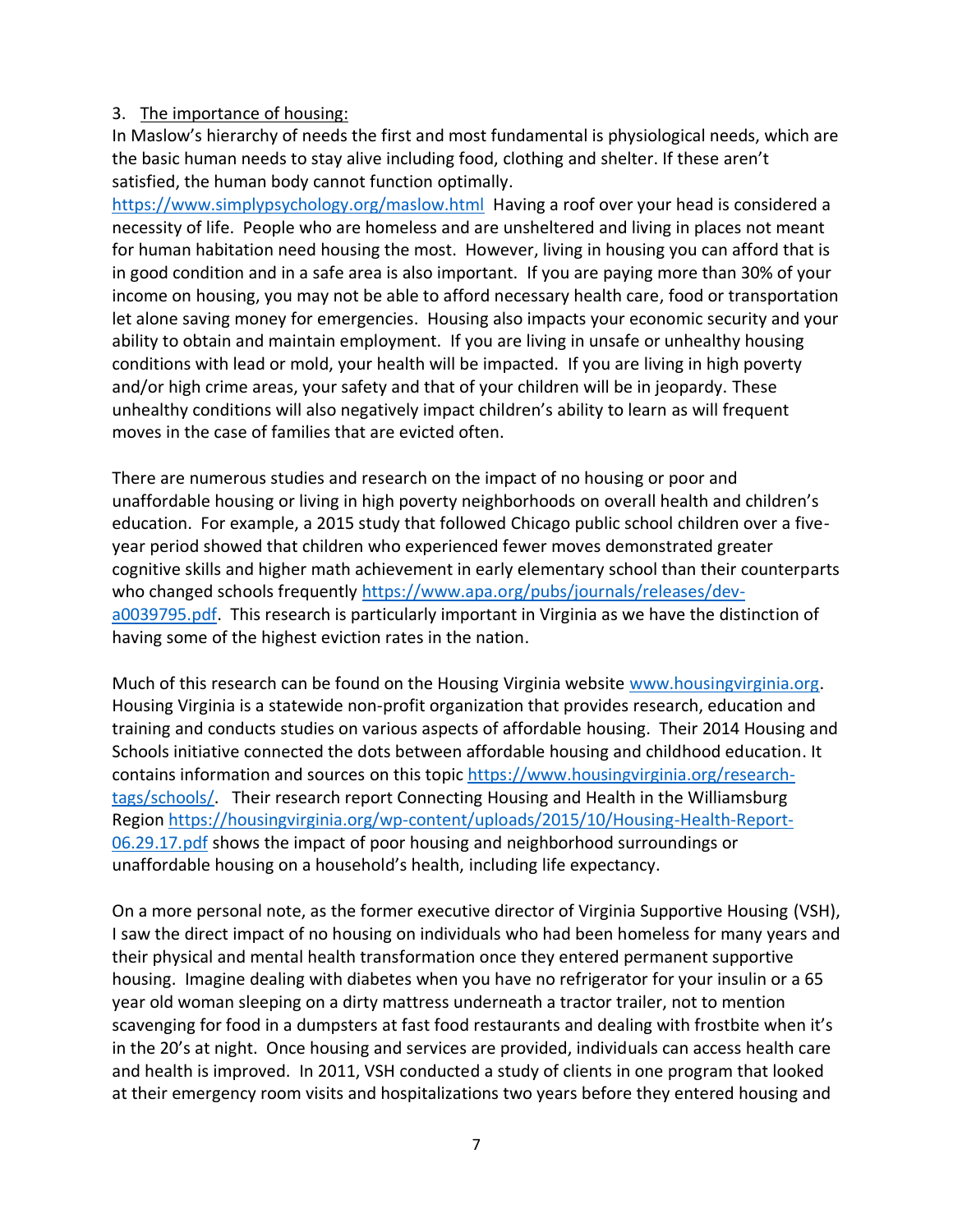3. The importance of housing:

In Maslow's hierarchy of needs the first and most fundamental is physiological needs, which are the basic human needs to stay alive including food, clothing and shelter. If these aren't satisfied, the human body cannot function optimally. https://www.simplypsychology.org/maslow.html Having a roof over your head is considered a necessity of life. People who are homeless and are unsheltered and living in places not meant for human habitation need housing the most. However, living in housing you can afford that is in good condition and in a safe area is also important. If you are paying more than 30% of your income on housing, you may not be able to afford necessary health care, food or transportation let alone saving money for emergencies. Housing also impacts your economic security and your ability to obtain and maintain employment. If you are living in unsafe or unhealthy housing conditions with lead or mold, your health will be impacted. If you are living in high poverty and/or high crime areas, your safety and that of your children will be in jeopardy. These unhealthy conditions will also negatively impact children's ability to learn as will frequent moves in the case of families that are evicted often.

There are numerous studies and research on the impact of no housing or poor and unaffordable housing or living in high poverty neighborhoods on overall health and children's education. For example, a 2015 study that followed Chicago public school children over a five-year period showed that children who experienced fewer moves demonstrated greater cognitive skills and higher math achievement in early elementary school than their counterparts who changed schools frequently https://www.apa.org/pubs/journals/releases/dev-a0039795.pdf. This research is particularly important in Virginia as we have the distinction of having some of the highest eviction rates in the nation.

Much of this research can be found on the Housing Virginia website www.housingvirginia.org. Housing Virginia is a statewide non-profit organization that provides research, education and training and conducts studies on various aspects of affordable housing. Their 2014 Housing and Schools initiative connected the dots between affordable housing and childhood education. It contains information and sources on this topic https://www.housingvirginia.org/research-tags/schools/. Their research report Connecting Housing and Health in the Williamsburg Region https://housingvirginia.org/wp-content/uploads/2015/10/Housing-Health-Report-06.29.17.pdf shows the impact of poor housing and neighborhood surroundings or unaffordable housing on a household's health, including life expectancy.

On a more personal note, as the former executive director of Virginia Supportive Housing (VSH), I saw the direct impact of no housing on individuals who had been homeless for many years and their physical and mental health transformation once they entered permanent supportive housing. Imagine dealing with diabetes when you have no refrigerator for your insulin or a 65 year old woman sleeping on a dirty mattress underneath a tractor trailer, not to mention scavenging for food in a dumpsters at fast food restaurants and dealing with frostbite when it's in the 20's at night. Once housing and services are provided, individuals can access health care and health is improved. In 2011, VSH conducted a study of clients in one program that looked at their emergency room visits and hospitalizations two years before they entered housing and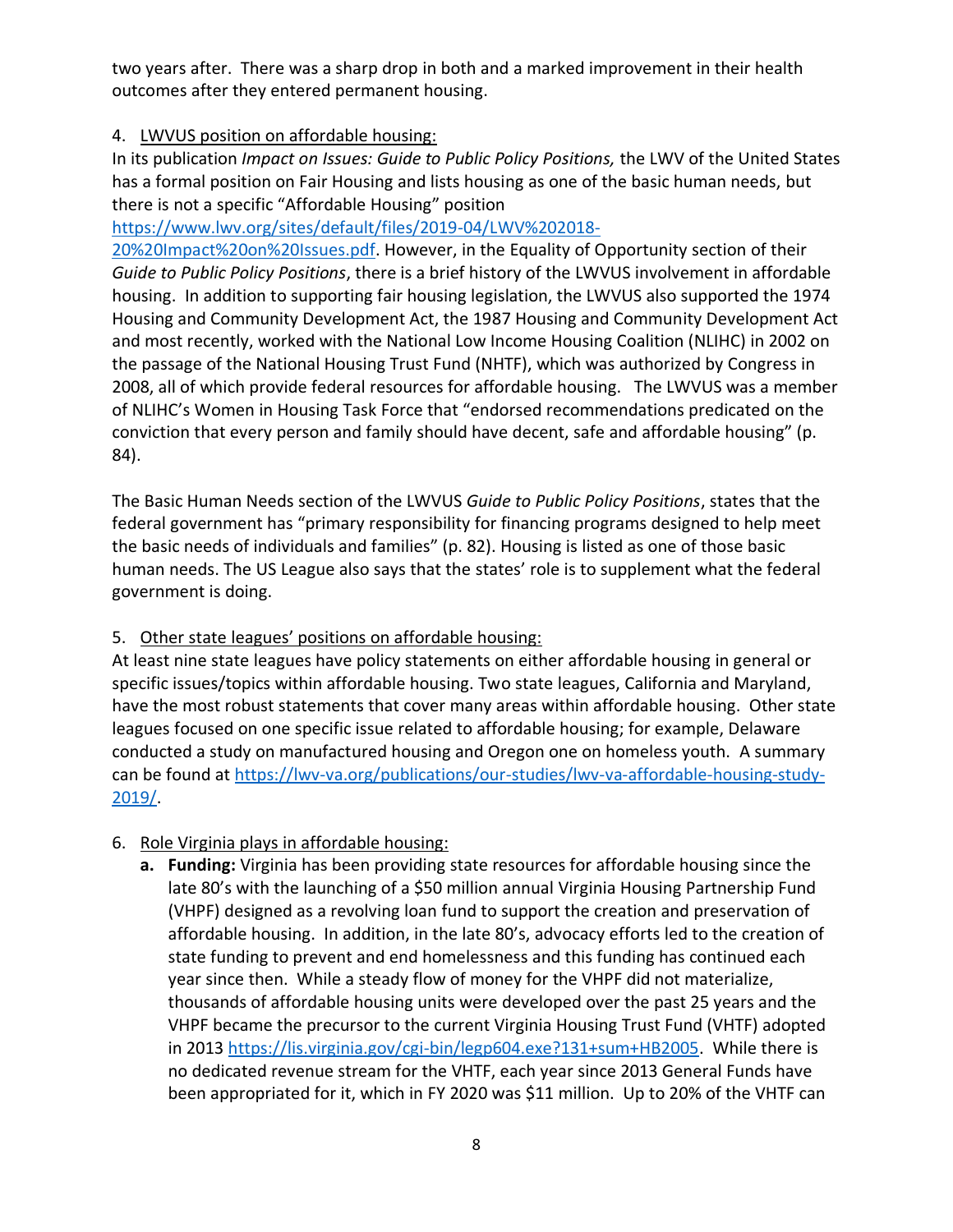two years after. There was a sharp drop in both and a marked improvement in their health outcomes after they entered permanent housing.

4. <u>LWVUS position on affordable housing:</u>
In its publication *Impact on Issues: Guide to Public Policy Positions,* the LWV of the United States has a formal position on Fair Housing and lists housing as one of the basic human needs, but there is not a specific "Affordable Housing" position https://www.lwv.org/sites/default/files/2019-04/LWV%202018-20%20Impact%20on%20Issues.pdf. However, in the Equality of Opportunity section of their *Guide to Public Policy Positions*, there is a brief history of the LWVUS involvement in affordable housing. In addition to supporting fair housing legislation, the LWVUS also supported the 1974 Housing and Community Development Act, the 1987 Housing and Community Development Act and most recently, worked with the National Low Income Housing Coalition (NLIHC) in 2002 on the passage of the National Housing Trust Fund (NHTF), which was authorized by Congress in 2008, all of which provide federal resources for affordable housing. The LWVUS was a member of NLIHC's Women in Housing Task Force that "endorsed recommendations predicated on the conviction that every person and family should have decent, safe and affordable housing" (p. 84).

The Basic Human Needs section of the LWVUS *Guide to Public Policy Positions*, states that the federal government has "primary responsibility for financing programs designed to help meet the basic needs of individuals and families" (p. 82). Housing is listed as one of those basic human needs. The US League also says that the states' role is to supplement what the federal government is doing.

5. <u>Other state leagues' positions on affordable housing:</u>
At least nine state leagues have policy statements on either affordable housing in general or specific issues/topics within affordable housing. Two state leagues, California and Maryland, have the most robust statements that cover many areas within affordable housing. Other state leagues focused on one specific issue related to affordable housing; for example, Delaware conducted a study on manufactured housing and Oregon one on homeless youth. A summary can be found at https://lwv-va.org/publications/our-studies/lwv-va-affordable-housing-study-2019/.

6. <u>Role Virginia plays in affordable housing:</u>
   a. **Funding:** Virginia has been providing state resources for affordable housing since the late 80's with the launching of a $50 million annual Virginia Housing Partnership Fund (VHPF) designed as a revolving loan fund to support the creation and preservation of affordable housing. In addition, in the late 80's, advocacy efforts led to the creation of state funding to prevent and end homelessness and this funding has continued each year since then. While a steady flow of money for the VHPF did not materialize, thousands of affordable housing units were developed over the past 25 years and the VHPF became the precursor to the current Virginia Housing Trust Fund (VHTF) adopted in 2013 https://lis.virginia.gov/cgi-bin/legp604.exe?131+sum+HB2005. While there is no dedicated revenue stream for the VHTF, each year since 2013 General Funds have been appropriated for it, which in FY 2020 was $11 million. Up to 20% of the VHTF can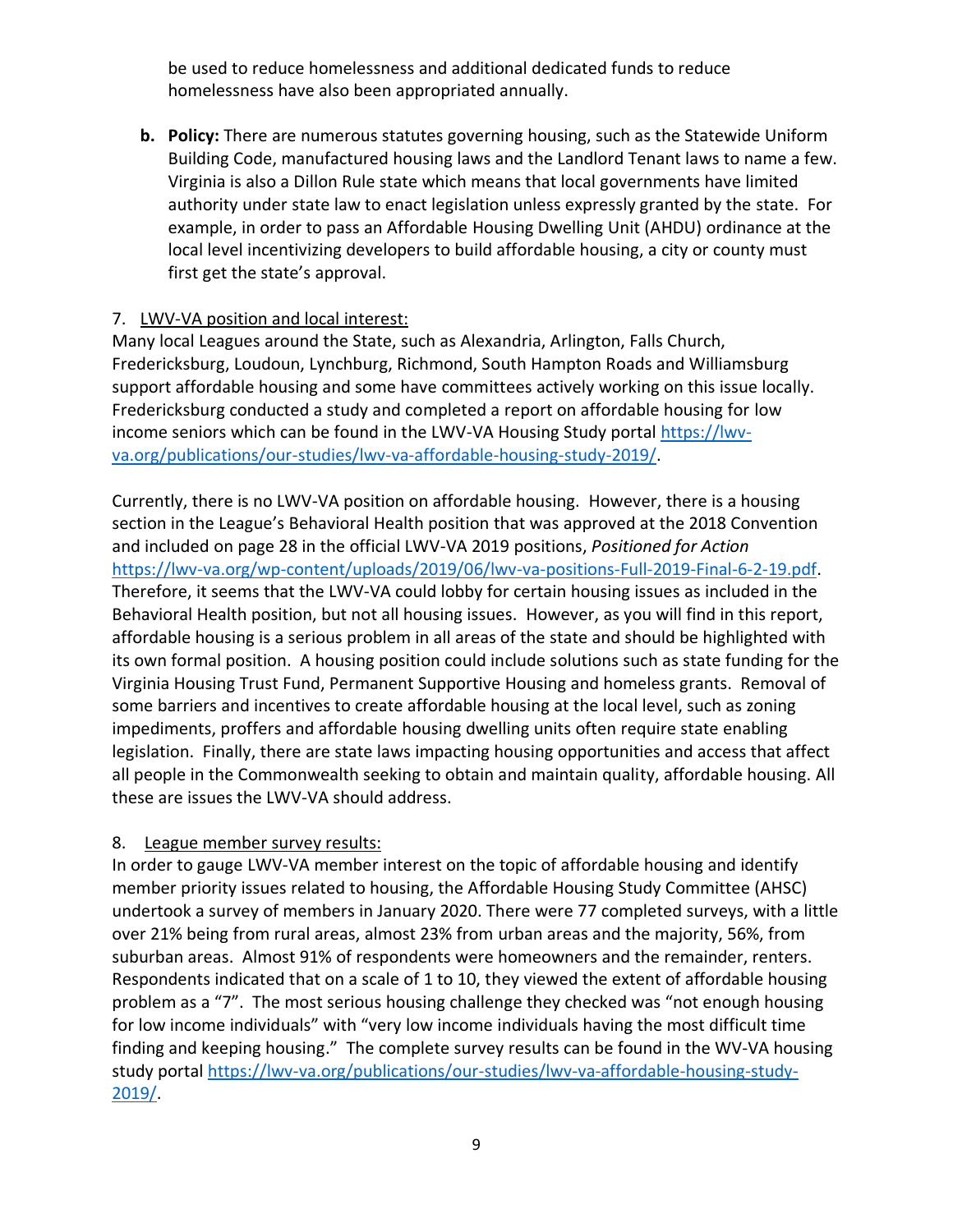be used to reduce homelessness and additional dedicated funds to reduce homelessness have also been appropriated annually.

**b. Policy:** There are numerous statutes governing housing, such as the Statewide Uniform Building Code, manufactured housing laws and the Landlord Tenant laws to name a few. Virginia is also a Dillon Rule state which means that local governments have limited authority under state law to enact legislation unless expressly granted by the state. For example, in order to pass an Affordable Housing Dwelling Unit (AHDU) ordinance at the local level incentivizing developers to build affordable housing, a city or county must first get the state's approval.

7. LWV-VA position and local interest:

Many local Leagues around the State, such as Alexandria, Arlington, Falls Church, Fredericksburg, Loudoun, Lynchburg, Richmond, South Hampton Roads and Williamsburg support affordable housing and some have committees actively working on this issue locally. Fredericksburg conducted a study and completed a report on affordable housing for low income seniors which can be found in the LWV-VA Housing Study portal [https://lwv-va.org/publications/our-studies/lwv-va-affordable-housing-study-2019/](https://lwv-va.org/publications/our-studies/lwv-va-affordable-housing-study-2019/).

Currently, there is no LWV-VA position on affordable housing. However, there is a housing section in the League's Behavioral Health position that was approved at the 2018 Convention and included on page 28 in the official LWV-VA 2019 positions, *Positioned for Action* [https://lwv-va.org/wp-content/uploads/2019/06/lwv-va-positions-Full-2019-Final-6-2-19.pdf](https://lwv-va.org/wp-content/uploads/2019/06/lwv-va-positions-Full-2019-Final-6-2-19.pdf). Therefore, it seems that the LWV-VA could lobby for certain housing issues as included in the Behavioral Health position, but not all housing issues. However, as you will find in this report, affordable housing is a serious problem in all areas of the state and should be highlighted with its own formal position. A housing position could include solutions such as state funding for the Virginia Housing Trust Fund, Permanent Supportive Housing and homeless grants. Removal of some barriers and incentives to create affordable housing at the local level, such as zoning impediments, proffers and affordable housing dwelling units often require state enabling legislation. Finally, there are state laws impacting housing opportunities and access that affect all people in the Commonwealth seeking to obtain and maintain quality, affordable housing. All these are issues the LWV-VA should address.

8. League member survey results:

In order to gauge LWV-VA member interest on the topic of affordable housing and identify member priority issues related to housing, the Affordable Housing Study Committee (AHSC) undertook a survey of members in January 2020. There were 77 completed surveys, with a little over 21% being from rural areas, almost 23% from urban areas and the majority, 56%, from suburban areas. Almost 91% of respondents were homeowners and the remainder, renters. Respondents indicated that on a scale of 1 to 10, they viewed the extent of affordable housing problem as a "7". The most serious housing challenge they checked was "not enough housing for low income individuals" with "very low income individuals having the most difficult time finding and keeping housing." The complete survey results can be found in the WV-VA housing study portal [https://lwv-va.org/publications/our-studies/lwv-va-affordable-housing-study-2019/](https://lwv-va.org/publications/our-studies/lwv-va-affordable-housing-study-2019/).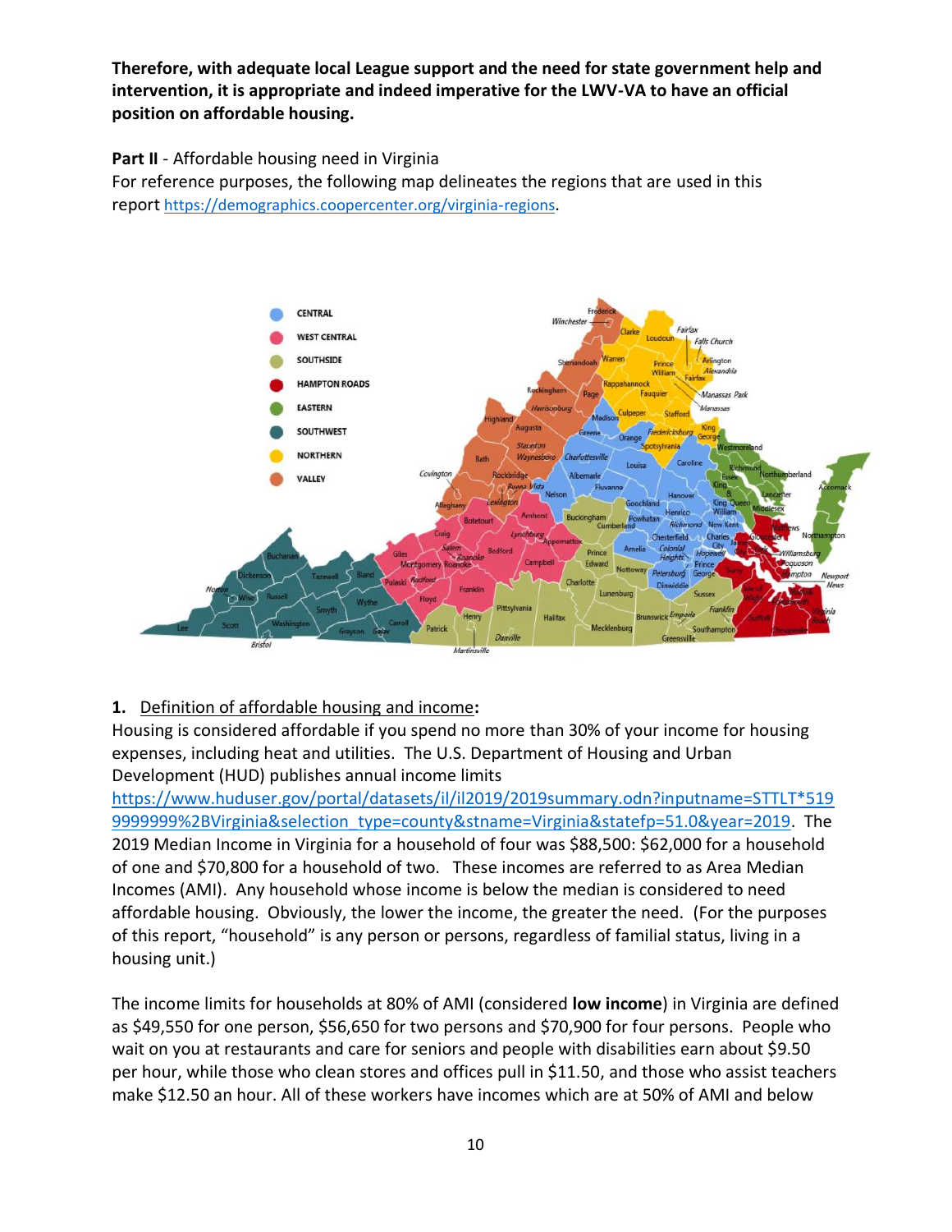**Therefore, with adequate local League support and the need for state government help and intervention, it is appropriate and indeed imperative for the LWV-VA to have an official position on affordable housing.**

**Part II** - Affordable housing need in Virginia

For reference purposes, the following map delineates the regions that are used in this report https://demographics.coopercenter.org/virginia-regions.

1. <u>Definition of affordable housing and income</u>**:**

Housing is considered affordable if you spend no more than 30% of your income for housing expenses, including heat and utilities. The U.S. Department of Housing and Urban Development (HUD) publishes annual income limits https://www.huduser.gov/portal/datasets/il/il2019/2019summary.odn?inputname=STTLT*5199999999%2BVirginia&selection_type=county&stname=Virginia&statefp=51.0&year=2019. The 2019 Median Income in Virginia for a household of four was $88,500: $62,000 for a household of one and $70,800 for a household of two. These incomes are referred to as Area Median Incomes (AMI). Any household whose income is below the median is considered to need affordable housing. Obviously, the lower the income, the greater the need. (For the purposes of this report, "household" is any person or persons, regardless of familial status, living in a housing unit.)

The income limits for households at 80% of AMI (considered **low income**) in Virginia are defined as $49,550 for one person, $56,650 for two persons and $70,900 for four persons. People who wait on you at restaurants and care for seniors and people with disabilities earn about $9.50 per hour, while those who clean stores and offices pull in $11.50, and those who assist teachers make $12.50 an hour. All of these workers have incomes which are at 50% of AMI and below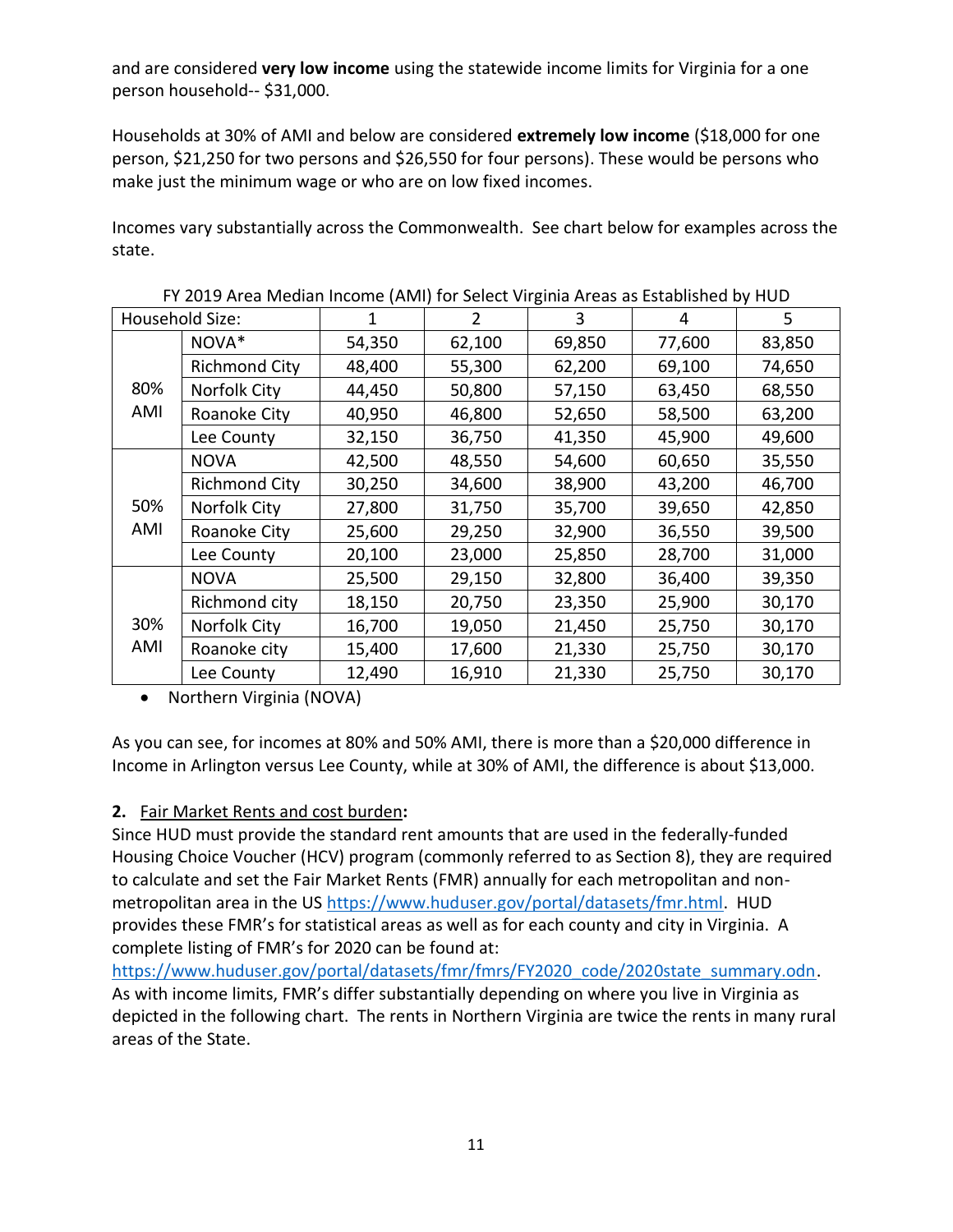and are considered **very low income** using the statewide income limits for Virginia for a one person household-- $31,000.

Households at 30% of AMI and below are considered **extremely low income** ($18,000 for one person, $21,250 for two persons and $26,550 for four persons). These would be persons who make just the minimum wage or who are on low fixed incomes.

Incomes vary substantially across the Commonwealth. See chart below for examples across the state.

FY 2019 Area Median Income (AMI) for Select Virginia Areas as Established by HUD

| Household Size: | | 1 | 2 | 3 | 4 | 5 |
|---|---|---|---|---|---|---|
| 80% AMI | NOVA* | 54,350 | 62,100 | 69,850 | 77,600 | 83,850 |
| | Richmond City | 48,400 | 55,300 | 62,200 | 69,100 | 74,650 |
| | Norfolk City | 44,450 | 50,800 | 57,150 | 63,450 | 68,550 |
| | Roanoke City | 40,950 | 46,800 | 52,650 | 58,500 | 63,200 |
| | Lee County | 32,150 | 36,750 | 41,350 | 45,900 | 49,600 |
| 50% AMI | NOVA | 42,500 | 48,550 | 54,600 | 60,650 | 35,550 |
| | Richmond City | 30,250 | 34,600 | 38,900 | 43,200 | 46,700 |
| | Norfolk City | 27,800 | 31,750 | 35,700 | 39,650 | 42,850 |
| | Roanoke City | 25,600 | 29,250 | 32,900 | 36,550 | 39,500 |
| | Lee County | 20,100 | 23,000 | 25,850 | 28,700 | 31,000 |
| 30% AMI | NOVA | 25,500 | 29,150 | 32,800 | 36,400 | 39,350 |
| | Richmond city | 18,150 | 20,750 | 23,350 | 25,900 | 30,170 |
| | Norfolk City | 16,700 | 19,050 | 21,450 | 25,750 | 30,170 |
| | Roanoke city | 15,400 | 17,600 | 21,330 | 25,750 | 30,170 |
| | Lee County | 12,490 | 16,910 | 21,330 | 25,750 | 30,170 |

- Northern Virginia (NOVA)

As you can see, for incomes at 80% and 50% AMI, there is more than a $20,000 difference in Income in Arlington versus Lee County, while at 30% of AMI, the difference is about $13,000.

**2.** Fair Market Rents and cost burden**:**

Since HUD must provide the standard rent amounts that are used in the federally-funded Housing Choice Voucher (HCV) program (commonly referred to as Section 8), they are required to calculate and set the Fair Market Rents (FMR) annually for each metropolitan and non-metropolitan area in the US https://www.huduser.gov/portal/datasets/fmr.html. HUD provides these FMR's for statistical areas as well as for each county and city in Virginia. A complete listing of FMR's for 2020 can be found at: https://www.huduser.gov/portal/datasets/fmr/fmrs/FY2020_code/2020state_summary.odn. As with income limits, FMR's differ substantially depending on where you live in Virginia as depicted in the following chart. The rents in Northern Virginia are twice the rents in many rural areas of the State.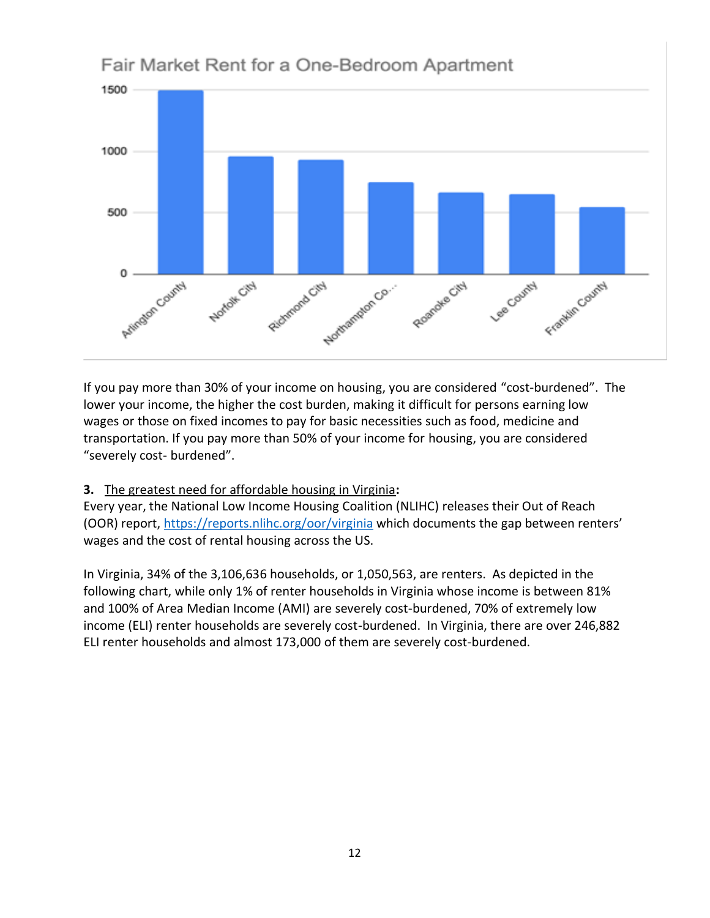Fair Market Rent for a One-Bedroom Apartment

If you pay more than 30% of your income on housing, you are considered "cost-burdened". The lower your income, the higher the cost burden, making it difficult for persons earning low wages or those on fixed incomes to pay for basic necessities such as food, medicine and transportation. If you pay more than 50% of your income for housing, you are considered "severely cost- burdened".

**3.** <u>The greatest need for affordable housing in Virginia</u>**:**

Every year, the National Low Income Housing Coalition (NLIHC) releases their Out of Reach (OOR) report, https://reports.nlihc.org/oor/virginia which documents the gap between renters' wages and the cost of rental housing across the US.

In Virginia, 34% of the 3,106,636 households, or 1,050,563, are renters. As depicted in the following chart, while only 1% of renter households in Virginia whose income is between 81% and 100% of Area Median Income (AMI) are severely cost-burdened, 70% of extremely low income (ELI) renter households are severely cost-burdened. In Virginia, there are over 246,882 ELI renter households and almost 173,000 of them are severely cost-burdened.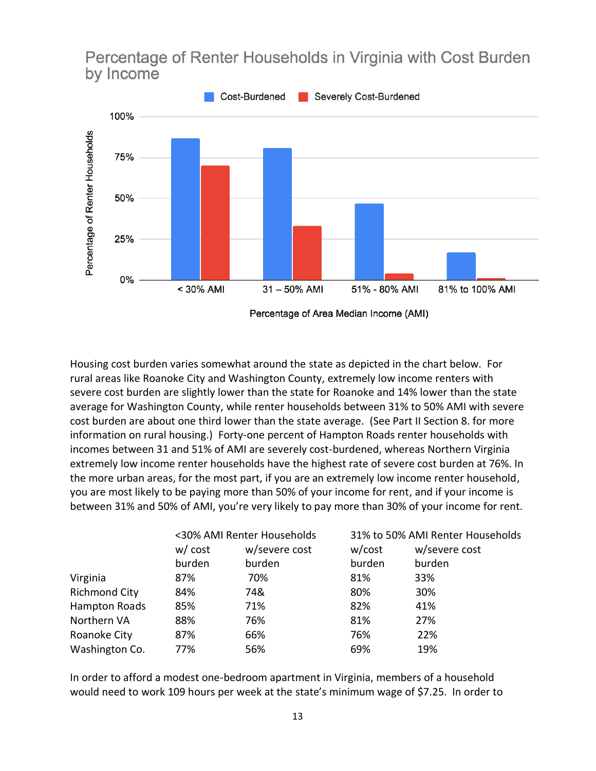## Percentage of Renter Households in Virginia with Cost Burden by Income

Housing cost burden varies somewhat around the state as depicted in the chart below. For rural areas like Roanoke City and Washington County, extremely low income renters with severe cost burden are slightly lower than the state for Roanoke and 14% lower than the state average for Washington County, while renter households between 31% to 50% AMI with severe cost burden are about one third lower than the state average. (See Part II Section 8. for more information on rural housing.) Forty-one percent of Hampton Roads renter households with incomes between 31 and 51% of AMI are severely cost-burdened, whereas Northern Virginia extremely low income renter households have the highest rate of severe cost burden at 76%. In the more urban areas, for the most part, if you are an extremely low income renter household, you are most likely to be paying more than 50% of your income for rent, and if your income is between 31% and 50% of AMI, you're very likely to pay more than 30% of your income for rent.

| | <30% AMI Renter Households | | 31% to 50% AMI Renter Households | |
|---|---|---|---|---|
| | w/ cost burden | w/severe cost burden | w/cost burden | w/severe cost burden |
| Virginia | 87% | 70% | 81% | 33% |
| Richmond City | 84% | 74& | 80% | 30% |
| Hampton Roads | 85% | 71% | 82% | 41% |
| Northern VA | 88% | 76% | 81% | 27% |
| Roanoke City | 87% | 66% | 76% | 22% |
| Washington Co. | 77% | 56% | 69% | 19% |

In order to afford a modest one-bedroom apartment in Virginia, members of a household would need to work 109 hours per week at the state's minimum wage of $7.25. In order to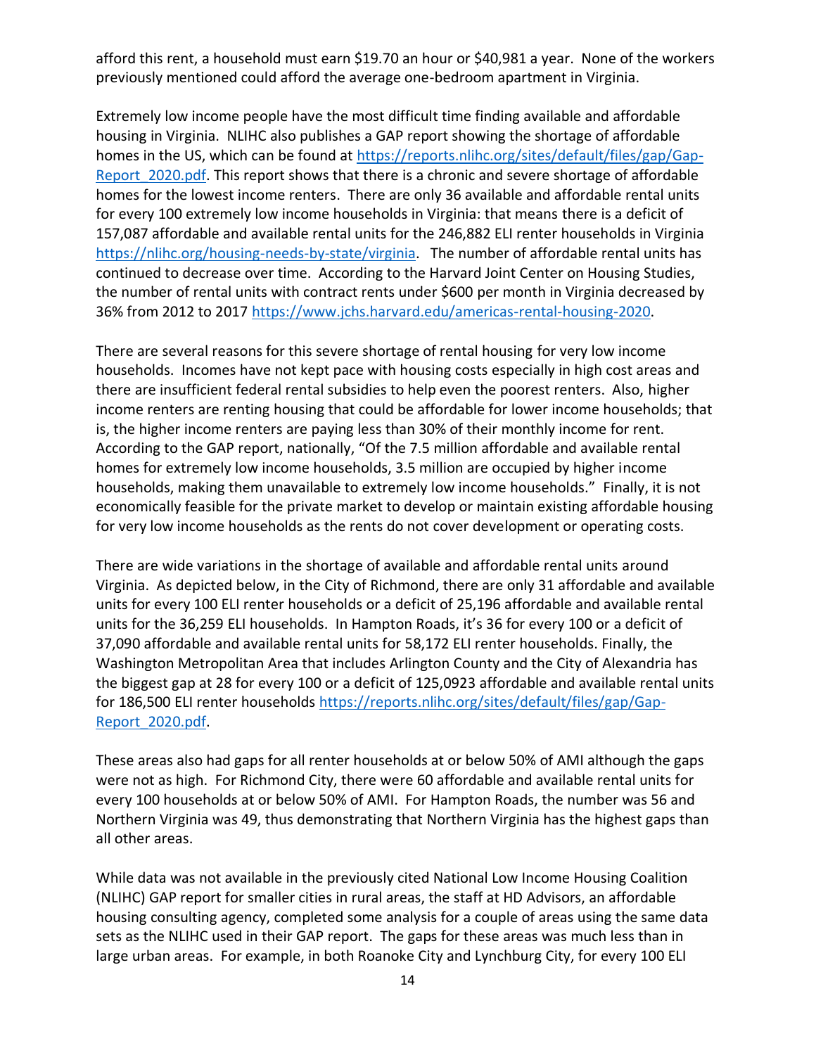afford this rent, a household must earn $19.70 an hour or $40,981 a year. None of the workers previously mentioned could afford the average one-bedroom apartment in Virginia.

Extremely low income people have the most difficult time finding available and affordable housing in Virginia. NLIHC also publishes a GAP report showing the shortage of affordable homes in the US, which can be found at https://reports.nlihc.org/sites/default/files/gap/Gap-Report_2020.pdf. This report shows that there is a chronic and severe shortage of affordable homes for the lowest income renters. There are only 36 available and affordable rental units for every 100 extremely low income households in Virginia: that means there is a deficit of 157,087 affordable and available rental units for the 246,882 ELI renter households in Virginia https://nlihc.org/housing-needs-by-state/virginia. The number of affordable rental units has continued to decrease over time. According to the Harvard Joint Center on Housing Studies, the number of rental units with contract rents under $600 per month in Virginia decreased by 36% from 2012 to 2017 https://www.jchs.harvard.edu/americas-rental-housing-2020.

There are several reasons for this severe shortage of rental housing for very low income households. Incomes have not kept pace with housing costs especially in high cost areas and there are insufficient federal rental subsidies to help even the poorest renters. Also, higher income renters are renting housing that could be affordable for lower income households; that is, the higher income renters are paying less than 30% of their monthly income for rent. According to the GAP report, nationally, "Of the 7.5 million affordable and available rental homes for extremely low income households, 3.5 million are occupied by higher income households, making them unavailable to extremely low income households." Finally, it is not economically feasible for the private market to develop or maintain existing affordable housing for very low income households as the rents do not cover development or operating costs.

There are wide variations in the shortage of available and affordable rental units around Virginia. As depicted below, in the City of Richmond, there are only 31 affordable and available units for every 100 ELI renter households or a deficit of 25,196 affordable and available rental units for the 36,259 ELI households. In Hampton Roads, it's 36 for every 100 or a deficit of 37,090 affordable and available rental units for 58,172 ELI renter households. Finally, the Washington Metropolitan Area that includes Arlington County and the City of Alexandria has the biggest gap at 28 for every 100 or a deficit of 125,0923 affordable and available rental units for 186,500 ELI renter households https://reports.nlihc.org/sites/default/files/gap/Gap-Report_2020.pdf.

These areas also had gaps for all renter households at or below 50% of AMI although the gaps were not as high. For Richmond City, there were 60 affordable and available rental units for every 100 households at or below 50% of AMI. For Hampton Roads, the number was 56 and Northern Virginia was 49, thus demonstrating that Northern Virginia has the highest gaps than all other areas.

While data was not available in the previously cited National Low Income Housing Coalition (NLIHC) GAP report for smaller cities in rural areas, the staff at HD Advisors, an affordable housing consulting agency, completed some analysis for a couple of areas using the same data sets as the NLIHC used in their GAP report. The gaps for these areas was much less than in large urban areas. For example, in both Roanoke City and Lynchburg City, for every 100 ELI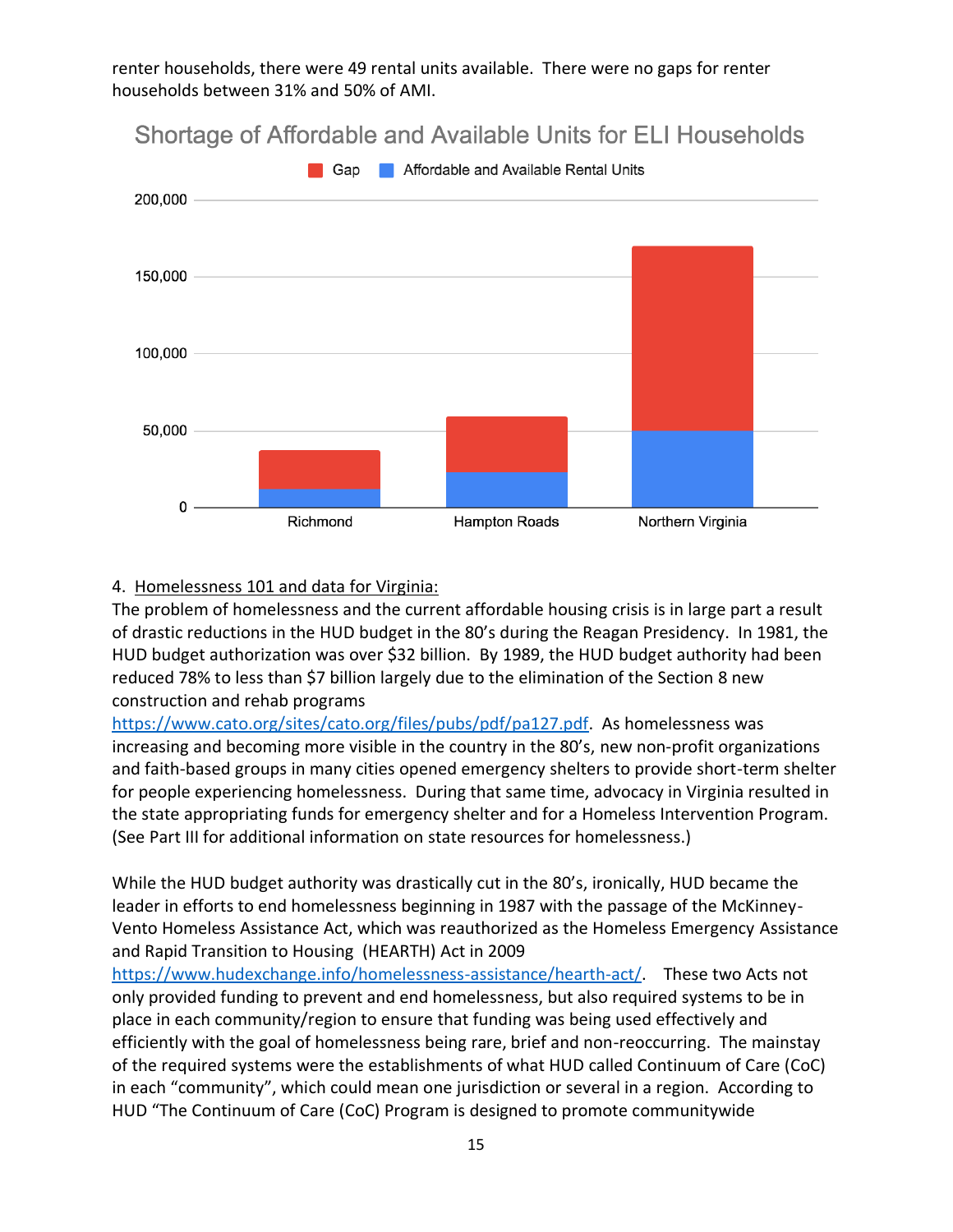renter households, there were 49 rental units available. There were no gaps for renter households between 31% and 50% of AMI.

Shortage of Affordable and Available Units for ELI Households

4. Homelessness 101 and data for Virginia:

The problem of homelessness and the current affordable housing crisis is in large part a result of drastic reductions in the HUD budget in the 80's during the Reagan Presidency. In 1981, the HUD budget authorization was over $32 billion. By 1989, the HUD budget authority had been reduced 78% to less than $7 billion largely due to the elimination of the Section 8 new construction and rehab programs https://www.cato.org/sites/cato.org/files/pubs/pdf/pa127.pdf. As homelessness was increasing and becoming more visible in the country in the 80's, new non-profit organizations and faith-based groups in many cities opened emergency shelters to provide short-term shelter for people experiencing homelessness. During that same time, advocacy in Virginia resulted in the state appropriating funds for emergency shelter and for a Homeless Intervention Program. (See Part III for additional information on state resources for homelessness.)

While the HUD budget authority was drastically cut in the 80's, ironically, HUD became the leader in efforts to end homelessness beginning in 1987 with the passage of the McKinney-Vento Homeless Assistance Act, which was reauthorized as the Homeless Emergency Assistance and Rapid Transition to Housing (HEARTH) Act in 2009 https://www.hudexchange.info/homelessness-assistance/hearth-act/. These two Acts not only provided funding to prevent and end homelessness, but also required systems to be in place in each community/region to ensure that funding was being used effectively and efficiently with the goal of homelessness being rare, brief and non-reoccurring. The mainstay of the required systems were the establishments of what HUD called Continuum of Care (CoC) in each "community", which could mean one jurisdiction or several in a region. According to HUD "The Continuum of Care (CoC) Program is designed to promote communitywide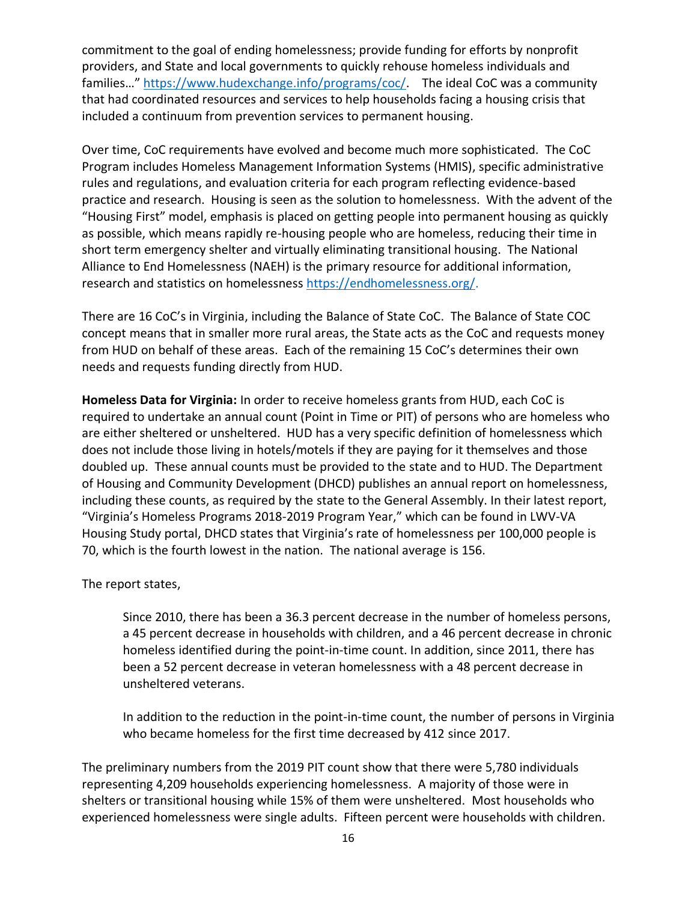commitment to the goal of ending homelessness; provide funding for efforts by nonprofit providers, and State and local governments to quickly rehouse homeless individuals and families…" https://www.hudexchange.info/programs/coc/. The ideal CoC was a community that had coordinated resources and services to help households facing a housing crisis that included a continuum from prevention services to permanent housing.

Over time, CoC requirements have evolved and become much more sophisticated. The CoC Program includes Homeless Management Information Systems (HMIS), specific administrative rules and regulations, and evaluation criteria for each program reflecting evidence-based practice and research. Housing is seen as the solution to homelessness. With the advent of the "Housing First" model, emphasis is placed on getting people into permanent housing as quickly as possible, which means rapidly re-housing people who are homeless, reducing their time in short term emergency shelter and virtually eliminating transitional housing. The National Alliance to End Homelessness (NAEH) is the primary resource for additional information, research and statistics on homelessness https://endhomelessness.org/.

There are 16 CoC's in Virginia, including the Balance of State CoC. The Balance of State COC concept means that in smaller more rural areas, the State acts as the CoC and requests money from HUD on behalf of these areas. Each of the remaining 15 CoC's determines their own needs and requests funding directly from HUD.

**Homeless Data for Virginia:** In order to receive homeless grants from HUD, each CoC is required to undertake an annual count (Point in Time or PIT) of persons who are homeless who are either sheltered or unsheltered. HUD has a very specific definition of homelessness which does not include those living in hotels/motels if they are paying for it themselves and those doubled up. These annual counts must be provided to the state and to HUD. The Department of Housing and Community Development (DHCD) publishes an annual report on homelessness, including these counts, as required by the state to the General Assembly. In their latest report, "Virginia's Homeless Programs 2018-2019 Program Year," which can be found in LWV-VA Housing Study portal, DHCD states that Virginia's rate of homelessness per 100,000 people is 70, which is the fourth lowest in the nation. The national average is 156.

The report states,

> Since 2010, there has been a 36.3 percent decrease in the number of homeless persons, a 45 percent decrease in households with children, and a 46 percent decrease in chronic homeless identified during the point-in-time count. In addition, since 2011, there has been a 52 percent decrease in veteran homelessness with a 48 percent decrease in unsheltered veterans.
>
> In addition to the reduction in the point-in-time count, the number of persons in Virginia who became homeless for the first time decreased by 412 since 2017.

The preliminary numbers from the 2019 PIT count show that there were 5,780 individuals representing 4,209 households experiencing homelessness. A majority of those were in shelters or transitional housing while 15% of them were unsheltered. Most households who experienced homelessness were single adults. Fifteen percent were households with children.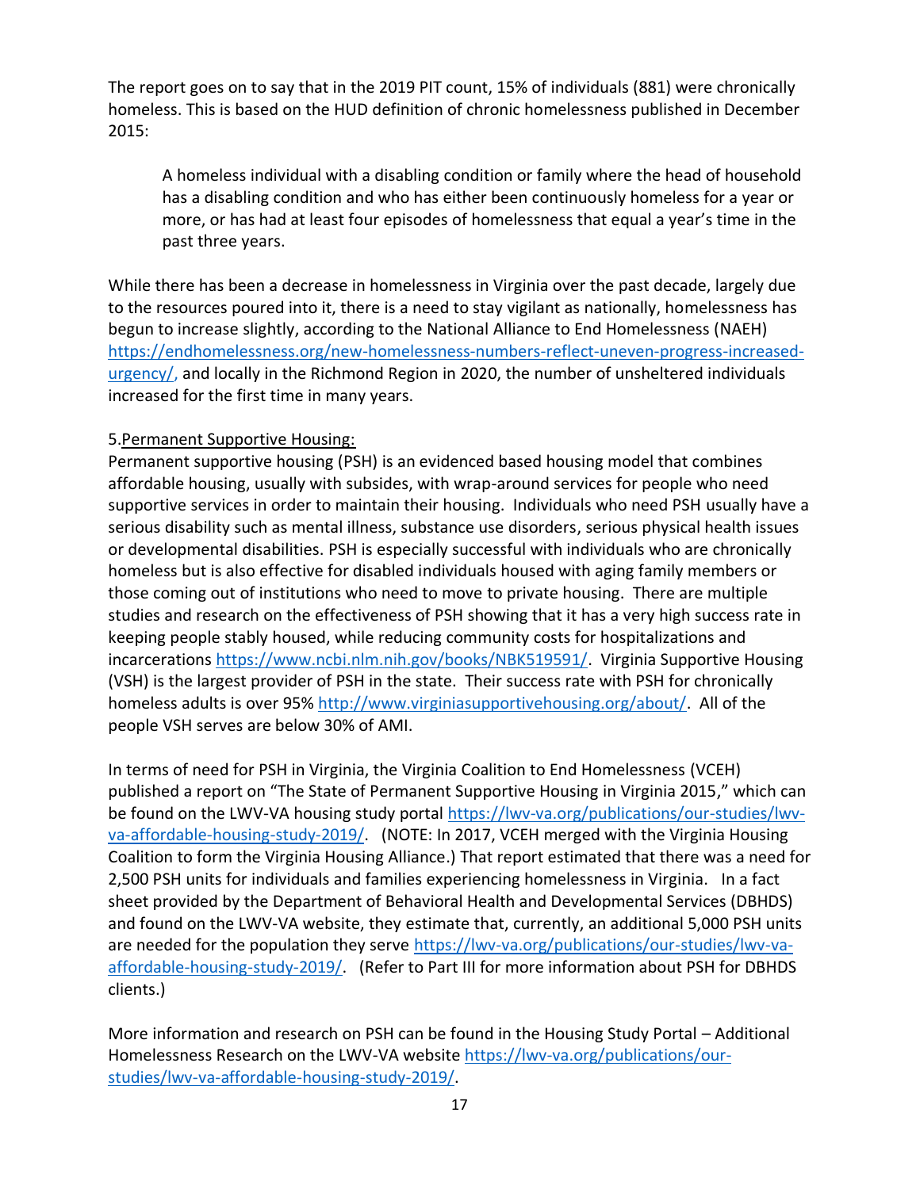The report goes on to say that in the 2019 PIT count, 15% of individuals (881) were chronically homeless. This is based on the HUD definition of chronic homelessness published in December 2015:

> A homeless individual with a disabling condition or family where the head of household has a disabling condition and who has either been continuously homeless for a year or more, or has had at least four episodes of homelessness that equal a year's time in the past three years.

While there has been a decrease in homelessness in Virginia over the past decade, largely due to the resources poured into it, there is a need to stay vigilant as nationally, homelessness has begun to increase slightly, according to the National Alliance to End Homelessness (NAEH) https://endhomelessness.org/new-homelessness-numbers-reflect-uneven-progress-increased-urgency/, and locally in the Richmond Region in 2020, the number of unsheltered individuals increased for the first time in many years.

5.Permanent Supportive Housing:

Permanent supportive housing (PSH) is an evidenced based housing model that combines affordable housing, usually with subsides, with wrap-around services for people who need supportive services in order to maintain their housing. Individuals who need PSH usually have a serious disability such as mental illness, substance use disorders, serious physical health issues or developmental disabilities. PSH is especially successful with individuals who are chronically homeless but is also effective for disabled individuals housed with aging family members or those coming out of institutions who need to move to private housing. There are multiple studies and research on the effectiveness of PSH showing that it has a very high success rate in keeping people stably housed, while reducing community costs for hospitalizations and incarcerations https://www.ncbi.nlm.nih.gov/books/NBK519591/. Virginia Supportive Housing (VSH) is the largest provider of PSH in the state. Their success rate with PSH for chronically homeless adults is over 95% http://www.virginiasupportivehousing.org/about/. All of the people VSH serves are below 30% of AMI.

In terms of need for PSH in Virginia, the Virginia Coalition to End Homelessness (VCEH) published a report on "The State of Permanent Supportive Housing in Virginia 2015," which can be found on the LWV-VA housing study portal https://lwv-va.org/publications/our-studies/lwv-va-affordable-housing-study-2019/. (NOTE: In 2017, VCEH merged with the Virginia Housing Coalition to form the Virginia Housing Alliance.) That report estimated that there was a need for 2,500 PSH units for individuals and families experiencing homelessness in Virginia. In a fact sheet provided by the Department of Behavioral Health and Developmental Services (DBHDS) and found on the LWV-VA website, they estimate that, currently, an additional 5,000 PSH units are needed for the population they serve https://lwv-va.org/publications/our-studies/lwv-va-affordable-housing-study-2019/. (Refer to Part III for more information about PSH for DBHDS clients.)

More information and research on PSH can be found in the Housing Study Portal – Additional Homelessness Research on the LWV-VA website https://lwv-va.org/publications/our-studies/lwv-va-affordable-housing-study-2019/.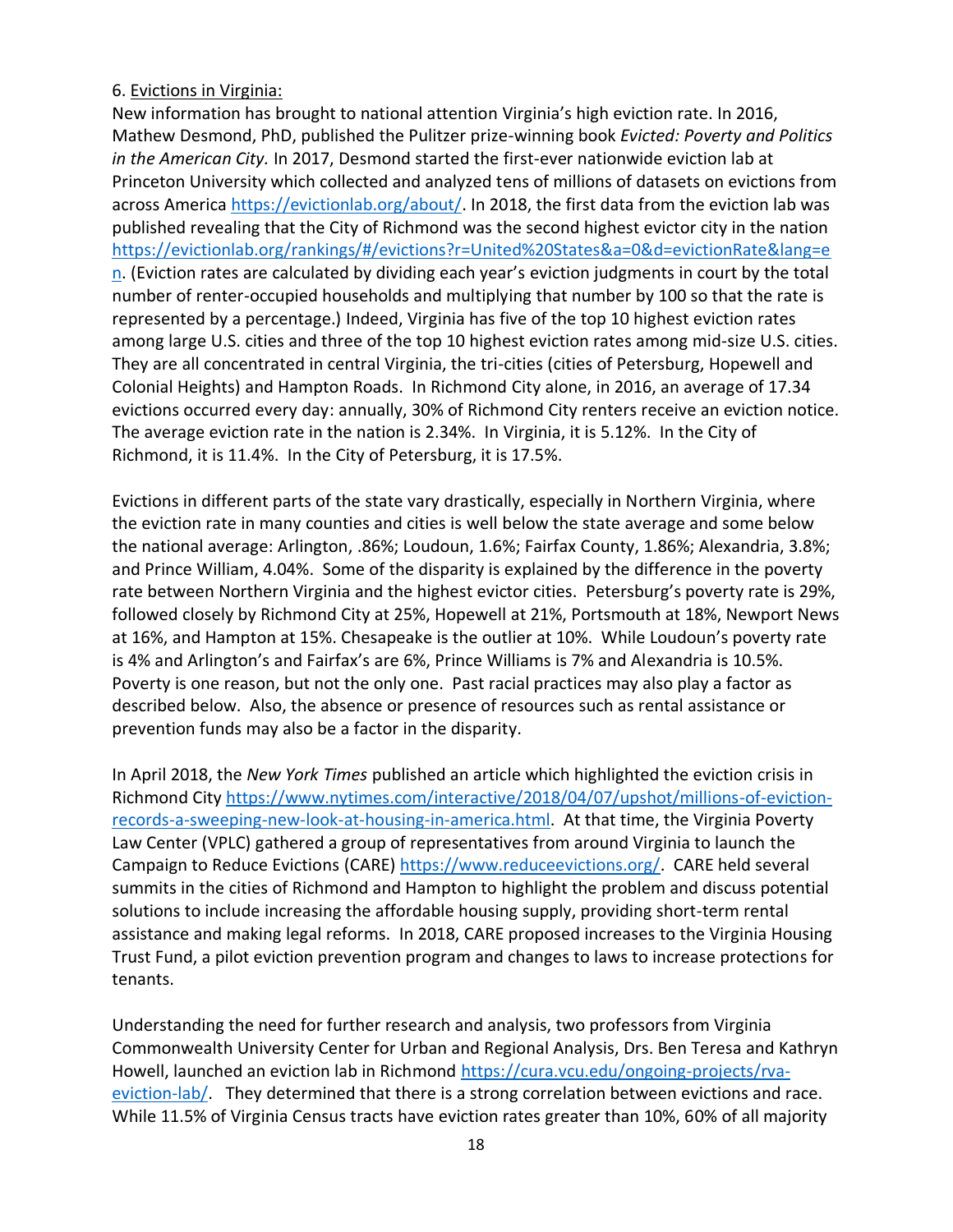6. <u>Evictions in Virginia:</u>
New information has brought to national attention Virginia's high eviction rate. In 2016, Mathew Desmond, PhD, published the Pulitzer prize-winning book *Evicted: Poverty and Politics in the American City.* In 2017, Desmond started the first-ever nationwide eviction lab at Princeton University which collected and analyzed tens of millions of datasets on evictions from across America https://evictionlab.org/about/. In 2018, the first data from the eviction lab was published revealing that the City of Richmond was the second highest evictor city in the nation https://evictionlab.org/rankings/#/evictions?r=United%20States&a=0&d=evictionRate&lang=en. (Eviction rates are calculated by dividing each year's eviction judgments in court by the total number of renter-occupied households and multiplying that number by 100 so that the rate is represented by a percentage.) Indeed, Virginia has five of the top 10 highest eviction rates among large U.S. cities and three of the top 10 highest eviction rates among mid-size U.S. cities. They are all concentrated in central Virginia, the tri-cities (cities of Petersburg, Hopewell and Colonial Heights) and Hampton Roads. In Richmond City alone, in 2016, an average of 17.34 evictions occurred every day: annually, 30% of Richmond City renters receive an eviction notice. The average eviction rate in the nation is 2.34%. In Virginia, it is 5.12%. In the City of Richmond, it is 11.4%. In the City of Petersburg, it is 17.5%.

Evictions in different parts of the state vary drastically, especially in Northern Virginia, where the eviction rate in many counties and cities is well below the state average and some below the national average: Arlington, .86%; Loudoun, 1.6%; Fairfax County, 1.86%; Alexandria, 3.8%; and Prince William, 4.04%. Some of the disparity is explained by the difference in the poverty rate between Northern Virginia and the highest evictor cities. Petersburg's poverty rate is 29%, followed closely by Richmond City at 25%, Hopewell at 21%, Portsmouth at 18%, Newport News at 16%, and Hampton at 15%. Chesapeake is the outlier at 10%. While Loudoun's poverty rate is 4% and Arlington's and Fairfax's are 6%, Prince Williams is 7% and Alexandria is 10.5%. Poverty is one reason, but not the only one. Past racial practices may also play a factor as described below. Also, the absence or presence of resources such as rental assistance or prevention funds may also be a factor in the disparity.

In April 2018, the *New York Times* published an article which highlighted the eviction crisis in Richmond City https://www.nytimes.com/interactive/2018/04/07/upshot/millions-of-eviction-records-a-sweeping-new-look-at-housing-in-america.html. At that time, the Virginia Poverty Law Center (VPLC) gathered a group of representatives from around Virginia to launch the Campaign to Reduce Evictions (CARE) https://www.reduceevictions.org/. CARE held several summits in the cities of Richmond and Hampton to highlight the problem and discuss potential solutions to include increasing the affordable housing supply, providing short-term rental assistance and making legal reforms. In 2018, CARE proposed increases to the Virginia Housing Trust Fund, a pilot eviction prevention program and changes to laws to increase protections for tenants.

Understanding the need for further research and analysis, two professors from Virginia Commonwealth University Center for Urban and Regional Analysis, Drs. Ben Teresa and Kathryn Howell, launched an eviction lab in Richmond https://cura.vcu.edu/ongoing-projects/rva-eviction-lab/. They determined that there is a strong correlation between evictions and race. While 11.5% of Virginia Census tracts have eviction rates greater than 10%, 60% of all majority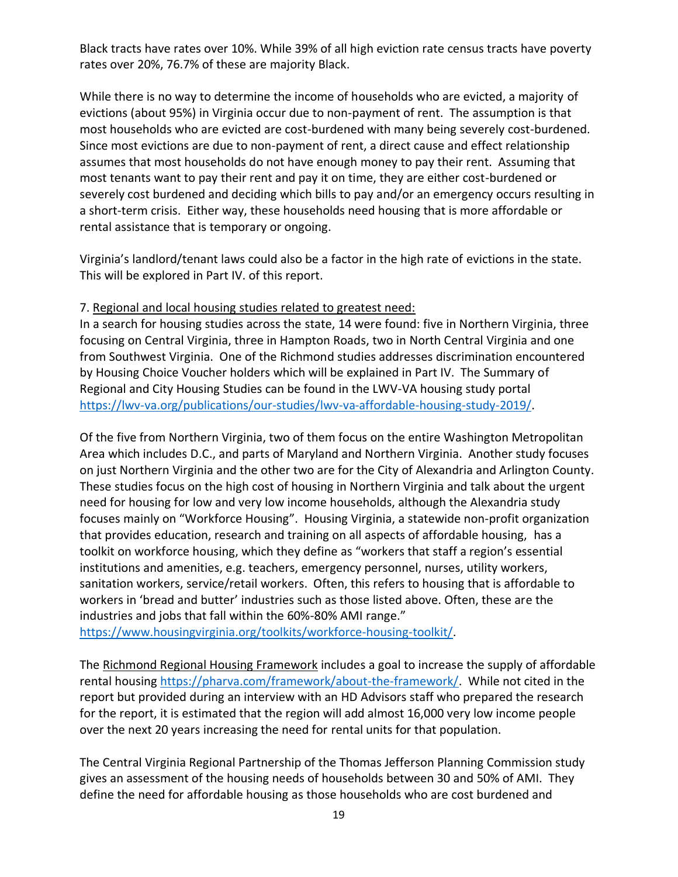Black tracts have rates over 10%. While 39% of all high eviction rate census tracts have poverty rates over 20%, 76.7% of these are majority Black.

While there is no way to determine the income of households who are evicted, a majority of evictions (about 95%) in Virginia occur due to non-payment of rent. The assumption is that most households who are evicted are cost-burdened with many being severely cost-burdened. Since most evictions are due to non-payment of rent, a direct cause and effect relationship assumes that most households do not have enough money to pay their rent. Assuming that most tenants want to pay their rent and pay it on time, they are either cost-burdened or severely cost burdened and deciding which bills to pay and/or an emergency occurs resulting in a short-term crisis. Either way, these households need housing that is more affordable or rental assistance that is temporary or ongoing.

Virginia's landlord/tenant laws could also be a factor in the high rate of evictions in the state. This will be explored in Part IV. of this report.

7. Regional and local housing studies related to greatest need:
In a search for housing studies across the state, 14 were found: five in Northern Virginia, three focusing on Central Virginia, three in Hampton Roads, two in North Central Virginia and one from Southwest Virginia. One of the Richmond studies addresses discrimination encountered by Housing Choice Voucher holders which will be explained in Part IV. The Summary of Regional and City Housing Studies can be found in the LWV-VA housing study portal https://lwv-va.org/publications/our-studies/lwv-va-affordable-housing-study-2019/.

Of the five from Northern Virginia, two of them focus on the entire Washington Metropolitan Area which includes D.C., and parts of Maryland and Northern Virginia. Another study focuses on just Northern Virginia and the other two are for the City of Alexandria and Arlington County. These studies focus on the high cost of housing in Northern Virginia and talk about the urgent need for housing for low and very low income households, although the Alexandria study focuses mainly on "Workforce Housing". Housing Virginia, a statewide non-profit organization that provides education, research and training on all aspects of affordable housing, has a toolkit on workforce housing, which they define as "workers that staff a region's essential institutions and amenities, e.g. teachers, emergency personnel, nurses, utility workers, sanitation workers, service/retail workers. Often, this refers to housing that is affordable to workers in 'bread and butter' industries such as those listed above. Often, these are the industries and jobs that fall within the 60%-80% AMI range."
https://www.housingvirginia.org/toolkits/workforce-housing-toolkit/.

The Richmond Regional Housing Framework includes a goal to increase the supply of affordable rental housing https://pharva.com/framework/about-the-framework/. While not cited in the report but provided during an interview with an HD Advisors staff who prepared the research for the report, it is estimated that the region will add almost 16,000 very low income people over the next 20 years increasing the need for rental units for that population.

The Central Virginia Regional Partnership of the Thomas Jefferson Planning Commission study gives an assessment of the housing needs of households between 30 and 50% of AMI. They define the need for affordable housing as those households who are cost burdened and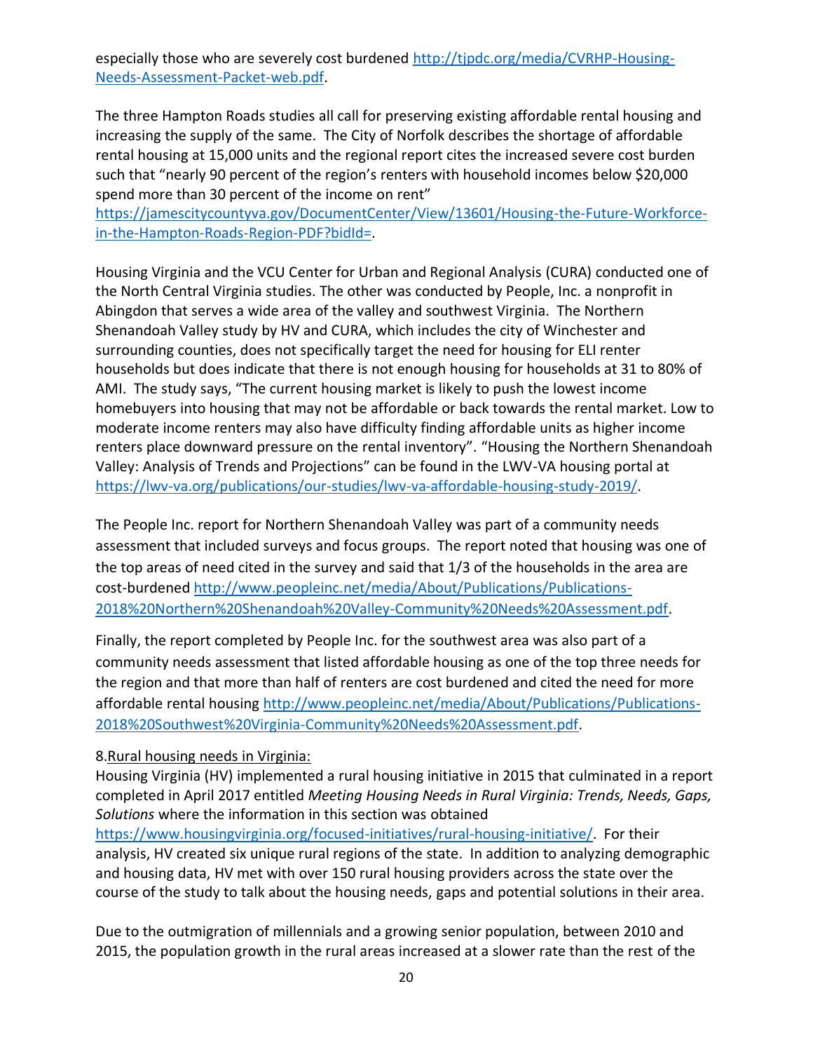especially those who are severely cost burdened http://tjpdc.org/media/CVRHP-Housing-Needs-Assessment-Packet-web.pdf.

The three Hampton Roads studies all call for preserving existing affordable rental housing and increasing the supply of the same. The City of Norfolk describes the shortage of affordable rental housing at 15,000 units and the regional report cites the increased severe cost burden such that "nearly 90 percent of the region's renters with household incomes below $20,000 spend more than 30 percent of the income on rent" https://jamescitycountyva.gov/DocumentCenter/View/13601/Housing-the-Future-Workforce-in-the-Hampton-Roads-Region-PDF?bidId=.

Housing Virginia and the VCU Center for Urban and Regional Analysis (CURA) conducted one of the North Central Virginia studies. The other was conducted by People, Inc. a nonprofit in Abingdon that serves a wide area of the valley and southwest Virginia. The Northern Shenandoah Valley study by HV and CURA, which includes the city of Winchester and surrounding counties, does not specifically target the need for housing for ELI renter households but does indicate that there is not enough housing for households at 31 to 80% of AMI. The study says, "The current housing market is likely to push the lowest income homebuyers into housing that may not be affordable or back towards the rental market. Low to moderate income renters may also have difficulty finding affordable units as higher income renters place downward pressure on the rental inventory". "Housing the Northern Shenandoah Valley: Analysis of Trends and Projections" can be found in the LWV-VA housing portal at https://lwv-va.org/publications/our-studies/lwv-va-affordable-housing-study-2019/.

The People Inc. report for Northern Shenandoah Valley was part of a community needs assessment that included surveys and focus groups. The report noted that housing was one of the top areas of need cited in the survey and said that 1/3 of the households in the area are cost-burdened http://www.peopleinc.net/media/About/Publications/Publications-2018%20Northern%20Shenandoah%20Valley-Community%20Needs%20Assessment.pdf.

Finally, the report completed by People Inc. for the southwest area was also part of a community needs assessment that listed affordable housing as one of the top three needs for the region and that more than half of renters are cost burdened and cited the need for more affordable rental housing http://www.peopleinc.net/media/About/Publications/Publications-2018%20Southwest%20Virginia-Community%20Needs%20Assessment.pdf.

8. <u>Rural housing needs in Virginia:</u>

Housing Virginia (HV) implemented a rural housing initiative in 2015 that culminated in a report completed in April 2017 entitled *Meeting Housing Needs in Rural Virginia: Trends, Needs, Gaps, Solutions* where the information in this section was obtained https://www.housingvirginia.org/focused-initiatives/rural-housing-initiative/. For their analysis, HV created six unique rural regions of the state. In addition to analyzing demographic and housing data, HV met with over 150 rural housing providers across the state over the course of the study to talk about the housing needs, gaps and potential solutions in their area.

Due to the outmigration of millennials and a growing senior population, between 2010 and 2015, the population growth in the rural areas increased at a slower rate than the rest of the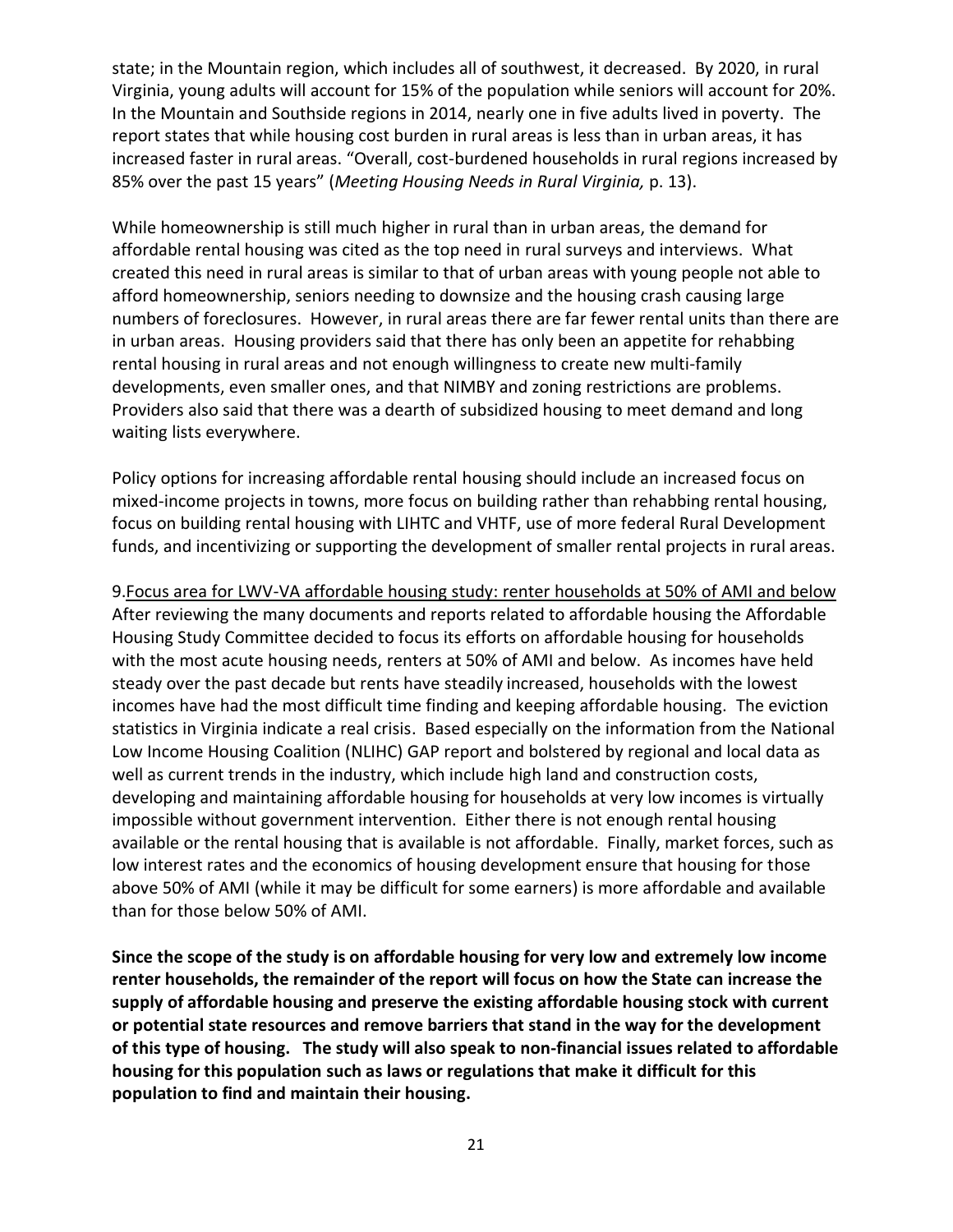state; in the Mountain region, which includes all of southwest, it decreased. By 2020, in rural Virginia, young adults will account for 15% of the population while seniors will account for 20%. In the Mountain and Southside regions in 2014, nearly one in five adults lived in poverty. The report states that while housing cost burden in rural areas is less than in urban areas, it has increased faster in rural areas. "Overall, cost-burdened households in rural regions increased by 85% over the past 15 years" (*Meeting Housing Needs in Rural Virginia,* p. 13).

While homeownership is still much higher in rural than in urban areas, the demand for affordable rental housing was cited as the top need in rural surveys and interviews. What created this need in rural areas is similar to that of urban areas with young people not able to afford homeownership, seniors needing to downsize and the housing crash causing large numbers of foreclosures. However, in rural areas there are far fewer rental units than there are in urban areas. Housing providers said that there has only been an appetite for rehabbing rental housing in rural areas and not enough willingness to create new multi-family developments, even smaller ones, and that NIMBY and zoning restrictions are problems. Providers also said that there was a dearth of subsidized housing to meet demand and long waiting lists everywhere.

Policy options for increasing affordable rental housing should include an increased focus on mixed-income projects in towns, more focus on building rather than rehabbing rental housing, focus on building rental housing with LIHTC and VHTF, use of more federal Rural Development funds, and incentivizing or supporting the development of smaller rental projects in rural areas.

9. <u>Focus area for LWV-VA affordable housing study: renter households at 50% of AMI and below</u>

After reviewing the many documents and reports related to affordable housing the Affordable Housing Study Committee decided to focus its efforts on affordable housing for households with the most acute housing needs, renters at 50% of AMI and below. As incomes have held steady over the past decade but rents have steadily increased, households with the lowest incomes have had the most difficult time finding and keeping affordable housing. The eviction statistics in Virginia indicate a real crisis. Based especially on the information from the National Low Income Housing Coalition (NLIHC) GAP report and bolstered by regional and local data as well as current trends in the industry, which include high land and construction costs, developing and maintaining affordable housing for households at very low incomes is virtually impossible without government intervention. Either there is not enough rental housing available or the rental housing that is available is not affordable. Finally, market forces, such as low interest rates and the economics of housing development ensure that housing for those above 50% of AMI (while it may be difficult for some earners) is more affordable and available than for those below 50% of AMI.

**Since the scope of the study is on affordable housing for very low and extremely low income renter households, the remainder of the report will focus on how the State can increase the supply of affordable housing and preserve the existing affordable housing stock with current or potential state resources and remove barriers that stand in the way for the development of this type of housing. The study will also speak to non-financial issues related to affordable housing for this population such as laws or regulations that make it difficult for this population to find and maintain their housing.**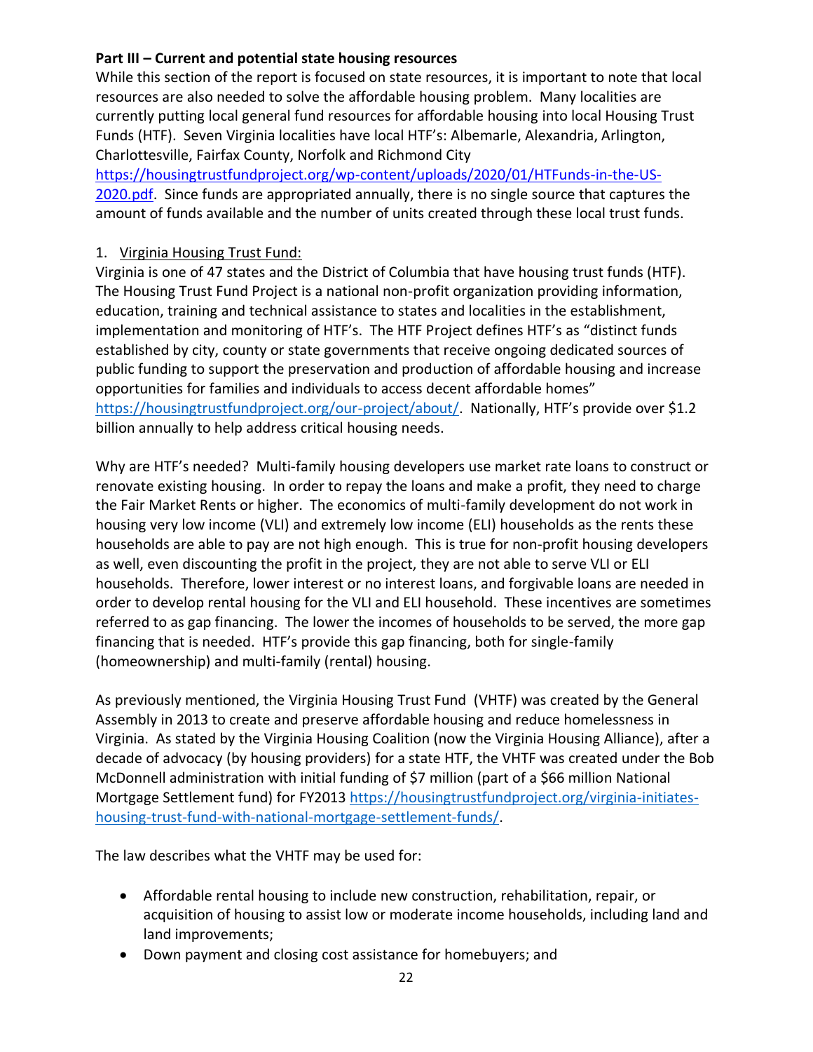**Part III – Current and potential state housing resources**

While this section of the report is focused on state resources, it is important to note that local resources are also needed to solve the affordable housing problem. Many localities are currently putting local general fund resources for affordable housing into local Housing Trust Funds (HTF). Seven Virginia localities have local HTF's: Albemarle, Alexandria, Arlington, Charlottesville, Fairfax County, Norfolk and Richmond City https://housingtrustfundproject.org/wp-content/uploads/2020/01/HTFunds-in-the-US-2020.pdf. Since funds are appropriated annually, there is no single source that captures the amount of funds available and the number of units created through these local trust funds.

1. Virginia Housing Trust Fund:

Virginia is one of 47 states and the District of Columbia that have housing trust funds (HTF). The Housing Trust Fund Project is a national non-profit organization providing information, education, training and technical assistance to states and localities in the establishment, implementation and monitoring of HTF's. The HTF Project defines HTF's as "distinct funds established by city, county or state governments that receive ongoing dedicated sources of public funding to support the preservation and production of affordable housing and increase opportunities for families and individuals to access decent affordable homes" https://housingtrustfundproject.org/our-project/about/. Nationally, HTF's provide over $1.2 billion annually to help address critical housing needs.

Why are HTF's needed? Multi-family housing developers use market rate loans to construct or renovate existing housing. In order to repay the loans and make a profit, they need to charge the Fair Market Rents or higher. The economics of multi-family development do not work in housing very low income (VLI) and extremely low income (ELI) households as the rents these households are able to pay are not high enough. This is true for non-profit housing developers as well, even discounting the profit in the project, they are not able to serve VLI or ELI households. Therefore, lower interest or no interest loans, and forgivable loans are needed in order to develop rental housing for the VLI and ELI household. These incentives are sometimes referred to as gap financing. The lower the incomes of households to be served, the more gap financing that is needed. HTF's provide this gap financing, both for single-family (homeownership) and multi-family (rental) housing.

As previously mentioned, the Virginia Housing Trust Fund (VHTF) was created by the General Assembly in 2013 to create and preserve affordable housing and reduce homelessness in Virginia. As stated by the Virginia Housing Coalition (now the Virginia Housing Alliance), after a decade of advocacy (by housing providers) for a state HTF, the VHTF was created under the Bob McDonnell administration with initial funding of $7 million (part of a $66 million National Mortgage Settlement fund) for FY2013 https://housingtrustfundproject.org/virginia-initiates-housing-trust-fund-with-national-mortgage-settlement-funds/.

The law describes what the VHTF may be used for:

- Affordable rental housing to include new construction, rehabilitation, repair, or acquisition of housing to assist low or moderate income households, including land and land improvements;
- Down payment and closing cost assistance for homebuyers; and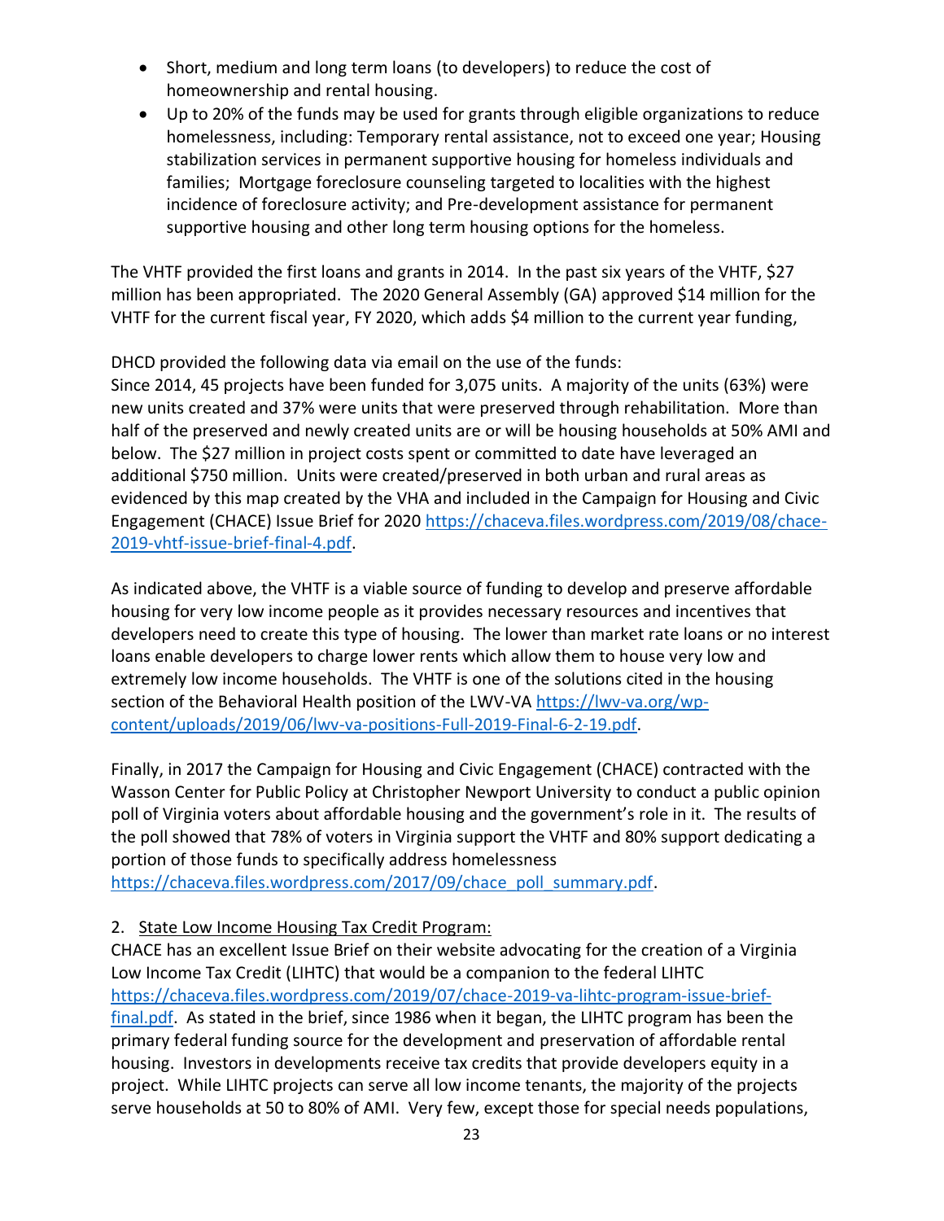- Short, medium and long term loans (to developers) to reduce the cost of homeownership and rental housing.
- Up to 20% of the funds may be used for grants through eligible organizations to reduce homelessness, including: Temporary rental assistance, not to exceed one year; Housing stabilization services in permanent supportive housing for homeless individuals and families; Mortgage foreclosure counseling targeted to localities with the highest incidence of foreclosure activity; and Pre-development assistance for permanent supportive housing and other long term housing options for the homeless.

The VHTF provided the first loans and grants in 2014. In the past six years of the VHTF, $27 million has been appropriated. The 2020 General Assembly (GA) approved $14 million for the VHTF for the current fiscal year, FY 2020, which adds $4 million to the current year funding,

DHCD provided the following data via email on the use of the funds:
Since 2014, 45 projects have been funded for 3,075 units. A majority of the units (63%) were new units created and 37% were units that were preserved through rehabilitation. More than half of the preserved and newly created units are or will be housing households at 50% AMI and below. The $27 million in project costs spent or committed to date have leveraged an additional $750 million. Units were created/preserved in both urban and rural areas as evidenced by this map created by the VHA and included in the Campaign for Housing and Civic Engagement (CHACE) Issue Brief for 2020 https://chaceva.files.wordpress.com/2019/08/chace-2019-vhtf-issue-brief-final-4.pdf.

As indicated above, the VHTF is a viable source of funding to develop and preserve affordable housing for very low income people as it provides necessary resources and incentives that developers need to create this type of housing. The lower than market rate loans or no interest loans enable developers to charge lower rents which allow them to house very low and extremely low income households. The VHTF is one of the solutions cited in the housing section of the Behavioral Health position of the LWV-VA https://lwv-va.org/wp-content/uploads/2019/06/lwv-va-positions-Full-2019-Final-6-2-19.pdf.

Finally, in 2017 the Campaign for Housing and Civic Engagement (CHACE) contracted with the Wasson Center for Public Policy at Christopher Newport University to conduct a public opinion poll of Virginia voters about affordable housing and the government's role in it. The results of the poll showed that 78% of voters in Virginia support the VHTF and 80% support dedicating a portion of those funds to specifically address homelessness https://chaceva.files.wordpress.com/2017/09/chace_poll_summary.pdf.

2. <u>State Low Income Housing Tax Credit Program:</u>
CHACE has an excellent Issue Brief on their website advocating for the creation of a Virginia Low Income Tax Credit (LIHTC) that would be a companion to the federal LIHTC https://chaceva.files.wordpress.com/2019/07/chace-2019-va-lihtc-program-issue-brief-final.pdf. As stated in the brief, since 1986 when it began, the LIHTC program has been the primary federal funding source for the development and preservation of affordable rental housing. Investors in developments receive tax credits that provide developers equity in a project. While LIHTC projects can serve all low income tenants, the majority of the projects serve households at 50 to 80% of AMI. Very few, except those for special needs populations,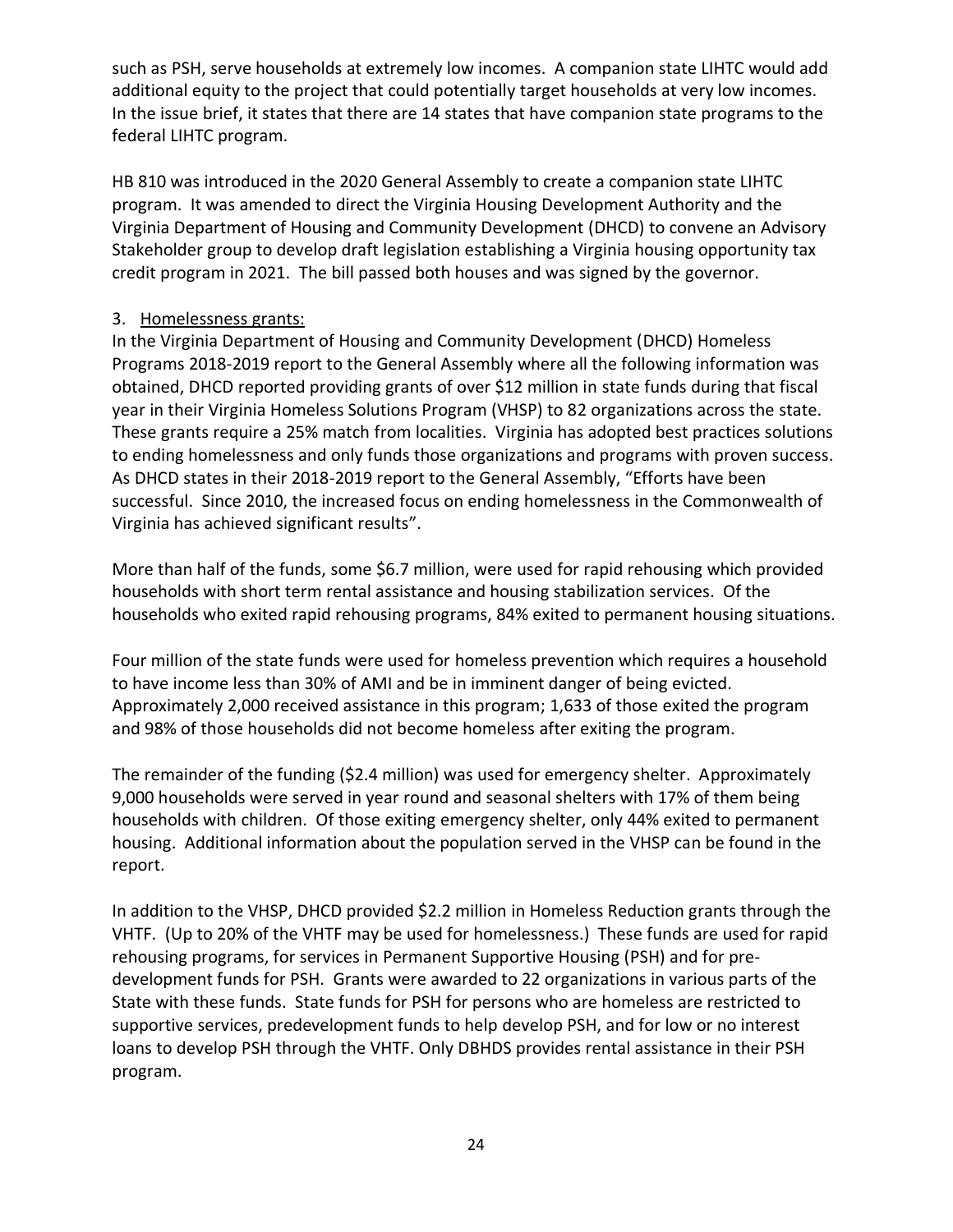such as PSH, serve households at extremely low incomes. A companion state LIHTC would add additional equity to the project that could potentially target households at very low incomes. In the issue brief, it states that there are 14 states that have companion state programs to the federal LIHTC program.

HB 810 was introduced in the 2020 General Assembly to create a companion state LIHTC program. It was amended to direct the Virginia Housing Development Authority and the Virginia Department of Housing and Community Development (DHCD) to convene an Advisory Stakeholder group to develop draft legislation establishing a Virginia housing opportunity tax credit program in 2021. The bill passed both houses and was signed by the governor.

3. Homelessness grants:

In the Virginia Department of Housing and Community Development (DHCD) Homeless Programs 2018-2019 report to the General Assembly where all the following information was obtained, DHCD reported providing grants of over $12 million in state funds during that fiscal year in their Virginia Homeless Solutions Program (VHSP) to 82 organizations across the state. These grants require a 25% match from localities. Virginia has adopted best practices solutions to ending homelessness and only funds those organizations and programs with proven success. As DHCD states in their 2018-2019 report to the General Assembly, "Efforts have been successful. Since 2010, the increased focus on ending homelessness in the Commonwealth of Virginia has achieved significant results".

More than half of the funds, some $6.7 million, were used for rapid rehousing which provided households with short term rental assistance and housing stabilization services. Of the households who exited rapid rehousing programs, 84% exited to permanent housing situations.

Four million of the state funds were used for homeless prevention which requires a household to have income less than 30% of AMI and be in imminent danger of being evicted. Approximately 2,000 received assistance in this program; 1,633 of those exited the program and 98% of those households did not become homeless after exiting the program.

The remainder of the funding ($2.4 million) was used for emergency shelter. Approximately 9,000 households were served in year round and seasonal shelters with 17% of them being households with children. Of those exiting emergency shelter, only 44% exited to permanent housing. Additional information about the population served in the VHSP can be found in the report.

In addition to the VHSP, DHCD provided $2.2 million in Homeless Reduction grants through the VHTF. (Up to 20% of the VHTF may be used for homelessness.) These funds are used for rapid rehousing programs, for services in Permanent Supportive Housing (PSH) and for pre-development funds for PSH. Grants were awarded to 22 organizations in various parts of the State with these funds. State funds for PSH for persons who are homeless are restricted to supportive services, predevelopment funds to help develop PSH, and for low or no interest loans to develop PSH through the VHTF. Only DBHDS provides rental assistance in their PSH program.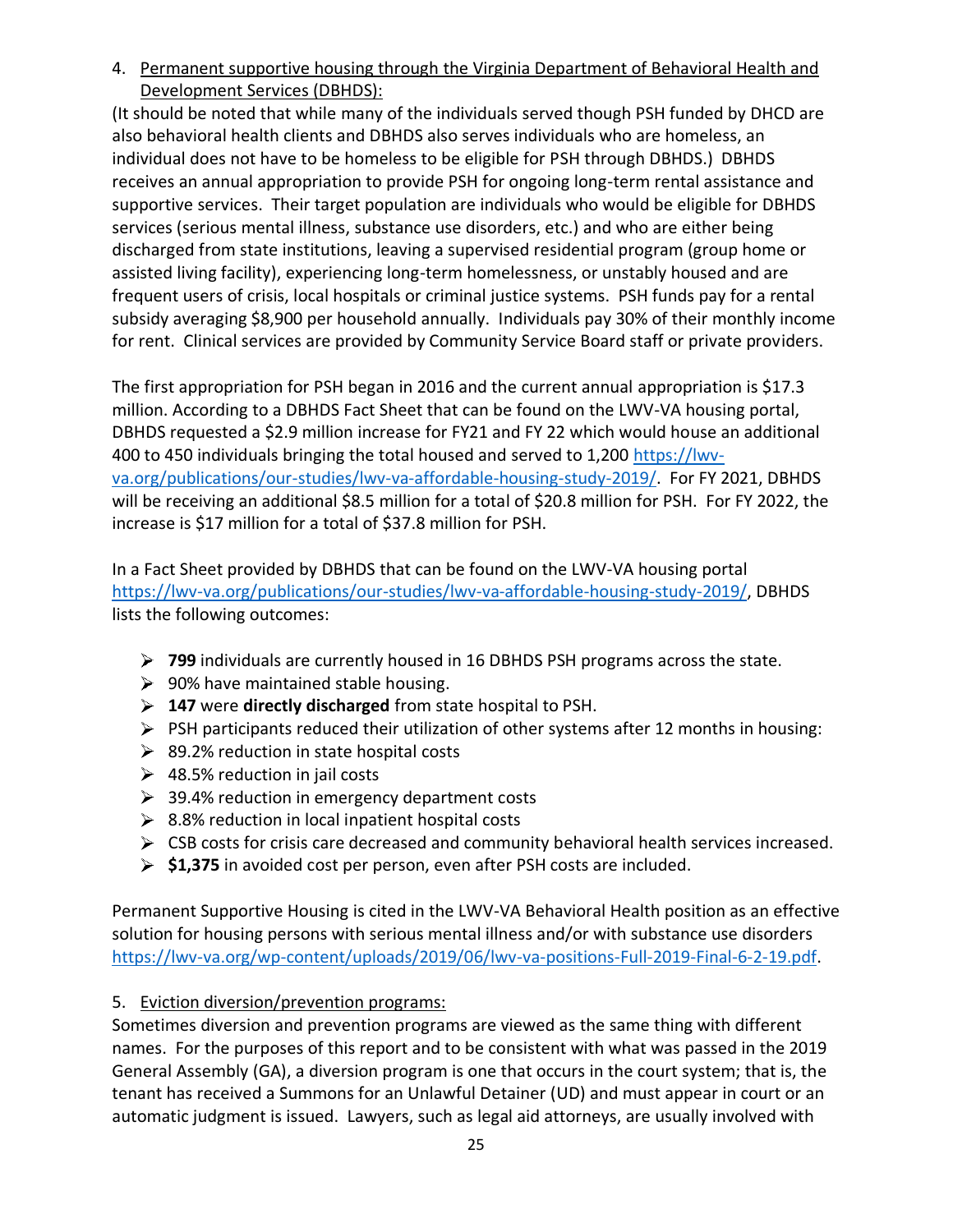4. <u>Permanent supportive housing through the Virginia Department of Behavioral Health and Development Services (DBHDS):</u>

(It should be noted that while many of the individuals served though PSH funded by DHCD are also behavioral health clients and DBHDS also serves individuals who are homeless, an individual does not have to be homeless to be eligible for PSH through DBHDS.) DBHDS receives an annual appropriation to provide PSH for ongoing long-term rental assistance and supportive services. Their target population are individuals who would be eligible for DBHDS services (serious mental illness, substance use disorders, etc.) and who are either being discharged from state institutions, leaving a supervised residential program (group home or assisted living facility), experiencing long-term homelessness, or unstably housed and are frequent users of crisis, local hospitals or criminal justice systems. PSH funds pay for a rental subsidy averaging $8,900 per household annually. Individuals pay 30% of their monthly income for rent. Clinical services are provided by Community Service Board staff or private providers.

The first appropriation for PSH began in 2016 and the current annual appropriation is $17.3 million. According to a DBHDS Fact Sheet that can be found on the LWV-VA housing portal, DBHDS requested a $2.9 million increase for FY21 and FY 22 which would house an additional 400 to 450 individuals bringing the total housed and served to 1,200 https://lwv-va.org/publications/our-studies/lwv-va-affordable-housing-study-2019/. For FY 2021, DBHDS will be receiving an additional $8.5 million for a total of $20.8 million for PSH. For FY 2022, the increase is $17 million for a total of $37.8 million for PSH.

In a Fact Sheet provided by DBHDS that can be found on the LWV-VA housing portal https://lwv-va.org/publications/our-studies/lwv-va-affordable-housing-study-2019/, DBHDS lists the following outcomes:

- **799** individuals are currently housed in 16 DBHDS PSH programs across the state.
- 90% have maintained stable housing.
- **147** were **directly discharged** from state hospital to PSH.
- PSH participants reduced their utilization of other systems after 12 months in housing:
- 89.2% reduction in state hospital costs
- 48.5% reduction in jail costs
- 39.4% reduction in emergency department costs
- 8.8% reduction in local inpatient hospital costs
- CSB costs for crisis care decreased and community behavioral health services increased.
- **$1,375** in avoided cost per person, even after PSH costs are included.

Permanent Supportive Housing is cited in the LWV-VA Behavioral Health position as an effective solution for housing persons with serious mental illness and/or with substance use disorders https://lwv-va.org/wp-content/uploads/2019/06/lwv-va-positions-Full-2019-Final-6-2-19.pdf.

5. <u>Eviction diversion/prevention programs:</u>

Sometimes diversion and prevention programs are viewed as the same thing with different names. For the purposes of this report and to be consistent with what was passed in the 2019 General Assembly (GA), a diversion program is one that occurs in the court system; that is, the tenant has received a Summons for an Unlawful Detainer (UD) and must appear in court or an automatic judgment is issued. Lawyers, such as legal aid attorneys, are usually involved with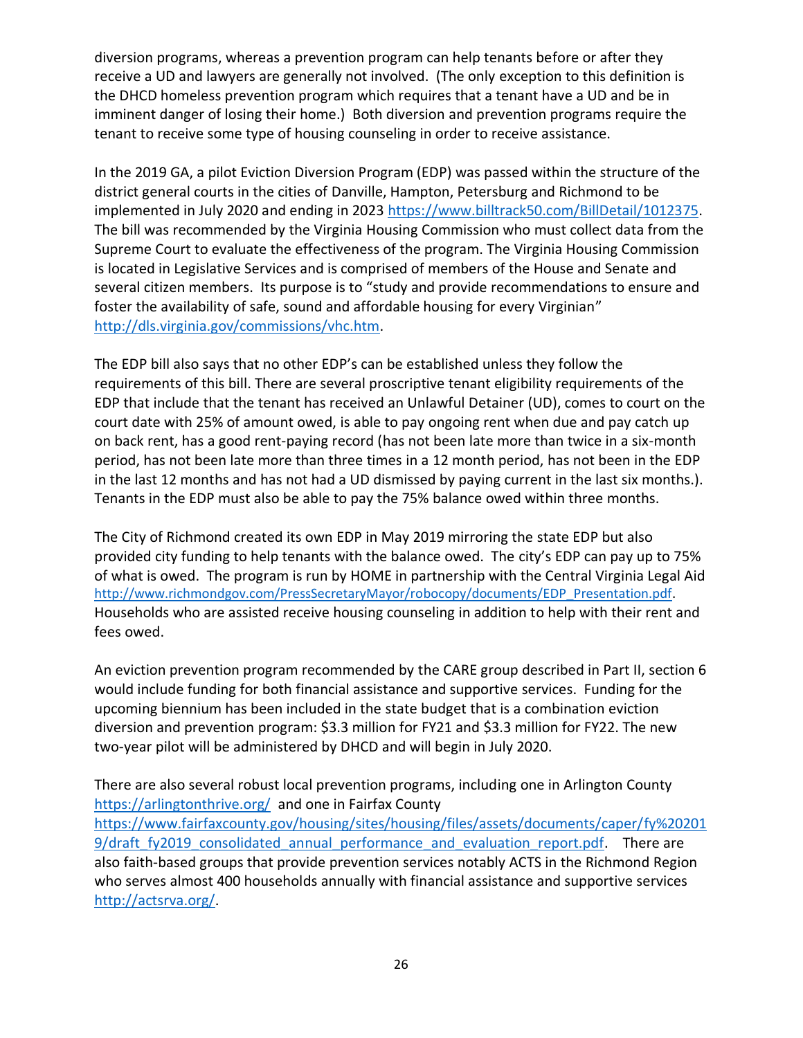diversion programs, whereas a prevention program can help tenants before or after they receive a UD and lawyers are generally not involved. (The only exception to this definition is the DHCD homeless prevention program which requires that a tenant have a UD and be in imminent danger of losing their home.) Both diversion and prevention programs require the tenant to receive some type of housing counseling in order to receive assistance.

In the 2019 GA, a pilot Eviction Diversion Program (EDP) was passed within the structure of the district general courts in the cities of Danville, Hampton, Petersburg and Richmond to be implemented in July 2020 and ending in 2023 https://www.billtrack50.com/BillDetail/1012375. The bill was recommended by the Virginia Housing Commission who must collect data from the Supreme Court to evaluate the effectiveness of the program. The Virginia Housing Commission is located in Legislative Services and is comprised of members of the House and Senate and several citizen members. Its purpose is to "study and provide recommendations to ensure and foster the availability of safe, sound and affordable housing for every Virginian" http://dls.virginia.gov/commissions/vhc.htm.

The EDP bill also says that no other EDP's can be established unless they follow the requirements of this bill. There are several proscriptive tenant eligibility requirements of the EDP that include that the tenant has received an Unlawful Detainer (UD), comes to court on the court date with 25% of amount owed, is able to pay ongoing rent when due and pay catch up on back rent, has a good rent-paying record (has not been late more than twice in a six-month period, has not been late more than three times in a 12 month period, has not been in the EDP in the last 12 months and has not had a UD dismissed by paying current in the last six months.). Tenants in the EDP must also be able to pay the 75% balance owed within three months.

The City of Richmond created its own EDP in May 2019 mirroring the state EDP but also provided city funding to help tenants with the balance owed. The city's EDP can pay up to 75% of what is owed. The program is run by HOME in partnership with the Central Virginia Legal Aid http://www.richmondgov.com/PressSecretaryMayor/robocopy/documents/EDP_Presentation.pdf. Households who are assisted receive housing counseling in addition to help with their rent and fees owed.

An eviction prevention program recommended by the CARE group described in Part II, section 6 would include funding for both financial assistance and supportive services. Funding for the upcoming biennium has been included in the state budget that is a combination eviction diversion and prevention program: $3.3 million for FY21 and $3.3 million for FY22. The new two-year pilot will be administered by DHCD and will begin in July 2020.

There are also several robust local prevention programs, including one in Arlington County https://arlingtonthrive.org/ and one in Fairfax County https://www.fairfaxcounty.gov/housing/sites/housing/files/assets/documents/caper/fy%202019/draft_fy2019_consolidated_annual_performance_and_evaluation_report.pdf. There are also faith-based groups that provide prevention services notably ACTS in the Richmond Region who serves almost 400 households annually with financial assistance and supportive services http://actsrva.org/.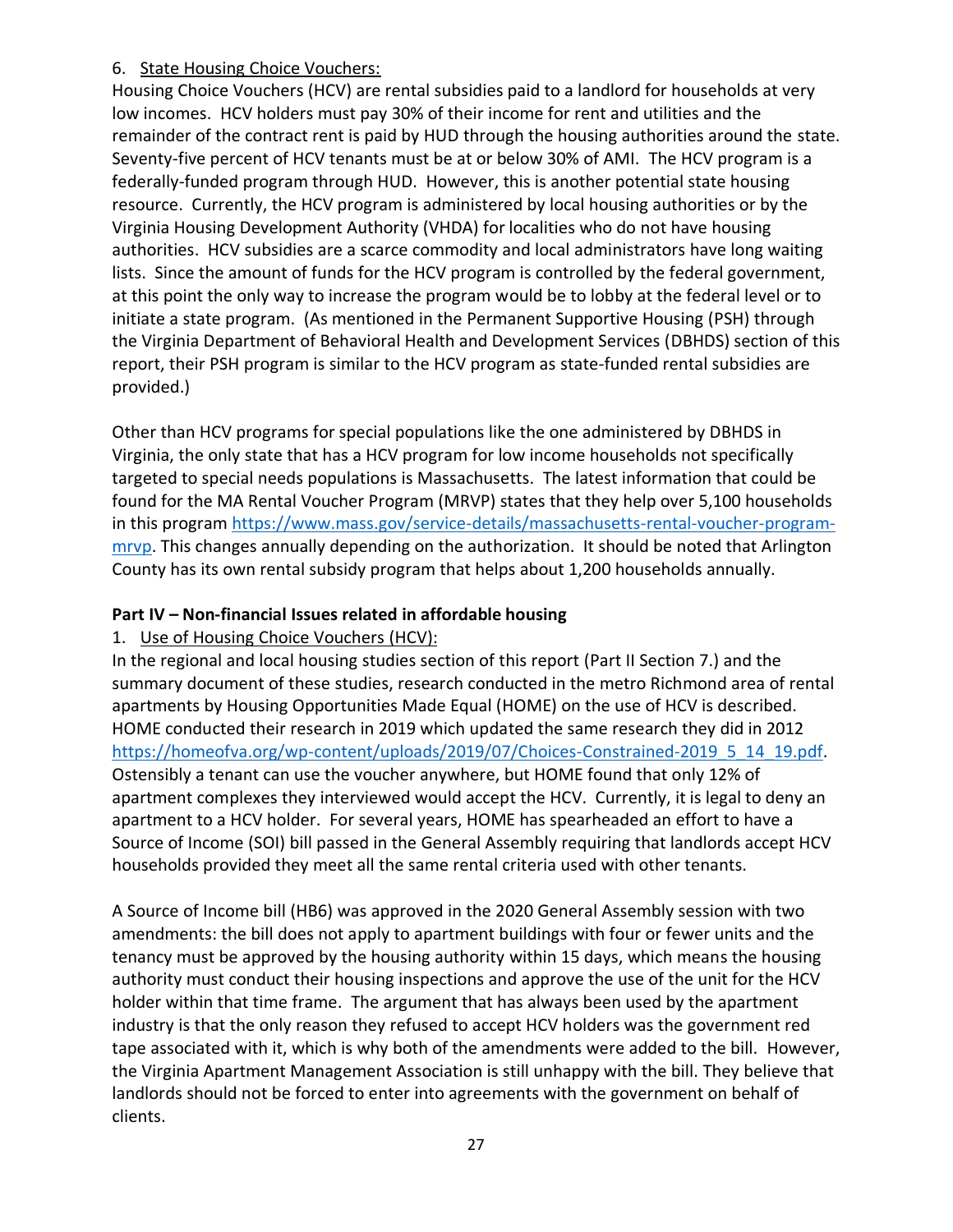6. State Housing Choice Vouchers:

Housing Choice Vouchers (HCV) are rental subsidies paid to a landlord for households at very low incomes. HCV holders must pay 30% of their income for rent and utilities and the remainder of the contract rent is paid by HUD through the housing authorities around the state. Seventy-five percent of HCV tenants must be at or below 30% of AMI. The HCV program is a federally-funded program through HUD. However, this is another potential state housing resource. Currently, the HCV program is administered by local housing authorities or by the Virginia Housing Development Authority (VHDA) for localities who do not have housing authorities. HCV subsidies are a scarce commodity and local administrators have long waiting lists. Since the amount of funds for the HCV program is controlled by the federal government, at this point the only way to increase the program would be to lobby at the federal level or to initiate a state program. (As mentioned in the Permanent Supportive Housing (PSH) through the Virginia Department of Behavioral Health and Development Services (DBHDS) section of this report, their PSH program is similar to the HCV program as state-funded rental subsidies are provided.)

Other than HCV programs for special populations like the one administered by DBHDS in Virginia, the only state that has a HCV program for low income households not specifically targeted to special needs populations is Massachusetts. The latest information that could be found for the MA Rental Voucher Program (MRVP) states that they help over 5,100 households in this program https://www.mass.gov/service-details/massachusetts-rental-voucher-program-mrvp. This changes annually depending on the authorization. It should be noted that Arlington County has its own rental subsidy program that helps about 1,200 households annually.

## Part IV – Non-financial Issues related in affordable housing

1. Use of Housing Choice Vouchers (HCV):

In the regional and local housing studies section of this report (Part II Section 7.) and the summary document of these studies, research conducted in the metro Richmond area of rental apartments by Housing Opportunities Made Equal (HOME) on the use of HCV is described. HOME conducted their research in 2019 which updated the same research they did in 2012 https://homeofva.org/wp-content/uploads/2019/07/Choices-Constrained-2019_5_14_19.pdf. Ostensibly a tenant can use the voucher anywhere, but HOME found that only 12% of apartment complexes they interviewed would accept the HCV. Currently, it is legal to deny an apartment to a HCV holder. For several years, HOME has spearheaded an effort to have a Source of Income (SOI) bill passed in the General Assembly requiring that landlords accept HCV households provided they meet all the same rental criteria used with other tenants.

A Source of Income bill (HB6) was approved in the 2020 General Assembly session with two amendments: the bill does not apply to apartment buildings with four or fewer units and the tenancy must be approved by the housing authority within 15 days, which means the housing authority must conduct their housing inspections and approve the use of the unit for the HCV holder within that time frame. The argument that has always been used by the apartment industry is that the only reason they refused to accept HCV holders was the government red tape associated with it, which is why both of the amendments were added to the bill. However, the Virginia Apartment Management Association is still unhappy with the bill. They believe that landlords should not be forced to enter into agreements with the government on behalf of clients.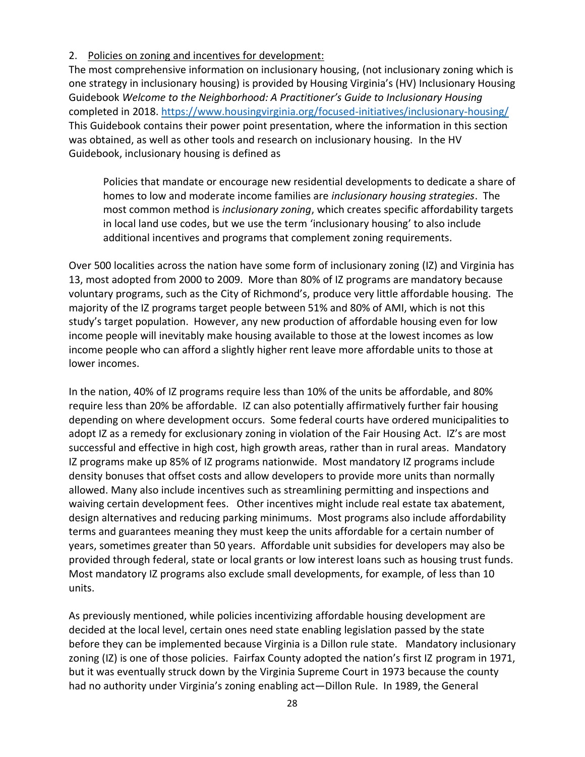2. Policies on zoning and incentives for development:

The most comprehensive information on inclusionary housing, (not inclusionary zoning which is one strategy in inclusionary housing) is provided by Housing Virginia's (HV) Inclusionary Housing Guidebook *Welcome to the Neighborhood: A Practitioner's Guide to Inclusionary Housing* completed in 2018. https://www.housingvirginia.org/focused-initiatives/inclusionary-housing/ This Guidebook contains their power point presentation, where the information in this section was obtained, as well as other tools and research on inclusionary housing. In the HV Guidebook, inclusionary housing is defined as

> Policies that mandate or encourage new residential developments to dedicate a share of homes to low and moderate income families are *inclusionary housing strategies*. The most common method is *inclusionary zoning*, which creates specific affordability targets in local land use codes, but we use the term 'inclusionary housing' to also include additional incentives and programs that complement zoning requirements.

Over 500 localities across the nation have some form of inclusionary zoning (IZ) and Virginia has 13, most adopted from 2000 to 2009. More than 80% of IZ programs are mandatory because voluntary programs, such as the City of Richmond's, produce very little affordable housing. The majority of the IZ programs target people between 51% and 80% of AMI, which is not this study's target population. However, any new production of affordable housing even for low income people will inevitably make housing available to those at the lowest incomes as low income people who can afford a slightly higher rent leave more affordable units to those at lower incomes.

In the nation, 40% of IZ programs require less than 10% of the units be affordable, and 80% require less than 20% be affordable. IZ can also potentially affirmatively further fair housing depending on where development occurs. Some federal courts have ordered municipalities to adopt IZ as a remedy for exclusionary zoning in violation of the Fair Housing Act. IZ's are most successful and effective in high cost, high growth areas, rather than in rural areas. Mandatory IZ programs make up 85% of IZ programs nationwide. Most mandatory IZ programs include density bonuses that offset costs and allow developers to provide more units than normally allowed. Many also include incentives such as streamlining permitting and inspections and waiving certain development fees. Other incentives might include real estate tax abatement, design alternatives and reducing parking minimums. Most programs also include affordability terms and guarantees meaning they must keep the units affordable for a certain number of years, sometimes greater than 50 years. Affordable unit subsidies for developers may also be provided through federal, state or local grants or low interest loans such as housing trust funds. Most mandatory IZ programs also exclude small developments, for example, of less than 10 units.

As previously mentioned, while policies incentivizing affordable housing development are decided at the local level, certain ones need state enabling legislation passed by the state before they can be implemented because Virginia is a Dillon rule state. Mandatory inclusionary zoning (IZ) is one of those policies. Fairfax County adopted the nation's first IZ program in 1971, but it was eventually struck down by the Virginia Supreme Court in 1973 because the county had no authority under Virginia's zoning enabling act—Dillon Rule. In 1989, the General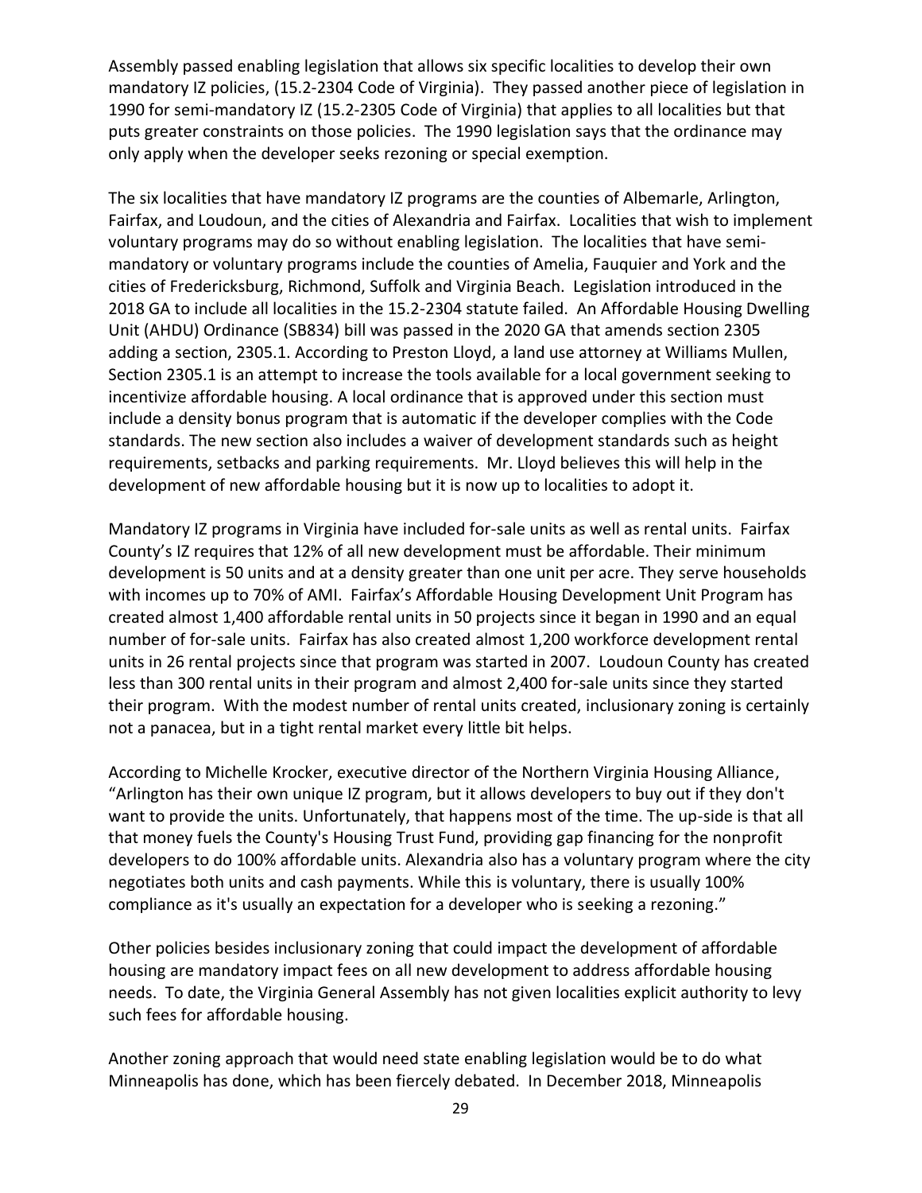Assembly passed enabling legislation that allows six specific localities to develop their own mandatory IZ policies, (15.2-2304 Code of Virginia). They passed another piece of legislation in 1990 for semi-mandatory IZ (15.2-2305 Code of Virginia) that applies to all localities but that puts greater constraints on those policies. The 1990 legislation says that the ordinance may only apply when the developer seeks rezoning or special exemption.

The six localities that have mandatory IZ programs are the counties of Albemarle, Arlington, Fairfax, and Loudoun, and the cities of Alexandria and Fairfax. Localities that wish to implement voluntary programs may do so without enabling legislation. The localities that have semi-mandatory or voluntary programs include the counties of Amelia, Fauquier and York and the cities of Fredericksburg, Richmond, Suffolk and Virginia Beach. Legislation introduced in the 2018 GA to include all localities in the 15.2-2304 statute failed. An Affordable Housing Dwelling Unit (AHDU) Ordinance (SB834) bill was passed in the 2020 GA that amends section 2305 adding a section, 2305.1. According to Preston Lloyd, a land use attorney at Williams Mullen, Section 2305.1 is an attempt to increase the tools available for a local government seeking to incentivize affordable housing. A local ordinance that is approved under this section must include a density bonus program that is automatic if the developer complies with the Code standards. The new section also includes a waiver of development standards such as height requirements, setbacks and parking requirements. Mr. Lloyd believes this will help in the development of new affordable housing but it is now up to localities to adopt it.

Mandatory IZ programs in Virginia have included for-sale units as well as rental units. Fairfax County's IZ requires that 12% of all new development must be affordable. Their minimum development is 50 units and at a density greater than one unit per acre. They serve households with incomes up to 70% of AMI. Fairfax's Affordable Housing Development Unit Program has created almost 1,400 affordable rental units in 50 projects since it began in 1990 and an equal number of for-sale units. Fairfax has also created almost 1,200 workforce development rental units in 26 rental projects since that program was started in 2007. Loudoun County has created less than 300 rental units in their program and almost 2,400 for-sale units since they started their program. With the modest number of rental units created, inclusionary zoning is certainly not a panacea, but in a tight rental market every little bit helps.

According to Michelle Krocker, executive director of the Northern Virginia Housing Alliance, "Arlington has their own unique IZ program, but it allows developers to buy out if they don't want to provide the units. Unfortunately, that happens most of the time. The up-side is that all that money fuels the County's Housing Trust Fund, providing gap financing for the nonprofit developers to do 100% affordable units. Alexandria also has a voluntary program where the city negotiates both units and cash payments. While this is voluntary, there is usually 100% compliance as it's usually an expectation for a developer who is seeking a rezoning."

Other policies besides inclusionary zoning that could impact the development of affordable housing are mandatory impact fees on all new development to address affordable housing needs. To date, the Virginia General Assembly has not given localities explicit authority to levy such fees for affordable housing.

Another zoning approach that would need state enabling legislation would be to do what Minneapolis has done, which has been fiercely debated. In December 2018, Minneapolis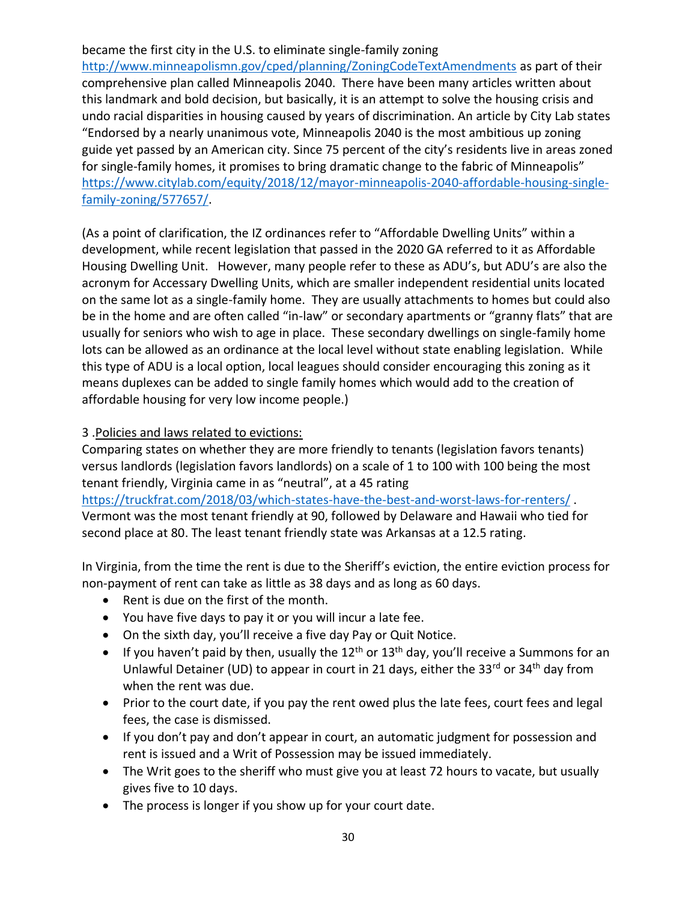became the first city in the U.S. to eliminate single-family zoning http://www.minneapolismn.gov/cped/planning/ZoningCodeTextAmendments as part of their comprehensive plan called Minneapolis 2040. There have been many articles written about this landmark and bold decision, but basically, it is an attempt to solve the housing crisis and undo racial disparities in housing caused by years of discrimination. An article by City Lab states "Endorsed by a nearly unanimous vote, Minneapolis 2040 is the most ambitious up zoning guide yet passed by an American city. Since 75 percent of the city's residents live in areas zoned for single-family homes, it promises to bring dramatic change to the fabric of Minneapolis" https://www.citylab.com/equity/2018/12/mayor-minneapolis-2040-affordable-housing-single-family-zoning/577657/.

(As a point of clarification, the IZ ordinances refer to "Affordable Dwelling Units" within a development, while recent legislation that passed in the 2020 GA referred to it as Affordable Housing Dwelling Unit. However, many people refer to these as ADU's, but ADU's are also the acronym for Accessary Dwelling Units, which are smaller independent residential units located on the same lot as a single-family home. They are usually attachments to homes but could also be in the home and are often called "in-law" or secondary apartments or "granny flats" that are usually for seniors who wish to age in place. These secondary dwellings on single-family home lots can be allowed as an ordinance at the local level without state enabling legislation. While this type of ADU is a local option, local leagues should consider encouraging this zoning as it means duplexes can be added to single family homes which would add to the creation of affordable housing for very low income people.)

3 .Policies and laws related to evictions:

Comparing states on whether they are more friendly to tenants (legislation favors tenants) versus landlords (legislation favors landlords) on a scale of 1 to 100 with 100 being the most tenant friendly, Virginia came in as "neutral", at a 45 rating https://truckfrat.com/2018/03/which-states-have-the-best-and-worst-laws-for-renters/ . Vermont was the most tenant friendly at 90, followed by Delaware and Hawaii who tied for second place at 80. The least tenant friendly state was Arkansas at a 12.5 rating.

In Virginia, from the time the rent is due to the Sheriff's eviction, the entire eviction process for non-payment of rent can take as little as 38 days and as long as 60 days.

- Rent is due on the first of the month.
- You have five days to pay it or you will incur a late fee.
- On the sixth day, you'll receive a five day Pay or Quit Notice.
- If you haven't paid by then, usually the 12th or 13th day, you'll receive a Summons for an Unlawful Detainer (UD) to appear in court in 21 days, either the 33rd or 34th day from when the rent was due.
- Prior to the court date, if you pay the rent owed plus the late fees, court fees and legal fees, the case is dismissed.
- If you don't pay and don't appear in court, an automatic judgment for possession and rent is issued and a Writ of Possession may be issued immediately.
- The Writ goes to the sheriff who must give you at least 72 hours to vacate, but usually gives five to 10 days.
- The process is longer if you show up for your court date.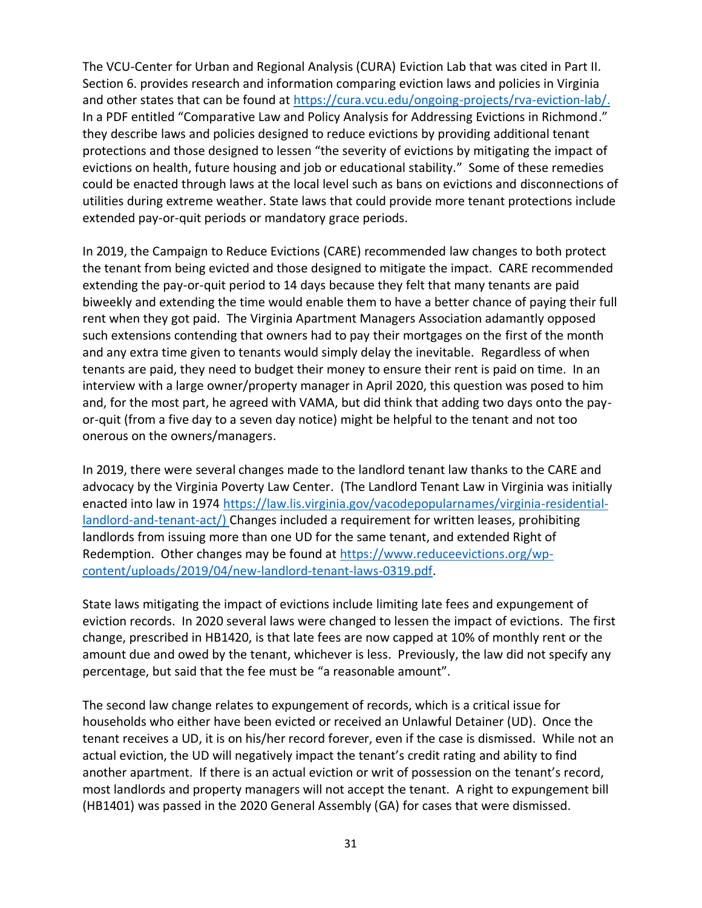The VCU-Center for Urban and Regional Analysis (CURA) Eviction Lab that was cited in Part II. Section 6. provides research and information comparing eviction laws and policies in Virginia and other states that can be found at https://cura.vcu.edu/ongoing-projects/rva-eviction-lab/. In a PDF entitled "Comparative Law and Policy Analysis for Addressing Evictions in Richmond." they describe laws and policies designed to reduce evictions by providing additional tenant protections and those designed to lessen "the severity of evictions by mitigating the impact of evictions on health, future housing and job or educational stability." Some of these remedies could be enacted through laws at the local level such as bans on evictions and disconnections of utilities during extreme weather. State laws that could provide more tenant protections include extended pay-or-quit periods or mandatory grace periods.

In 2019, the Campaign to Reduce Evictions (CARE) recommended law changes to both protect the tenant from being evicted and those designed to mitigate the impact. CARE recommended extending the pay-or-quit period to 14 days because they felt that many tenants are paid biweekly and extending the time would enable them to have a better chance of paying their full rent when they got paid. The Virginia Apartment Managers Association adamantly opposed such extensions contending that owners had to pay their mortgages on the first of the month and any extra time given to tenants would simply delay the inevitable. Regardless of when tenants are paid, they need to budget their money to ensure their rent is paid on time. In an interview with a large owner/property manager in April 2020, this question was posed to him and, for the most part, he agreed with VAMA, but did think that adding two days onto the pay-or-quit (from a five day to a seven day notice) might be helpful to the tenant and not too onerous on the owners/managers.

In 2019, there were several changes made to the landlord tenant law thanks to the CARE and advocacy by the Virginia Poverty Law Center. (The Landlord Tenant Law in Virginia was initially enacted into law in 1974 https://law.lis.virginia.gov/vacodepopularnames/virginia-residential-landlord-and-tenant-act/) Changes included a requirement for written leases, prohibiting landlords from issuing more than one UD for the same tenant, and extended Right of Redemption. Other changes may be found at https://www.reduceevictions.org/wp-content/uploads/2019/04/new-landlord-tenant-laws-0319.pdf.

State laws mitigating the impact of evictions include limiting late fees and expungement of eviction records. In 2020 several laws were changed to lessen the impact of evictions. The first change, prescribed in HB1420, is that late fees are now capped at 10% of monthly rent or the amount due and owed by the tenant, whichever is less. Previously, the law did not specify any percentage, but said that the fee must be "a reasonable amount".

The second law change relates to expungement of records, which is a critical issue for households who either have been evicted or received an Unlawful Detainer (UD). Once the tenant receives a UD, it is on his/her record forever, even if the case is dismissed. While not an actual eviction, the UD will negatively impact the tenant's credit rating and ability to find another apartment. If there is an actual eviction or writ of possession on the tenant's record, most landlords and property managers will not accept the tenant. A right to expungement bill (HB1401) was passed in the 2020 General Assembly (GA) for cases that were dismissed.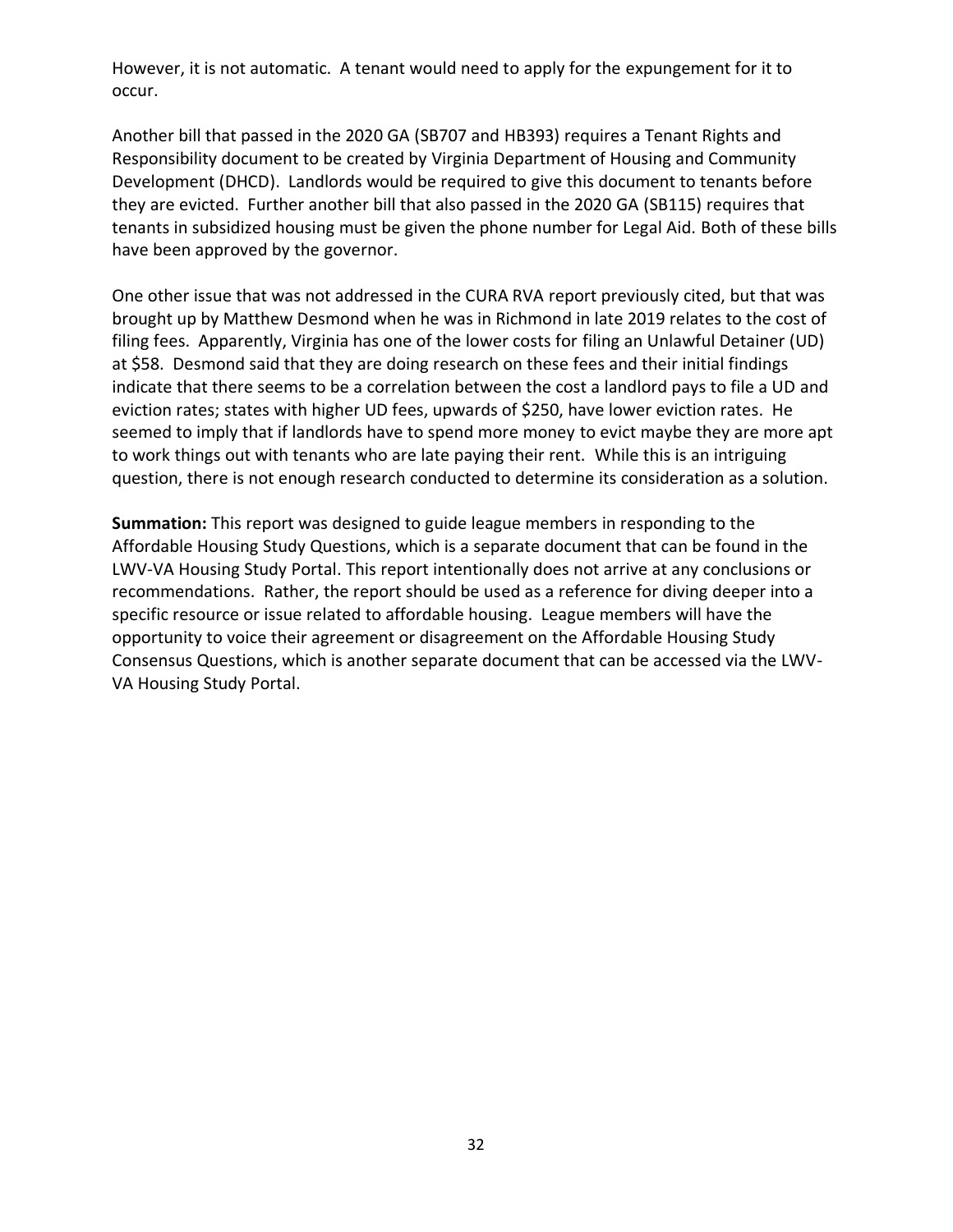However, it is not automatic. A tenant would need to apply for the expungement for it to occur.

Another bill that passed in the 2020 GA (SB707 and HB393) requires a Tenant Rights and Responsibility document to be created by Virginia Department of Housing and Community Development (DHCD). Landlords would be required to give this document to tenants before they are evicted. Further another bill that also passed in the 2020 GA (SB115) requires that tenants in subsidized housing must be given the phone number for Legal Aid. Both of these bills have been approved by the governor.

One other issue that was not addressed in the CURA RVA report previously cited, but that was brought up by Matthew Desmond when he was in Richmond in late 2019 relates to the cost of filing fees. Apparently, Virginia has one of the lower costs for filing an Unlawful Detainer (UD) at $58. Desmond said that they are doing research on these fees and their initial findings indicate that there seems to be a correlation between the cost a landlord pays to file a UD and eviction rates; states with higher UD fees, upwards of $250, have lower eviction rates. He seemed to imply that if landlords have to spend more money to evict maybe they are more apt to work things out with tenants who are late paying their rent. While this is an intriguing question, there is not enough research conducted to determine its consideration as a solution.

**Summation:** This report was designed to guide league members in responding to the Affordable Housing Study Questions, which is a separate document that can be found in the LWV-VA Housing Study Portal. This report intentionally does not arrive at any conclusions or recommendations. Rather, the report should be used as a reference for diving deeper into a specific resource or issue related to affordable housing. League members will have the opportunity to voice their agreement or disagreement on the Affordable Housing Study Consensus Questions, which is another separate document that can be accessed via the LWV-VA Housing Study Portal.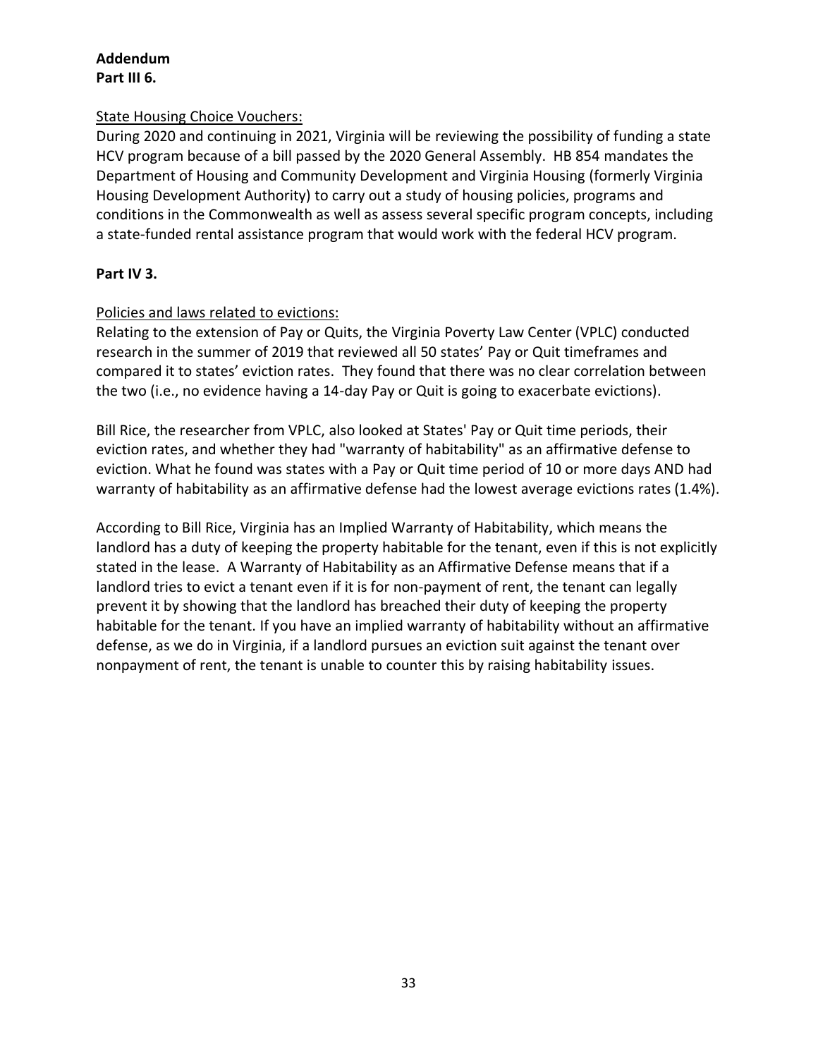**Addendum**
**Part III 6.**

State Housing Choice Vouchers:
During 2020 and continuing in 2021, Virginia will be reviewing the possibility of funding a state HCV program because of a bill passed by the 2020 General Assembly. HB 854 mandates the Department of Housing and Community Development and Virginia Housing (formerly Virginia Housing Development Authority) to carry out a study of housing policies, programs and conditions in the Commonwealth as well as assess several specific program concepts, including a state-funded rental assistance program that would work with the federal HCV program.

**Part IV 3.**

Policies and laws related to evictions:
Relating to the extension of Pay or Quits, the Virginia Poverty Law Center (VPLC) conducted research in the summer of 2019 that reviewed all 50 states' Pay or Quit timeframes and compared it to states' eviction rates. They found that there was no clear correlation between the two (i.e., no evidence having a 14-day Pay or Quit is going to exacerbate evictions).

Bill Rice, the researcher from VPLC, also looked at States' Pay or Quit time periods, their eviction rates, and whether they had "warranty of habitability" as an affirmative defense to eviction. What he found was states with a Pay or Quit time period of 10 or more days AND had warranty of habitability as an affirmative defense had the lowest average evictions rates (1.4%).

According to Bill Rice, Virginia has an Implied Warranty of Habitability, which means the landlord has a duty of keeping the property habitable for the tenant, even if this is not explicitly stated in the lease. A Warranty of Habitability as an Affirmative Defense means that if a landlord tries to evict a tenant even if it is for non-payment of rent, the tenant can legally prevent it by showing that the landlord has breached their duty of keeping the property habitable for the tenant. If you have an implied warranty of habitability without an affirmative defense, as we do in Virginia, if a landlord pursues an eviction suit against the tenant over nonpayment of rent, the tenant is unable to counter this by raising habitability issues.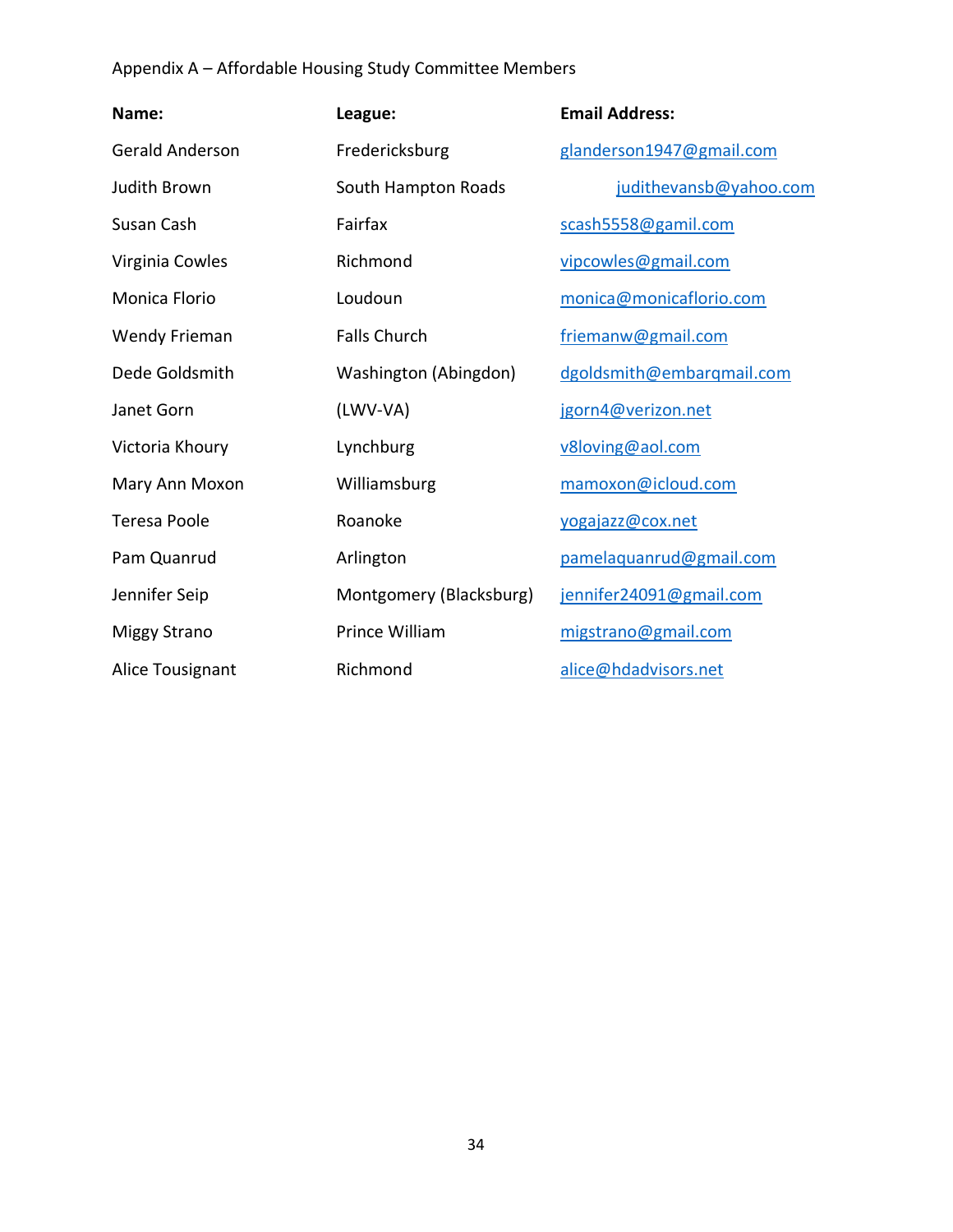Appendix A – Affordable Housing Study Committee Members

| Name: | League: | Email Address: |
| --- | --- | --- |
| Gerald Anderson | Fredericksburg | glanderson1947@gmail.com |
| Judith Brown | South Hampton Roads | judithevansb@yahoo.com |
| Susan Cash | Fairfax | scash5558@gamil.com |
| Virginia Cowles | Richmond | vipcowles@gmail.com |
| Monica Florio | Loudoun | monica@monicaflorio.com |
| Wendy Frieman | Falls Church | friemanw@gmail.com |
| Dede Goldsmith | Washington (Abingdon) | dgoldsmith@embarqmail.com |
| Janet Gorn | (LWV-VA) | jgorn4@verizon.net |
| Victoria Khoury | Lynchburg | v8loving@aol.com |
| Mary Ann Moxon | Williamsburg | mamoxon@icloud.com |
| Teresa Poole | Roanoke | yogajazz@cox.net |
| Pam Quanrud | Arlington | pamelaquanrud@gmail.com |
| Jennifer Seip | Montgomery (Blacksburg) | jennifer24091@gmail.com |
| Miggy Strano | Prince William | migstrano@gmail.com |
| Alice Tousignant | Richmond | alice@hdadvisors.net |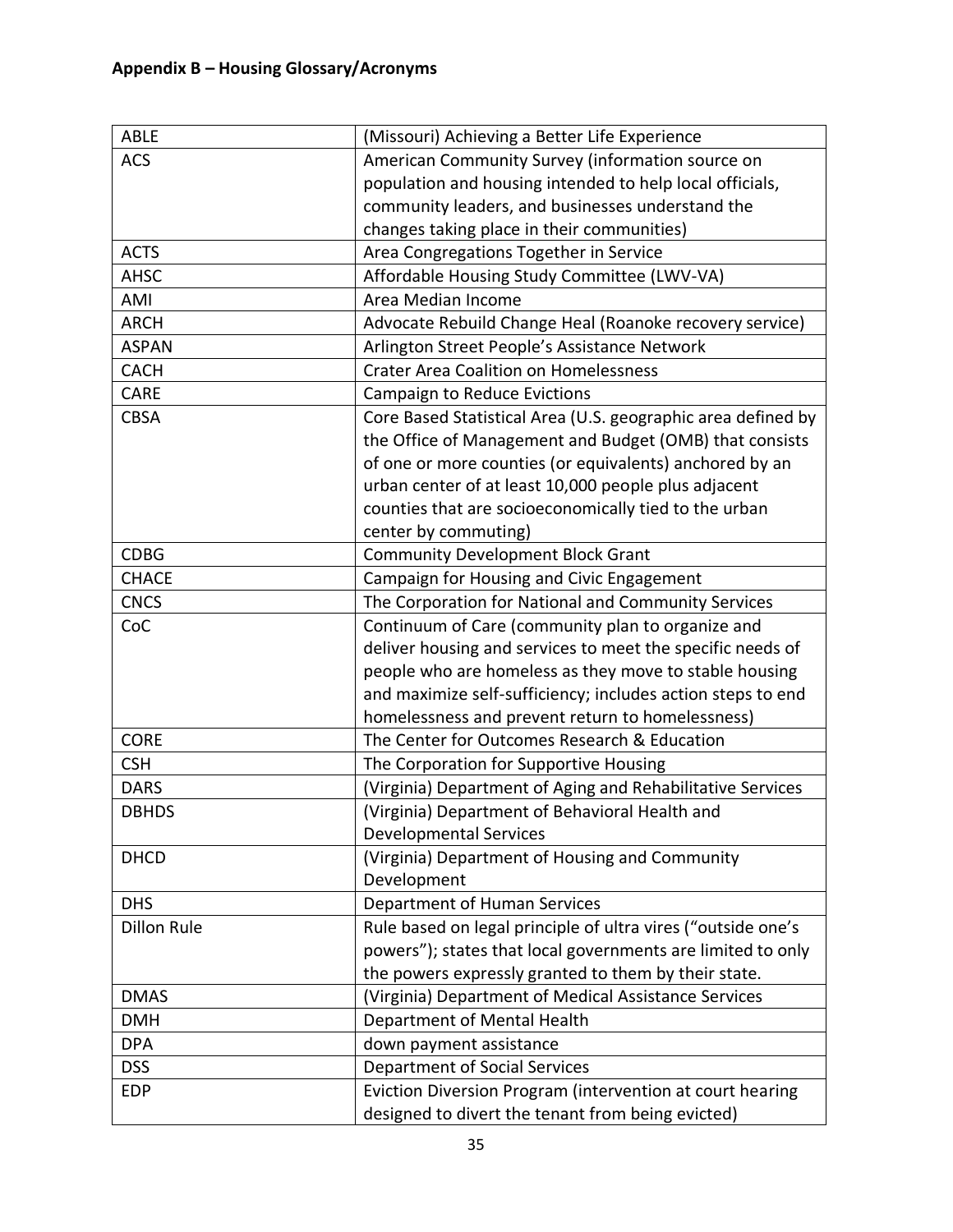### Appendix B – Housing Glossary/Acronyms

| | |
|---|---|
| ABLE | (Missouri) Achieving a Better Life Experience |
| ACS | American Community Survey (information source on population and housing intended to help local officials, community leaders, and businesses understand the changes taking place in their communities) |
| ACTS | Area Congregations Together in Service |
| AHSC | Affordable Housing Study Committee (LWV-VA) |
| AMI | Area Median Income |
| ARCH | Advocate Rebuild Change Heal (Roanoke recovery service) |
| ASPAN | Arlington Street People's Assistance Network |
| CACH | Crater Area Coalition on Homelessness |
| CARE | Campaign to Reduce Evictions |
| CBSA | Core Based Statistical Area (U.S. geographic area defined by the Office of Management and Budget (OMB) that consists of one or more counties (or equivalents) anchored by an urban center of at least 10,000 people plus adjacent counties that are socioeconomically tied to the urban center by commuting) |
| CDBG | Community Development Block Grant |
| CHACE | Campaign for Housing and Civic Engagement |
| CNCS | The Corporation for National and Community Services |
| CoC | Continuum of Care (community plan to organize and deliver housing and services to meet the specific needs of people who are homeless as they move to stable housing and maximize self-sufficiency; includes action steps to end homelessness and prevent return to homelessness) |
| CORE | The Center for Outcomes Research & Education |
| CSH | The Corporation for Supportive Housing |
| DARS | (Virginia) Department of Aging and Rehabilitative Services |
| DBHDS | (Virginia) Department of Behavioral Health and Developmental Services |
| DHCD | (Virginia) Department of Housing and Community Development |
| DHS | Department of Human Services |
| Dillon Rule | Rule based on legal principle of ultra vires ("outside one's powers"); states that local governments are limited to only the powers expressly granted to them by their state. |
| DMAS | (Virginia) Department of Medical Assistance Services |
| DMH | Department of Mental Health |
| DPA | down payment assistance |
| DSS | Department of Social Services |
| EDP | Eviction Diversion Program (intervention at court hearing designed to divert the tenant from being evicted) |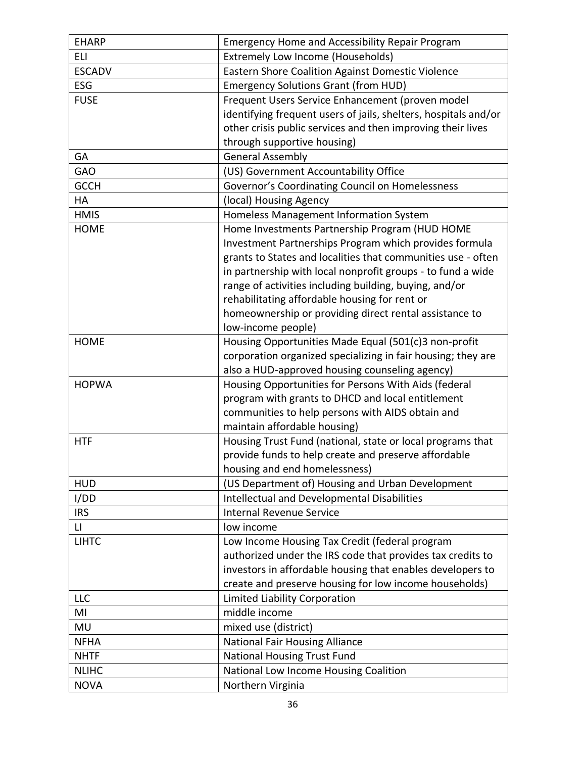| | |
|---|---|
| EHARP | Emergency Home and Accessibility Repair Program |
| ELI | Extremely Low Income (Households) |
| ESCADV | Eastern Shore Coalition Against Domestic Violence |
| ESG | Emergency Solutions Grant (from HUD) |
| FUSE | Frequent Users Service Enhancement (proven model identifying frequent users of jails, shelters, hospitals and/or other crisis public services and then improving their lives through supportive housing) |
| GA | General Assembly |
| GAO | (US) Government Accountability Office |
| GCCH | Governor's Coordinating Council on Homelessness |
| HA | (local) Housing Agency |
| HMIS | Homeless Management Information System |
| HOME | Home Investments Partnership Program (HUD HOME Investment Partnerships Program which provides formula grants to States and localities that communities use - often in partnership with local nonprofit groups - to fund a wide range of activities including building, buying, and/or rehabilitating affordable housing for rent or homeownership or providing direct rental assistance to low-income people) |
| HOME | Housing Opportunities Made Equal (501(c)3 non-profit corporation organized specializing in fair housing; they are also a HUD-approved housing counseling agency) |
| HOPWA | Housing Opportunities for Persons With Aids (federal program with grants to DHCD and local entitlement communities to help persons with AIDS obtain and maintain affordable housing) |
| HTF | Housing Trust Fund (national, state or local programs that provide funds to help create and preserve affordable housing and end homelessness) |
| HUD | (US Department of) Housing and Urban Development |
| I/DD | Intellectual and Developmental Disabilities |
| IRS | Internal Revenue Service |
| LI | low income |
| LIHTC | Low Income Housing Tax Credit (federal program authorized under the IRS code that provides tax credits to investors in affordable housing that enables developers to create and preserve housing for low income households) |
| LLC | Limited Liability Corporation |
| MI | middle income |
| MU | mixed use (district) |
| NFHA | National Fair Housing Alliance |
| NHTF | National Housing Trust Fund |
| NLIHC | National Low Income Housing Coalition |
| NOVA | Northern Virginia |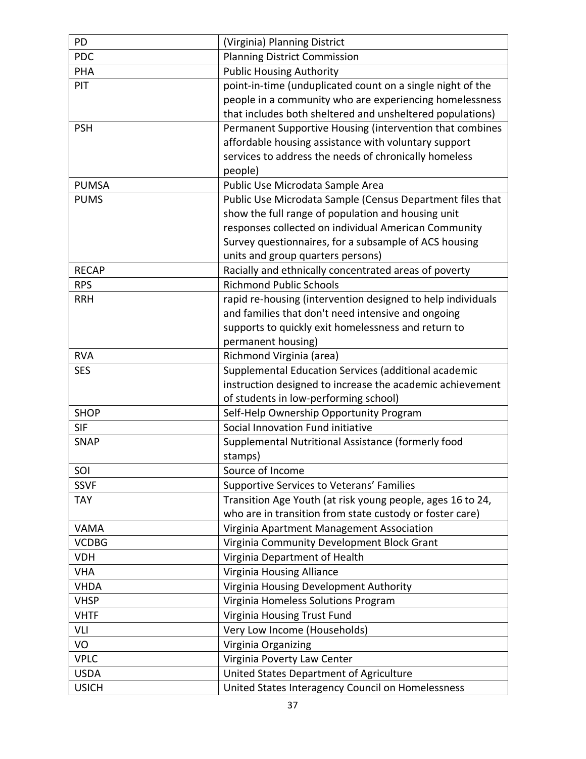| | |
|---|---|
| PD | (Virginia) Planning District |
| PDC | Planning District Commission |
| PHA | Public Housing Authority |
| PIT | point-in-time (unduplicated count on a single night of the people in a community who are experiencing homelessness that includes both sheltered and unsheltered populations) |
| PSH | Permanent Supportive Housing (intervention that combines affordable housing assistance with voluntary support services to address the needs of chronically homeless people) |
| PUMSA | Public Use Microdata Sample Area |
| PUMS | Public Use Microdata Sample (Census Department files that show the full range of population and housing unit responses collected on individual American Community Survey questionnaires, for a subsample of ACS housing units and group quarters persons) |
| RECAP | Racially and ethnically concentrated areas of poverty |
| RPS | Richmond Public Schools |
| RRH | rapid re-housing (intervention designed to help individuals and families that don't need intensive and ongoing supports to quickly exit homelessness and return to permanent housing) |
| RVA | Richmond Virginia (area) |
| SES | Supplemental Education Services (additional academic instruction designed to increase the academic achievement of students in low-performing school) |
| SHOP | Self-Help Ownership Opportunity Program |
| SIF | Social Innovation Fund initiative |
| SNAP | Supplemental Nutritional Assistance (formerly food stamps) |
| SOI | Source of Income |
| SSVF | Supportive Services to Veterans' Families |
| TAY | Transition Age Youth (at risk young people, ages 16 to 24, who are in transition from state custody or foster care) |
| VAMA | Virginia Apartment Management Association |
| VCDBG | Virginia Community Development Block Grant |
| VDH | Virginia Department of Health |
| VHA | Virginia Housing Alliance |
| VHDA | Virginia Housing Development Authority |
| VHSP | Virginia Homeless Solutions Program |
| VHTF | Virginia Housing Trust Fund |
| VLI | Very Low Income (Households) |
| VO | Virginia Organizing |
| VPLC | Virginia Poverty Law Center |
| USDA | United States Department of Agriculture |
| USICH | United States Interagency Council on Homelessness |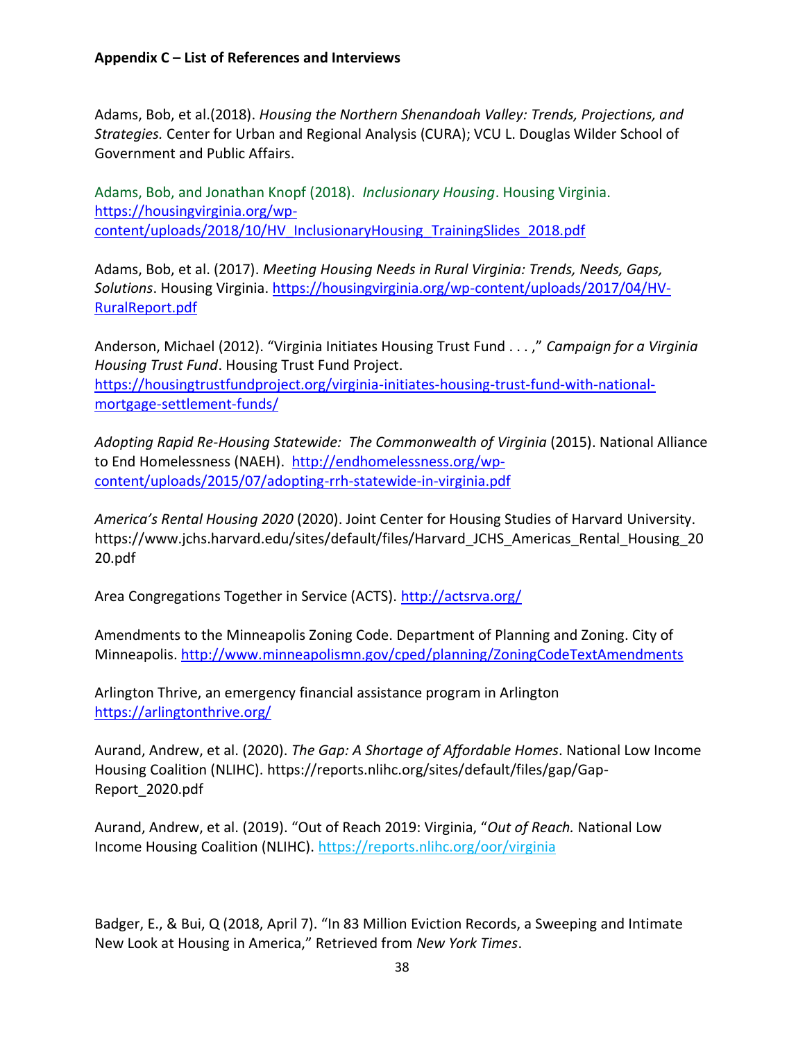**Appendix C – List of References and Interviews**

Adams, Bob, et al.(2018). *Housing the Northern Shenandoah Valley: Trends, Projections, and Strategies.* Center for Urban and Regional Analysis (CURA); VCU L. Douglas Wilder School of Government and Public Affairs.

Adams, Bob, and Jonathan Knopf (2018). *Inclusionary Housing*. Housing Virginia. https://housingvirginia.org/wp-content/uploads/2018/10/HV_InclusionaryHousing_TrainingSlides_2018.pdf

Adams, Bob, et al. (2017). *Meeting Housing Needs in Rural Virginia: Trends, Needs, Gaps, Solutions*. Housing Virginia. https://housingvirginia.org/wp-content/uploads/2017/04/HV-RuralReport.pdf

Anderson, Michael (2012). "Virginia Initiates Housing Trust Fund . . . ," *Campaign for a Virginia Housing Trust Fund*. Housing Trust Fund Project. https://housingtrustfundproject.org/virginia-initiates-housing-trust-fund-with-national-mortgage-settlement-funds/

*Adopting Rapid Re-Housing Statewide: The Commonwealth of Virginia* (2015). National Alliance to End Homelessness (NAEH). http://endhomelessness.org/wp-content/uploads/2015/07/adopting-rrh-statewide-in-virginia.pdf

*America's Rental Housing 2020* (2020). Joint Center for Housing Studies of Harvard University. https://www.jchs.harvard.edu/sites/default/files/Harvard_JCHS_Americas_Rental_Housing_2020.pdf

Area Congregations Together in Service (ACTS). http://actsrva.org/

Amendments to the Minneapolis Zoning Code. Department of Planning and Zoning. City of Minneapolis. http://www.minneapolismn.gov/cped/planning/ZoningCodeTextAmendments

Arlington Thrive, an emergency financial assistance program in Arlington https://arlingtonthrive.org/

Aurand, Andrew, et al. (2020). *The Gap: A Shortage of Affordable Homes*. National Low Income Housing Coalition (NLIHC). https://reports.nlihc.org/sites/default/files/gap/Gap-Report_2020.pdf

Aurand, Andrew, et al. (2019). "Out of Reach 2019: Virginia, "*Out of Reach.* National Low Income Housing Coalition (NLIHC). https://reports.nlihc.org/oor/virginia

Badger, E., & Bui, Q (2018, April 7). "In 83 Million Eviction Records, a Sweeping and Intimate New Look at Housing in America," Retrieved from *New York Times*.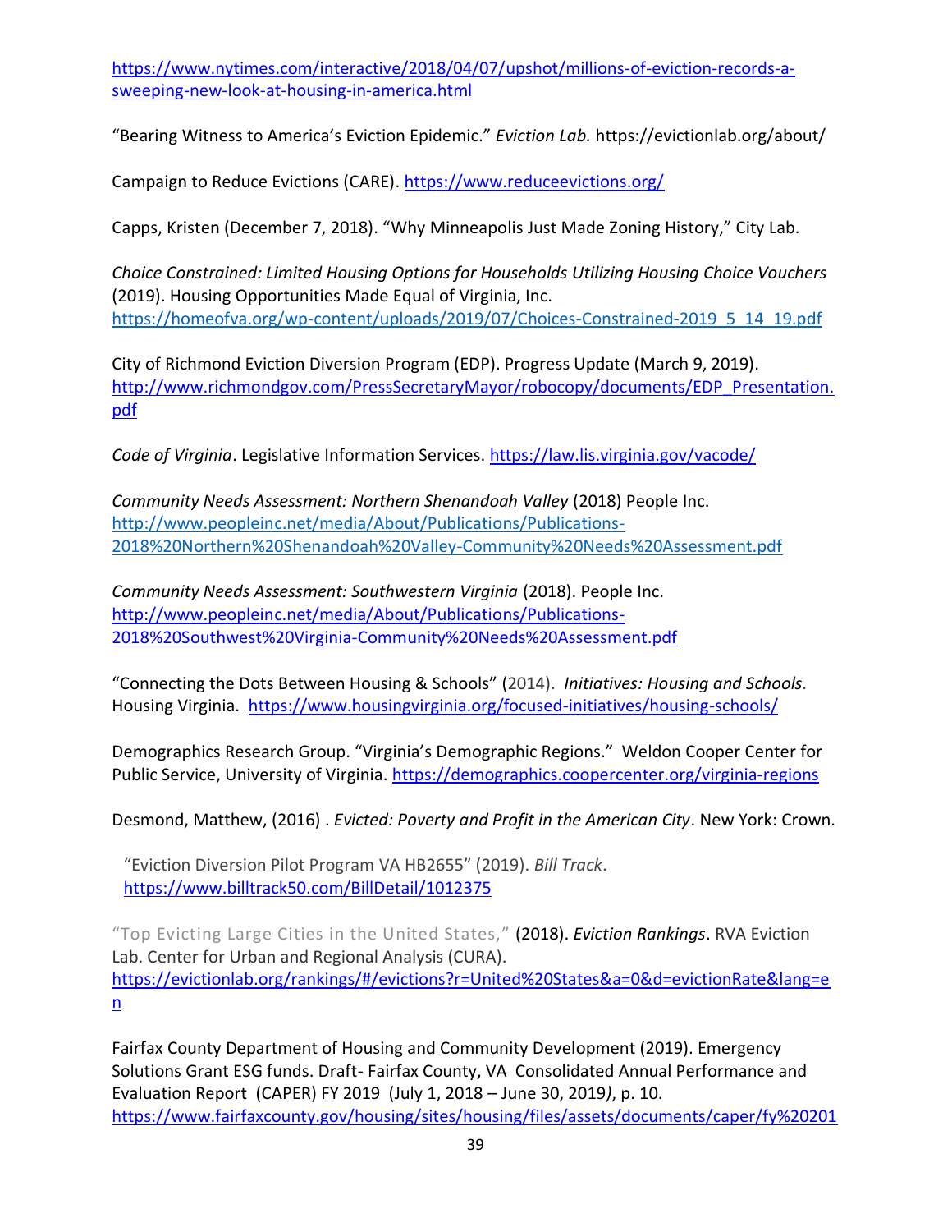https://www.nytimes.com/interactive/2018/04/07/upshot/millions-of-eviction-records-a-sweeping-new-look-at-housing-in-america.html

"Bearing Witness to America's Eviction Epidemic." *Eviction Lab.* https://evictionlab.org/about/

Campaign to Reduce Evictions (CARE). https://www.reduceevictions.org/

Capps, Kristen (December 7, 2018). "Why Minneapolis Just Made Zoning History," City Lab.

*Choice Constrained: Limited Housing Options for Households Utilizing Housing Choice Vouchers* (2019). Housing Opportunities Made Equal of Virginia, Inc. https://homeofva.org/wp-content/uploads/2019/07/Choices-Constrained-2019_5_14_19.pdf

City of Richmond Eviction Diversion Program (EDP). Progress Update (March 9, 2019). http://www.richmondgov.com/PressSecretaryMayor/robocopy/documents/EDP_Presentation.pdf

*Code of Virginia*. Legislative Information Services. https://law.lis.virginia.gov/vacode/

*Community Needs Assessment: Northern Shenandoah Valley* (2018) People Inc. http://www.peopleinc.net/media/About/Publications/Publications-2018%20Northern%20Shenandoah%20Valley-Community%20Needs%20Assessment.pdf

*Community Needs Assessment: Southwestern Virginia* (2018). People Inc. http://www.peopleinc.net/media/About/Publications/Publications-2018%20Southwest%20Virginia-Community%20Needs%20Assessment.pdf

"Connecting the Dots Between Housing & Schools" (2014). *Initiatives: Housing and Schools*. Housing Virginia. https://www.housingvirginia.org/focused-initiatives/housing-schools/

Demographics Research Group. "Virginia's Demographic Regions." Weldon Cooper Center for Public Service, University of Virginia. https://demographics.coopercenter.org/virginia-regions

Desmond, Matthew, (2016) . *Evicted: Poverty and Profit in the American City*. New York: Crown.

"Eviction Diversion Pilot Program VA HB2655" (2019). *Bill Track*. https://www.billtrack50.com/BillDetail/1012375

"Top Evicting Large Cities in the United States," (2018). *Eviction Rankings*. RVA Eviction Lab. Center for Urban and Regional Analysis (CURA). https://evictionlab.org/rankings/#/evictions?r=United%20States&a=0&d=evictionRate&lang=en

Fairfax County Department of Housing and Community Development (2019). Emergency Solutions Grant ESG funds. Draft- Fairfax County, VA Consolidated Annual Performance and Evaluation Report (CAPER) FY 2019 (July 1, 2018 – June 30, 2019*)*, p. 10. https://www.fairfaxcounty.gov/housing/sites/housing/files/assets/documents/caper/fy%20201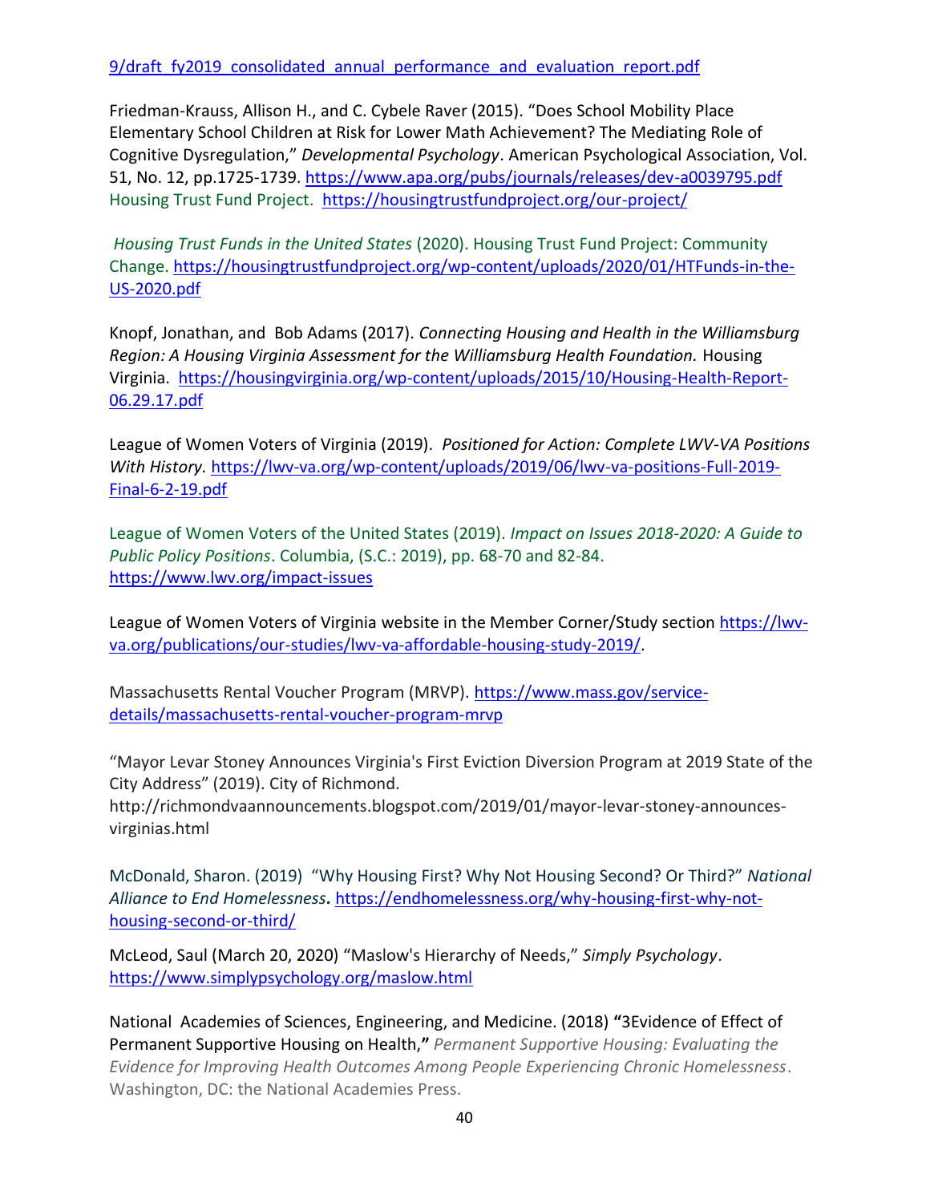9/draft_fy2019_consolidated_annual_performance_and_evaluation_report.pdf

Friedman-Krauss, Allison H., and C. Cybele Raver (2015). "Does School Mobility Place Elementary School Children at Risk for Lower Math Achievement? The Mediating Role of Cognitive Dysregulation," *Developmental Psychology*. American Psychological Association, Vol. 51, No. 12, pp.1725-1739. https://www.apa.org/pubs/journals/releases/dev-a0039795.pdf
Housing Trust Fund Project. https://housingtrustfundproject.org/our-project/

*Housing Trust Funds in the United States* (2020). Housing Trust Fund Project: Community Change. https://housingtrustfundproject.org/wp-content/uploads/2020/01/HTFunds-in-the-US-2020.pdf

Knopf, Jonathan, and Bob Adams (2017). *Connecting Housing and Health in the Williamsburg Region: A Housing Virginia Assessment for the Williamsburg Health Foundation.* Housing Virginia. https://housingvirginia.org/wp-content/uploads/2015/10/Housing-Health-Report-06.29.17.pdf

League of Women Voters of Virginia (2019). *Positioned for Action: Complete LWV-VA Positions With History.* https://lwv-va.org/wp-content/uploads/2019/06/lwv-va-positions-Full-2019-Final-6-2-19.pdf

League of Women Voters of the United States (2019). *Impact on Issues 2018-2020: A Guide to Public Policy Positions*. Columbia, (S.C.: 2019), pp. 68-70 and 82-84. https://www.lwv.org/impact-issues

League of Women Voters of Virginia website in the Member Corner/Study section https://lwv-va.org/publications/our-studies/lwv-va-affordable-housing-study-2019/.

Massachusetts Rental Voucher Program (MRVP). https://www.mass.gov/service-details/massachusetts-rental-voucher-program-mrvp

"Mayor Levar Stoney Announces Virginia's First Eviction Diversion Program at 2019 State of the City Address" (2019). City of Richmond. http://richmondvaannouncements.blogspot.com/2019/01/mayor-levar-stoney-announces-virginias.html

McDonald, Sharon. (2019) "Why Housing First? Why Not Housing Second? Or Third?" *National Alliance to End Homelessness***.** https://endhomelessness.org/why-housing-first-why-not-housing-second-or-third/

McLeod, Saul (March 20, 2020) "Maslow's Hierarchy of Needs," *Simply Psychology*. https://www.simplypsychology.org/maslow.html

National Academies of Sciences, Engineering, and Medicine. (2018) **"**3Evidence of Effect of Permanent Supportive Housing on Health,**"** *Permanent Supportive Housing: Evaluating the Evidence for Improving Health Outcomes Among People Experiencing Chronic Homelessness*. Washington, DC: the National Academies Press.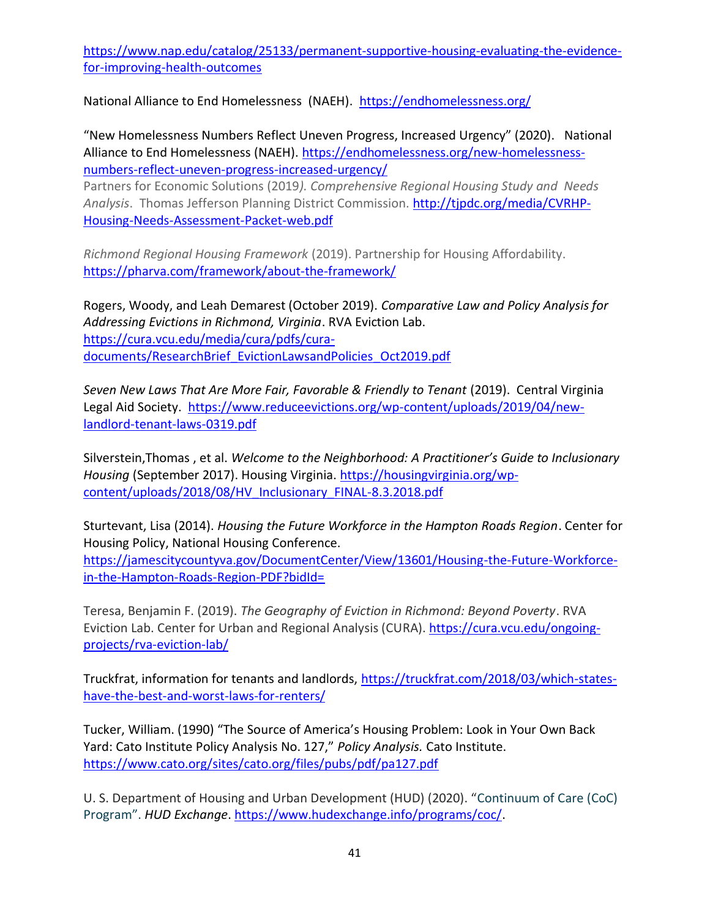https://www.nap.edu/catalog/25133/permanent-supportive-housing-evaluating-the-evidence-for-improving-health-outcomes

National Alliance to End Homelessness (NAEH). https://endhomelessness.org/

"New Homelessness Numbers Reflect Uneven Progress, Increased Urgency" (2020). National Alliance to End Homelessness (NAEH). https://endhomelessness.org/new-homelessness-numbers-reflect-uneven-progress-increased-urgency/

Partners for Economic Solutions (2019*). Comprehensive Regional Housing Study and Needs Analysis*. Thomas Jefferson Planning District Commission. http://tjpdc.org/media/CVRHP-Housing-Needs-Assessment-Packet-web.pdf

*Richmond Regional Housing Framework* (2019). Partnership for Housing Affordability. https://pharva.com/framework/about-the-framework/

Rogers, Woody, and Leah Demarest (October 2019). *Comparative Law and Policy Analysis for Addressing Evictions in Richmond, Virginia*. RVA Eviction Lab. https://cura.vcu.edu/media/cura/pdfs/cura-documents/ResearchBrief_EvictionLawsandPolicies_Oct2019.pdf

*Seven New Laws That Are More Fair, Favorable & Friendly to Tenant* (2019). Central Virginia Legal Aid Society. https://www.reduceevictions.org/wp-content/uploads/2019/04/new-landlord-tenant-laws-0319.pdf

Silverstein,Thomas , et al. *Welcome to the Neighborhood: A Practitioner's Guide to Inclusionary Housing* (September 2017). Housing Virginia. https://housingvirginia.org/wp-content/uploads/2018/08/HV_Inclusionary_FINAL-8.3.2018.pdf

Sturtevant, Lisa (2014). *Housing the Future Workforce in the Hampton Roads Region*. Center for Housing Policy, National Housing Conference. https://jamescitycountyva.gov/DocumentCenter/View/13601/Housing-the-Future-Workforce-in-the-Hampton-Roads-Region-PDF?bidId=

Teresa, Benjamin F. (2019). *The Geography of Eviction in Richmond: Beyond Poverty*. RVA Eviction Lab. Center for Urban and Regional Analysis (CURA). https://cura.vcu.edu/ongoing-projects/rva-eviction-lab/

Truckfrat, information for tenants and landlords, https://truckfrat.com/2018/03/which-states-have-the-best-and-worst-laws-for-renters/

Tucker, William. (1990) "The Source of America's Housing Problem: Look in Your Own Back Yard: Cato Institute Policy Analysis No. 127," *Policy Analysis.* Cato Institute. https://www.cato.org/sites/cato.org/files/pubs/pdf/pa127.pdf

U. S. Department of Housing and Urban Development (HUD) (2020). "Continuum of Care (CoC) Program". *HUD Exchange*. https://www.hudexchange.info/programs/coc/.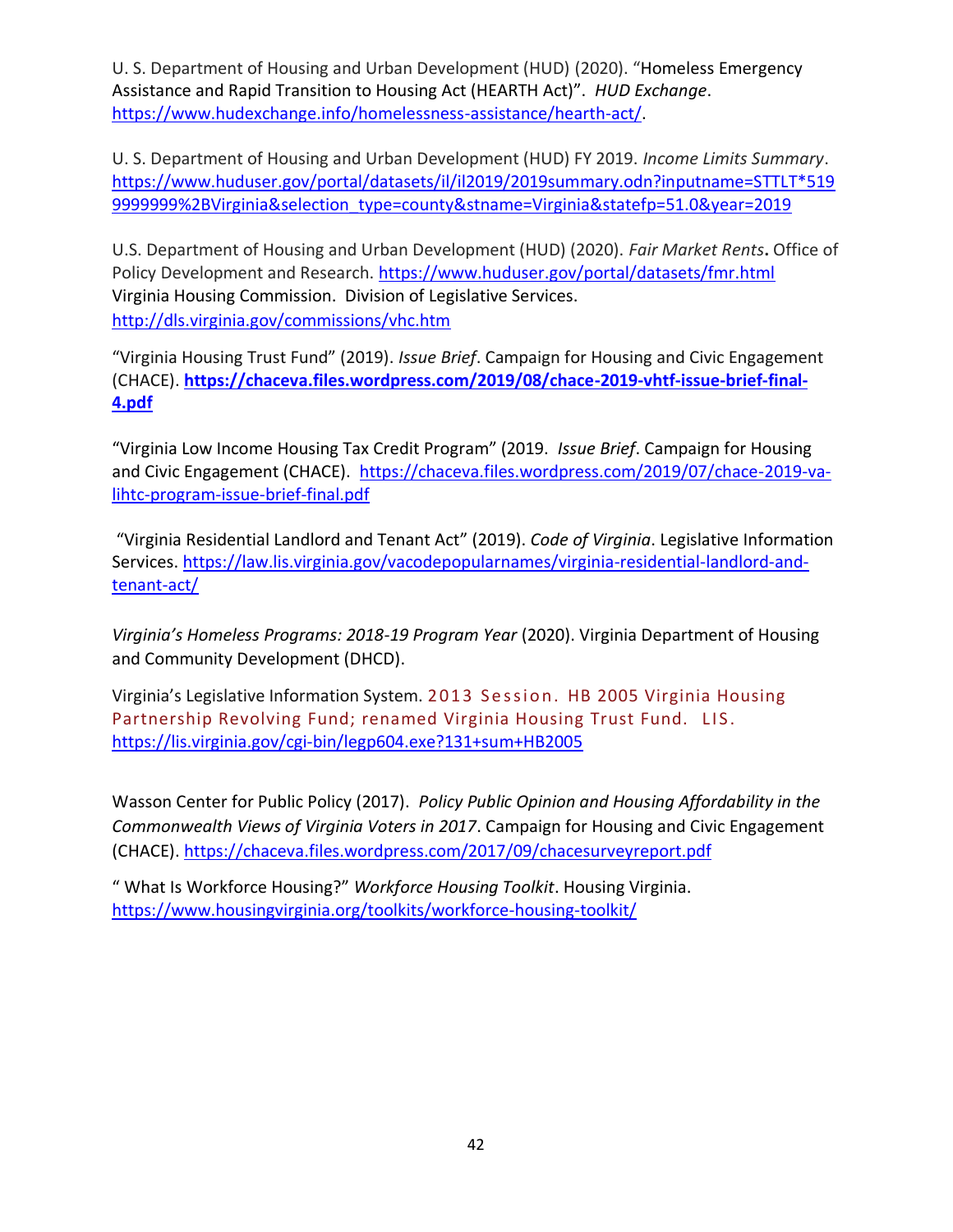U. S. Department of Housing and Urban Development (HUD) (2020). "Homeless Emergency Assistance and Rapid Transition to Housing Act (HEARTH Act)". *HUD Exchange*. https://www.hudexchange.info/homelessness-assistance/hearth-act/.

U. S. Department of Housing and Urban Development (HUD) FY 2019. *Income Limits Summary*. https://www.huduser.gov/portal/datasets/il/il2019/2019summary.odn?inputname=STTLT*5199999999%2BVirginia&selection_type=county&stname=Virginia&statefp=51.0&year=2019

U.S. Department of Housing and Urban Development (HUD) (2020). *Fair Market Rents***.** Office of Policy Development and Research. https://www.huduser.gov/portal/datasets/fmr.html
Virginia Housing Commission. Division of Legislative Services. http://dls.virginia.gov/commissions/vhc.htm

"Virginia Housing Trust Fund" (2019). *Issue Brief*. Campaign for Housing and Civic Engagement (CHACE). **https://chaceva.files.wordpress.com/2019/08/chace-2019-vhtf-issue-brief-final-4.pdf**

"Virginia Low Income Housing Tax Credit Program" (2019. *Issue Brief*. Campaign for Housing and Civic Engagement (CHACE). https://chaceva.files.wordpress.com/2019/07/chace-2019-va-lihtc-program-issue-brief-final.pdf

"Virginia Residential Landlord and Tenant Act" (2019). *Code of Virginia*. Legislative Information Services. https://law.lis.virginia.gov/vacodepopularnames/virginia-residential-landlord-and-tenant-act/

*Virginia's Homeless Programs: 2018-19 Program Year* (2020). Virginia Department of Housing and Community Development (DHCD).

Virginia's Legislative Information System. 2013 Session. HB 2005 Virginia Housing Partnership Revolving Fund; renamed Virginia Housing Trust Fund. LIS. https://lis.virginia.gov/cgi-bin/legp604.exe?131+sum+HB2005

Wasson Center for Public Policy (2017). *Policy Public Opinion and Housing Affordability in the Commonwealth Views of Virginia Voters in 2017*. Campaign for Housing and Civic Engagement (CHACE). https://chaceva.files.wordpress.com/2017/09/chacesurveyreport.pdf

" What Is Workforce Housing?" *Workforce Housing Toolkit*. Housing Virginia. https://www.housingvirginia.org/toolkits/workforce-housing-toolkit/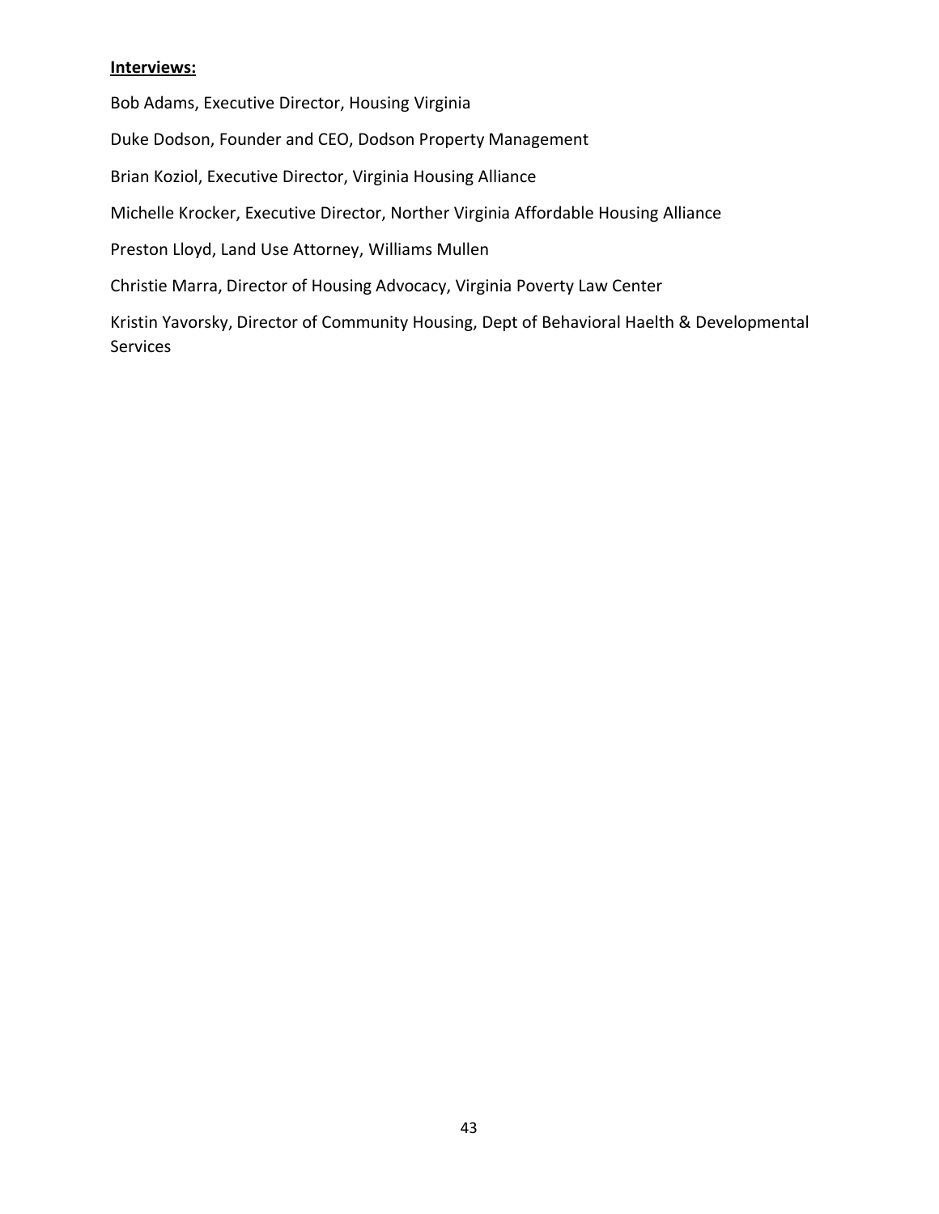**Interviews:**

Bob Adams, Executive Director, Housing Virginia

Duke Dodson, Founder and CEO, Dodson Property Management

Brian Koziol, Executive Director, Virginia Housing Alliance

Michelle Krocker, Executive Director, Norther Virginia Affordable Housing Alliance

Preston Lloyd, Land Use Attorney, Williams Mullen

Christie Marra, Director of Housing Advocacy, Virginia Poverty Law Center

Kristin Yavorsky, Director of Community Housing, Dept of Behavioral Haelth & Developmental Services